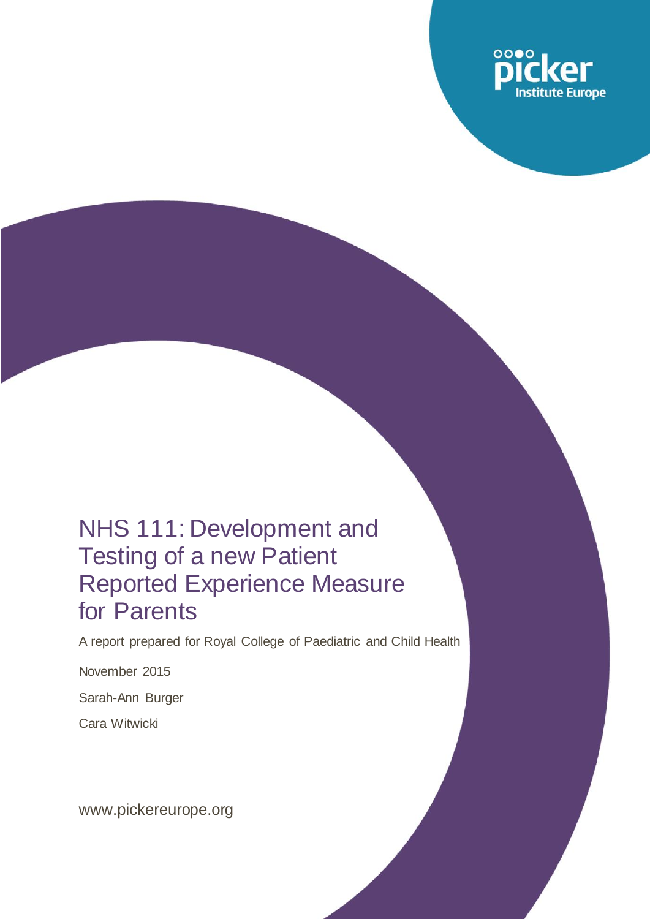picker Institute Europe

# NHS 111: Development and Testing of a new Patient Reported Experience Measure for Parents

A report prepared for Royal College of Paediatric and Child Health

November 2015

Sarah-Ann Burger

Cara Witwicki

www.pickereurope.org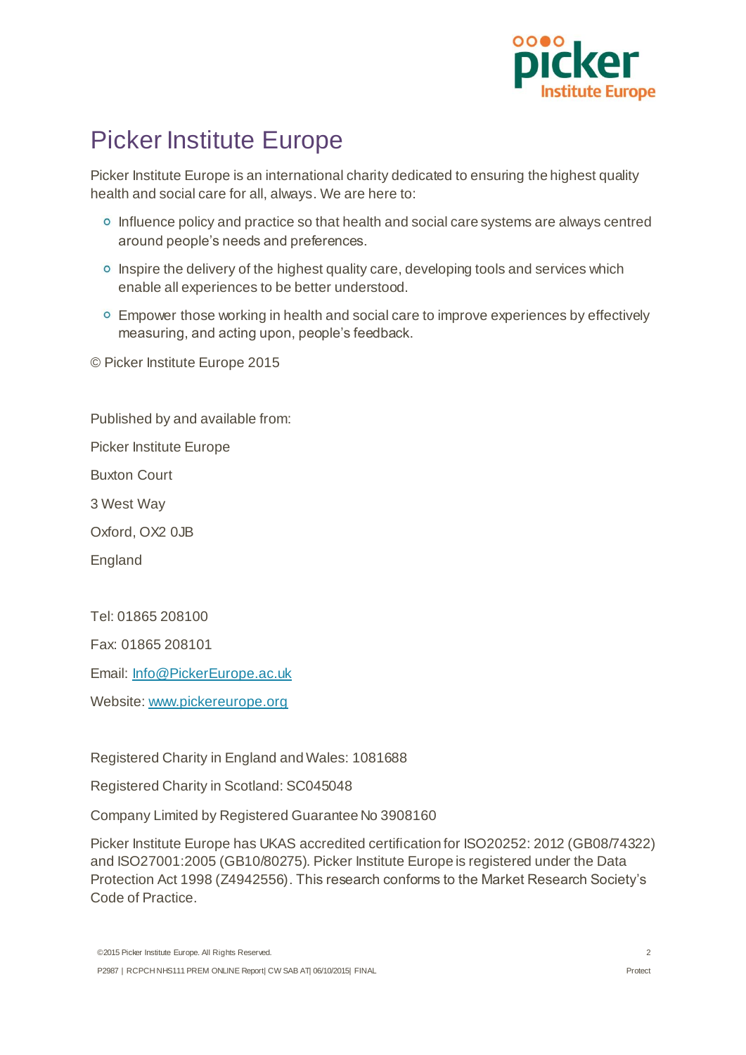# Picker Institute Europe

Picker Institute Europe is an international charity dedicated to ensuring the highest quality health and social care for all, always. We are here to:

- Influence policy and practice so that health and social care systems are always centred around people's needs and preferences.
- Inspire the delivery of the highest quality care, developing tools and services which enable all experiences to be better understood.
- Empower those working in health and social care to improve experiences by effectively measuring, and acting upon, people's feedback.

© Picker Institute Europe 2015

Published by and available from:

Picker Institute Europe

Buxton Court

3 West Way

Oxford, OX2 0JB

England

Tel: 01865 208100

Fax: 01865 208101

Email: [Info@PickerEurope.ac.uk](mailto:Info@PickerEurope.ac.uk)

Website: [www.pickereurope.org](http://www.pickereurope.org)

Registered Charity in England and Wales: 1081688

Registered Charity in Scotland: SC045048

Company Limited by Registered Guarantee No 3908160

Picker Institute Europe has UKAS accredited certification for ISO20252: 2012 (GB08/74322) and ISO27001:2005 (GB10/80275). Picker Institute Europe is registered under the Data Protection Act 1998 (Z4942556). This research conforms to the Market Research Society's Code of Practice.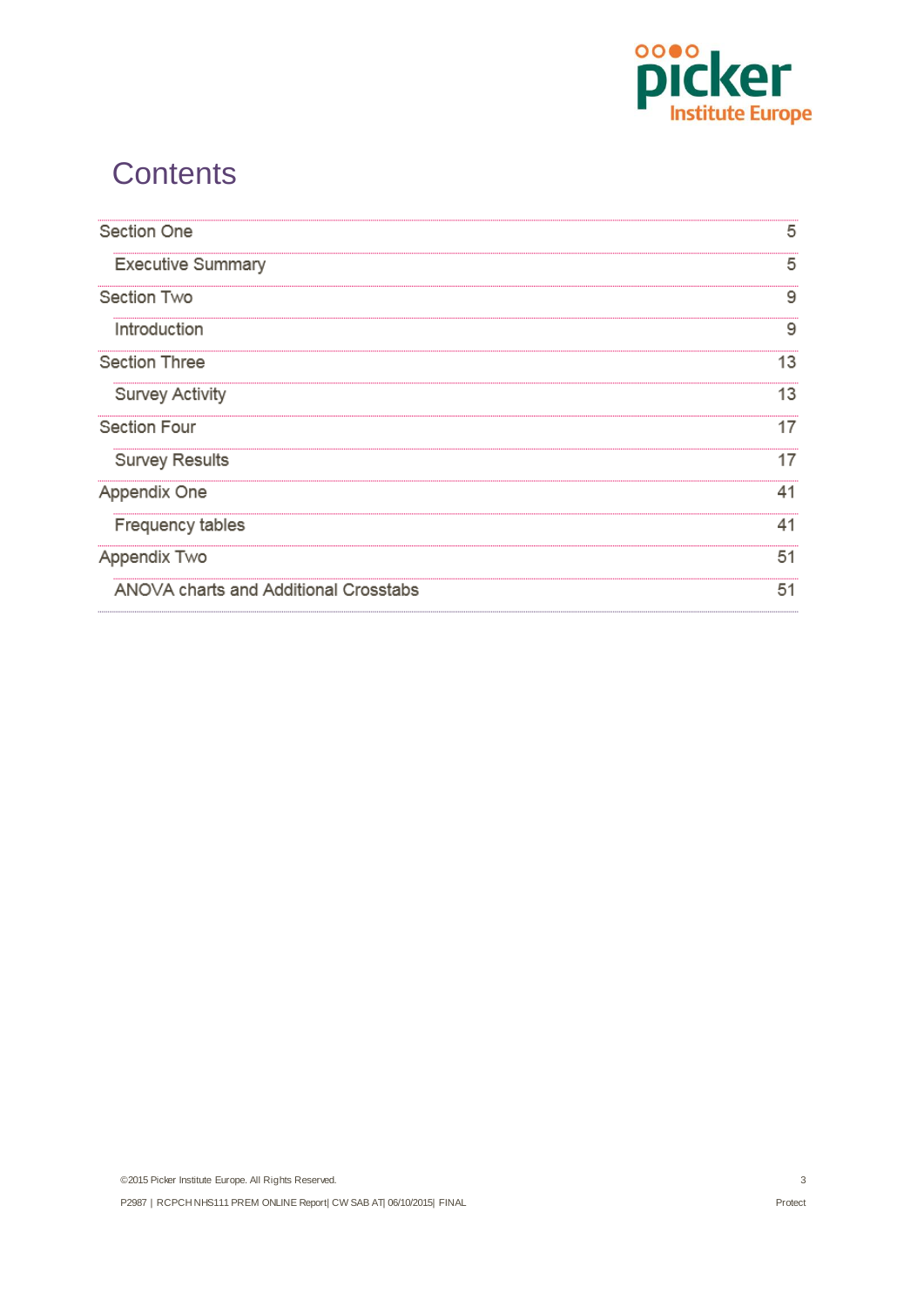# Contents

| | |
|---|---|
| Section One | 5 |
| Executive Summary | 5 |
| Section Two | 9 |
| Introduction | 9 |
| Section Three | 13 |
| Survey Activity | 13 |
| Section Four | 17 |
| Survey Results | 17 |
| Appendix One | 41 |
| Frequency tables | 41 |
| Appendix Two | 51 |
| ANOVA charts and Additional Crosstabs | 51 |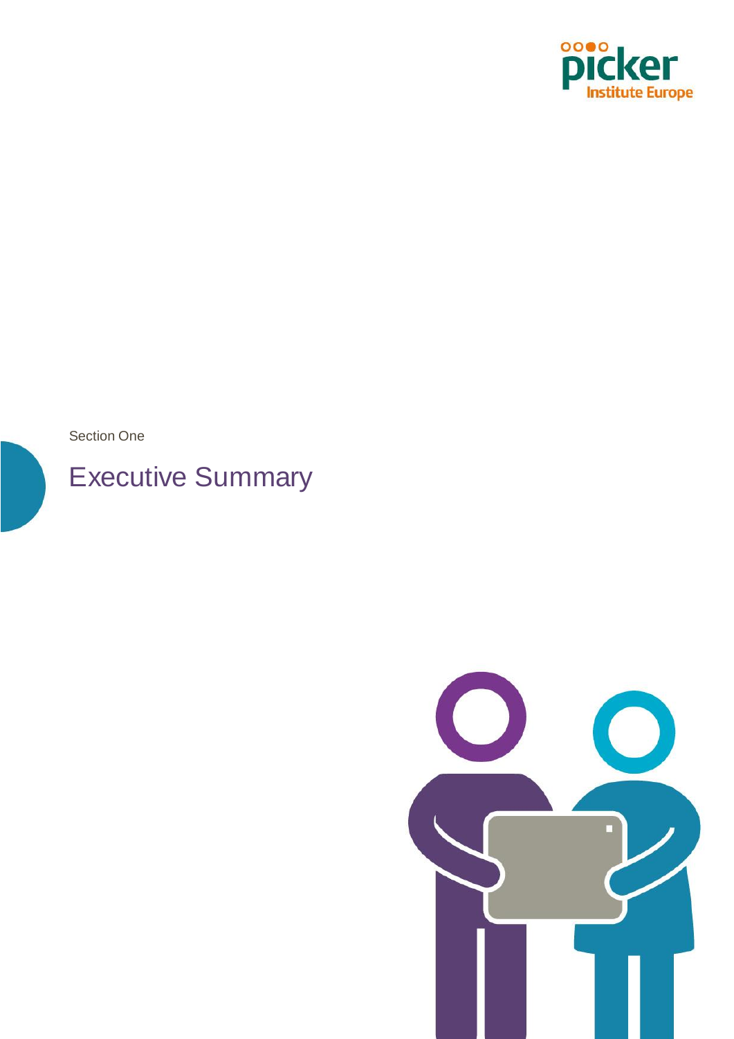Section One

# Executive Summary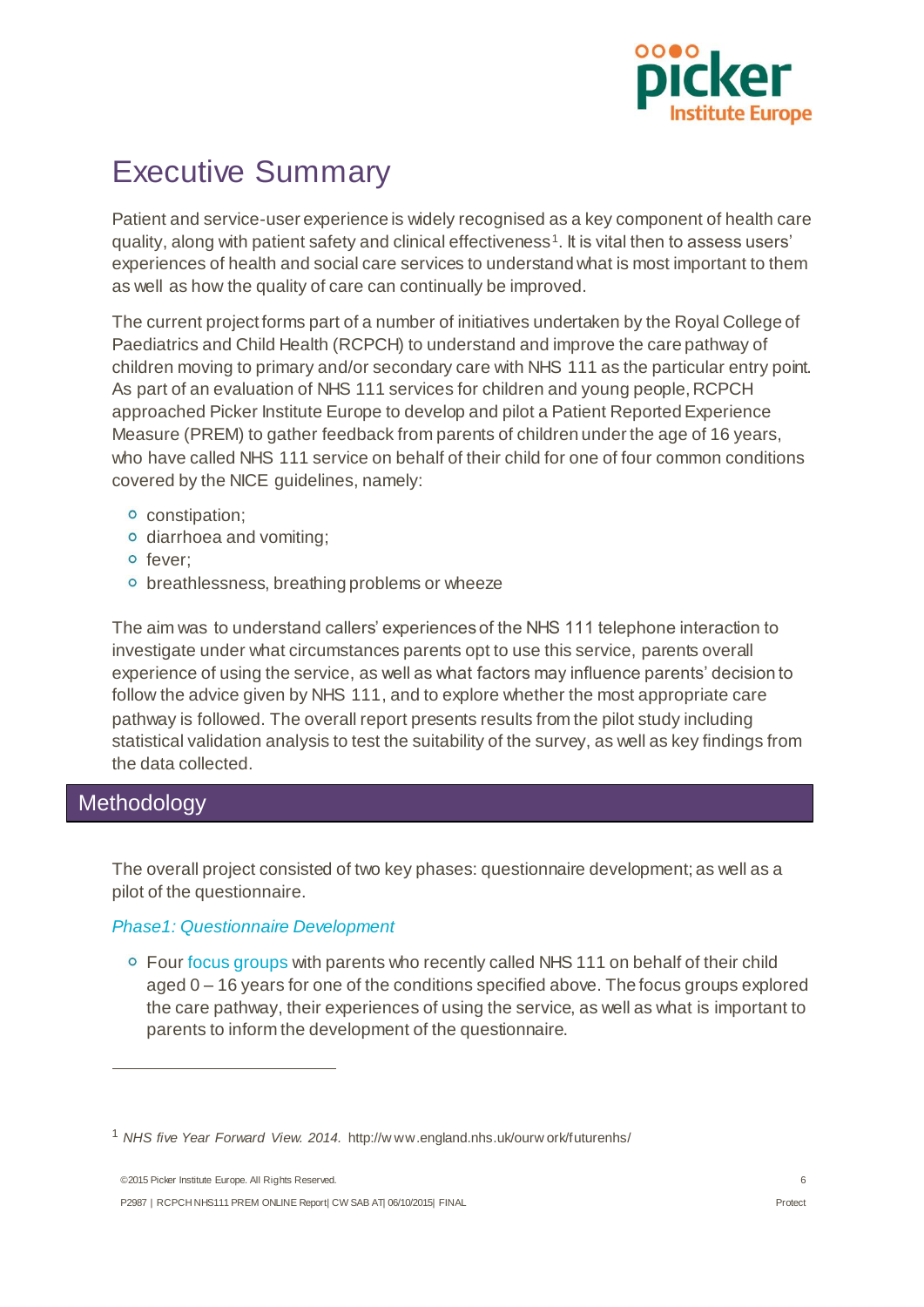# Executive Summary

Patient and service-user experience is widely recognised as a key component of health care quality, along with patient safety and clinical effectiveness[1]. It is vital then to assess users' experiences of health and social care services to understand what is most important to them as well as how the quality of care can continually be improved.

The current project forms part of a number of initiatives undertaken by the Royal College of Paediatrics and Child Health (RCPCH) to understand and improve the care pathway of children moving to primary and/or secondary care with NHS 111 as the particular entry point. As part of an evaluation of NHS 111 services for children and young people, RCPCH approached Picker Institute Europe to develop and pilot a Patient Reported Experience Measure (PREM) to gather feedback from parents of children under the age of 16 years, who have called NHS 111 service on behalf of their child for one of four common conditions covered by the NICE guidelines, namely:

- constipation;
- diarrhoea and vomiting;
- fever;
- breathlessness, breathing problems or wheeze

The aim was to understand callers' experiences of the NHS 111 telephone interaction to investigate under what circumstances parents opt to use this service, parents overall experience of using the service, as well as what factors may influence parents' decision to follow the advice given by NHS 111, and to explore whether the most appropriate care pathway is followed. The overall report presents results from the pilot study including statistical validation analysis to test the suitability of the survey, as well as key findings from the data collected.

## Methodology

The overall project consisted of two key phases: questionnaire development; as well as a pilot of the questionnaire.

### *Phase1: Questionnaire Development*

- Four focus groups with parents who recently called NHS 111 on behalf of their child aged 0 – 16 years for one of the conditions specified above. The focus groups explored the care pathway, their experiences of using the service, as well as what is important to parents to inform the development of the questionnaire.

---

[1] *NHS five Year Forward View. 2014.* http://www.england.nhs.uk/ourwork/futurenhs/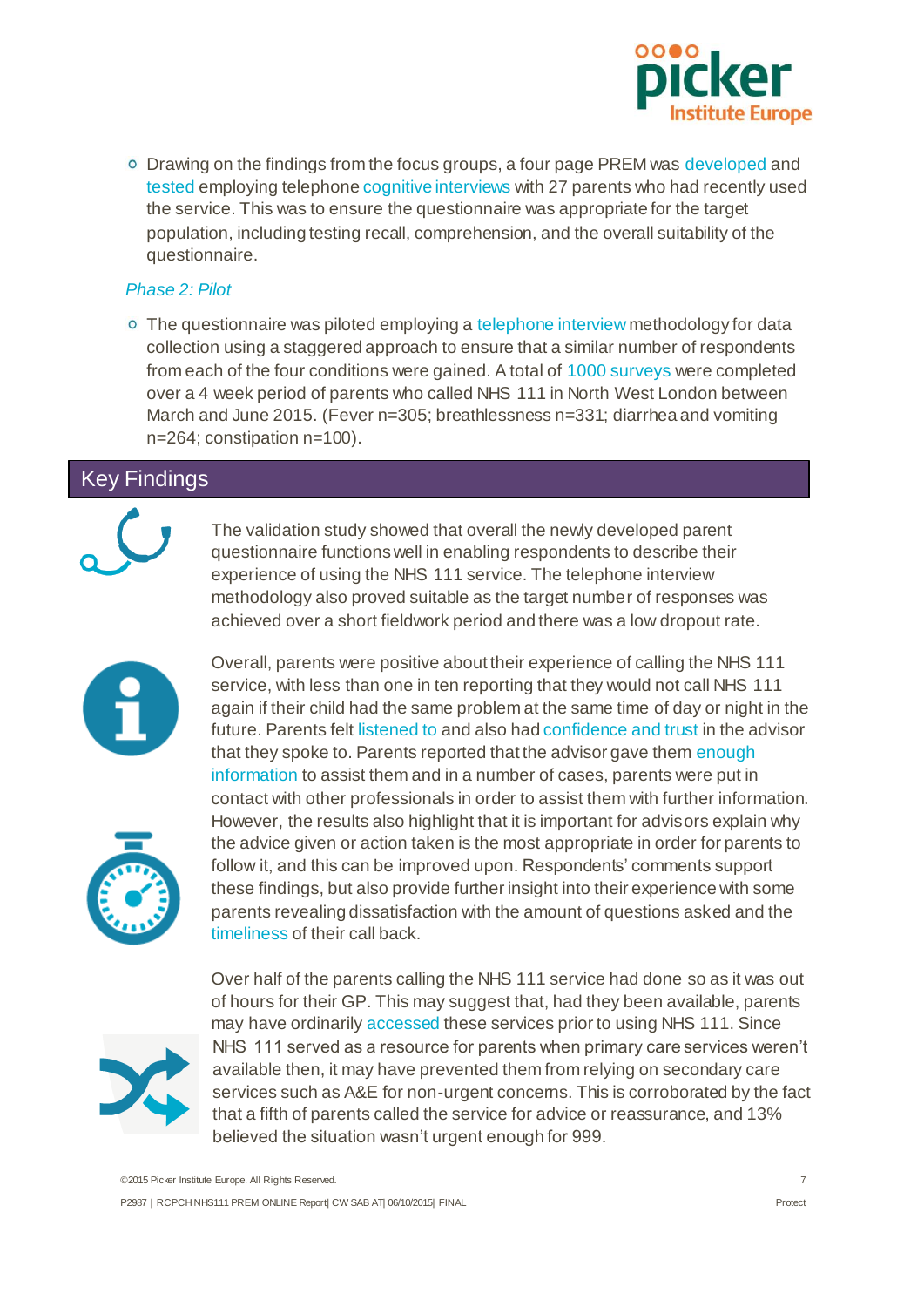- Drawing on the findings from the focus groups, a four page PREM was developed and tested employing telephone cognitive interviews with 27 parents who had recently used the service. This was to ensure the questionnaire was appropriate for the target population, including testing recall, comprehension, and the overall suitability of the questionnaire.

*Phase 2: Pilot*

- The questionnaire was piloted employing a telephone interview methodology for data collection using a staggered approach to ensure that a similar number of respondents from each of the four conditions were gained. A total of 1000 surveys were completed over a 4 week period of parents who called NHS 111 in North West London between March and June 2015. (Fever n=305; breathlessness n=331; diarrhea and vomiting n=264; constipation n=100).

## Key Findings

The validation study showed that overall the newly developed parent questionnaire functions well in enabling respondents to describe their experience of using the NHS 111 service. The telephone interview methodology also proved suitable as the target number of responses was achieved over a short fieldwork period and there was a low dropout rate.

Overall, parents were positive about their experience of calling the NHS 111 service, with less than one in ten reporting that they would not call NHS 111 again if their child had the same problem at the same time of day or night in the future. Parents felt listened to and also had confidence and trust in the advisor that they spoke to. Parents reported that the advisor gave them enough information to assist them and in a number of cases, parents were put in contact with other professionals in order to assist them with further information. However, the results also highlight that it is important for advisors explain why the advice given or action taken is the most appropriate in order for parents to follow it, and this can be improved upon. Respondents' comments support these findings, but also provide further insight into their experience with some parents revealing dissatisfaction with the amount of questions asked and the timeliness of their call back.

Over half of the parents calling the NHS 111 service had done so as it was out of hours for their GP. This may suggest that, had they been available, parents may have ordinarily accessed these services prior to using NHS 111. Since NHS 111 served as a resource for parents when primary care services weren't available then, it may have prevented them from relying on secondary care services such as A&E for non-urgent concerns. This is corroborated by the fact that a fifth of parents called the service for advice or reassurance, and 13% believed the situation wasn't urgent enough for 999.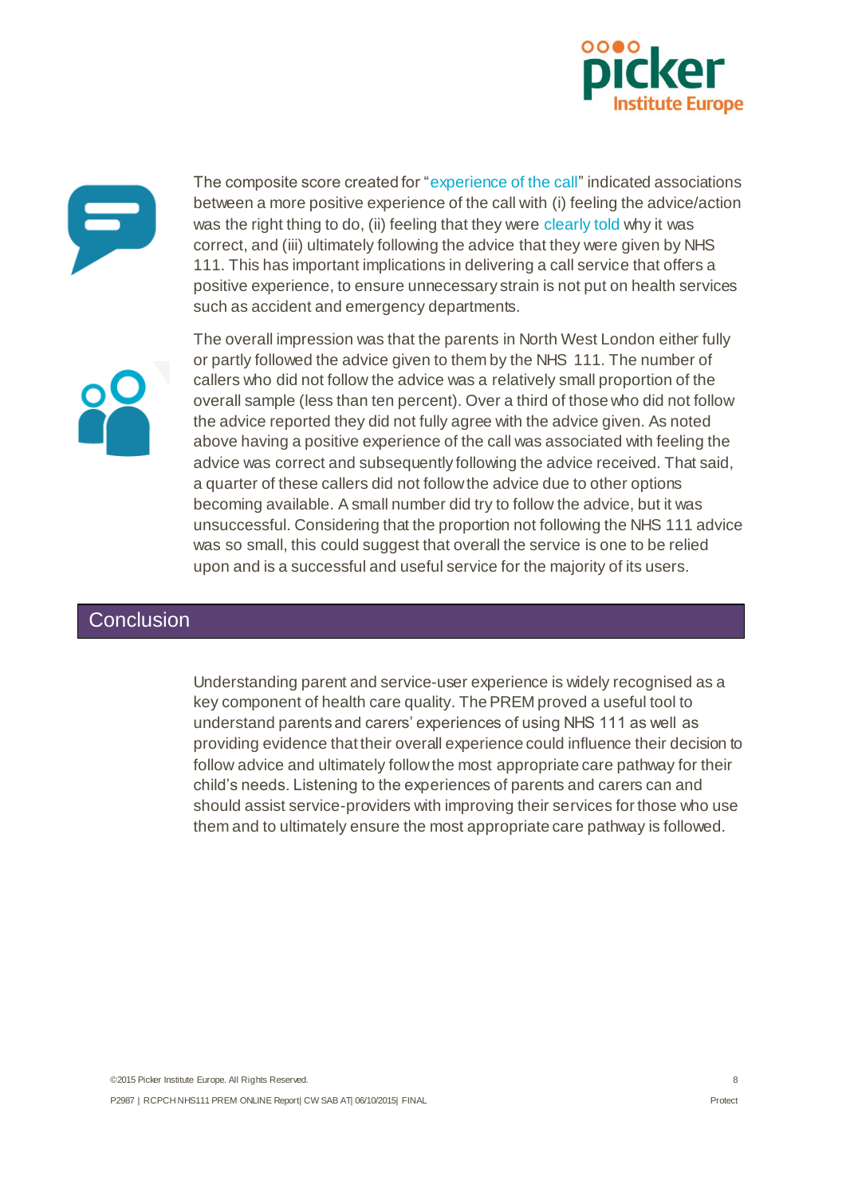The composite score created for "experience of the call" indicated associations between a more positive experience of the call with (i) feeling the advice/action was the right thing to do, (ii) feeling that they were clearly told why it was correct, and (iii) ultimately following the advice that they were given by NHS 111. This has important implications in delivering a call service that offers a positive experience, to ensure unnecessary strain is not put on health services such as accident and emergency departments.

The overall impression was that the parents in North West London either fully or partly followed the advice given to them by the NHS 111. The number of callers who did not follow the advice was a relatively small proportion of the overall sample (less than ten percent). Over a third of those who did not follow the advice reported they did not fully agree with the advice given. As noted above having a positive experience of the call was associated with feeling the advice was correct and subsequently following the advice received. That said, a quarter of these callers did not follow the advice due to other options becoming available. A small number did try to follow the advice, but it was unsuccessful. Considering that the proportion not following the NHS 111 advice was so small, this could suggest that overall the service is one to be relied upon and is a successful and useful service for the majority of its users.

## Conclusion

Understanding parent and service-user experience is widely recognised as a key component of health care quality. The PREM proved a useful tool to understand parents and carers' experiences of using NHS 111 as well as providing evidence that their overall experience could influence their decision to follow advice and ultimately follow the most appropriate care pathway for their child's needs. Listening to the experiences of parents and carers can and should assist service-providers with improving their services for those who use them and to ultimately ensure the most appropriate care pathway is followed.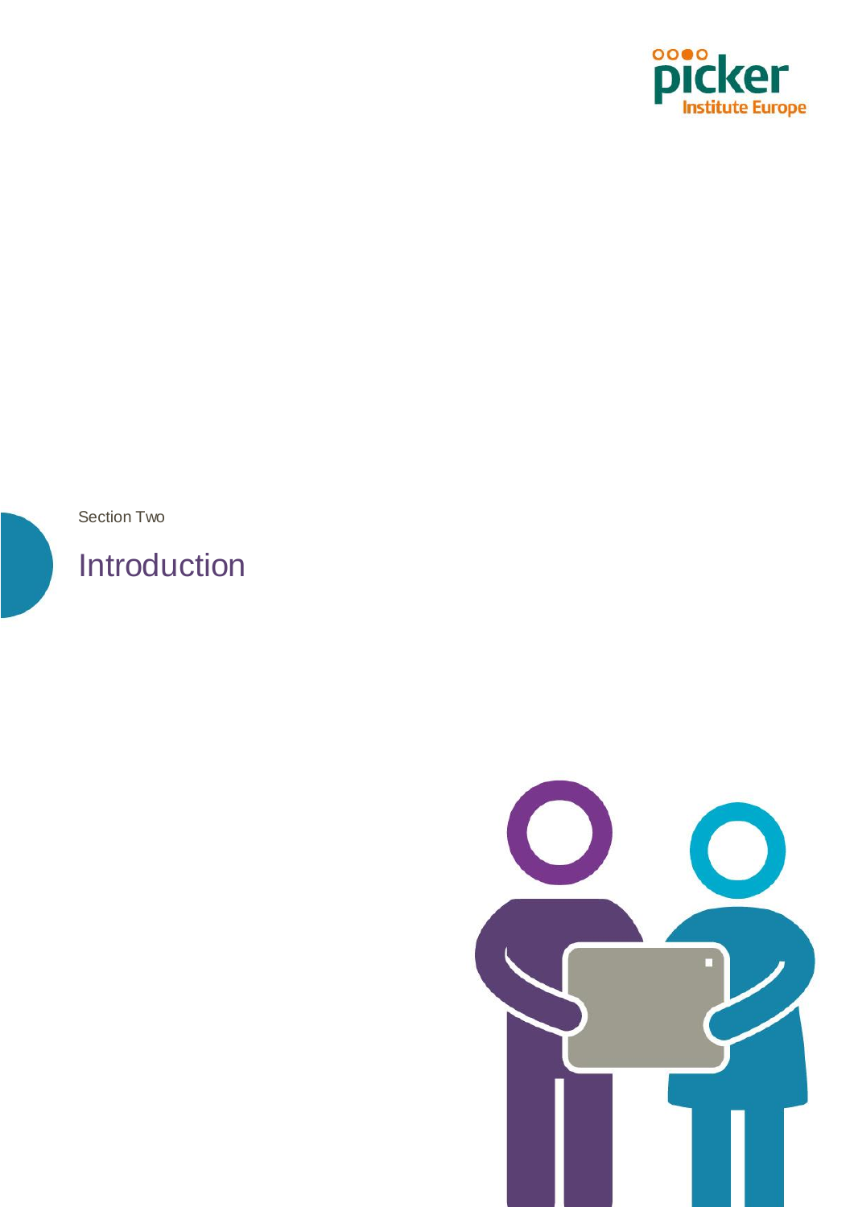Section Two

# Introduction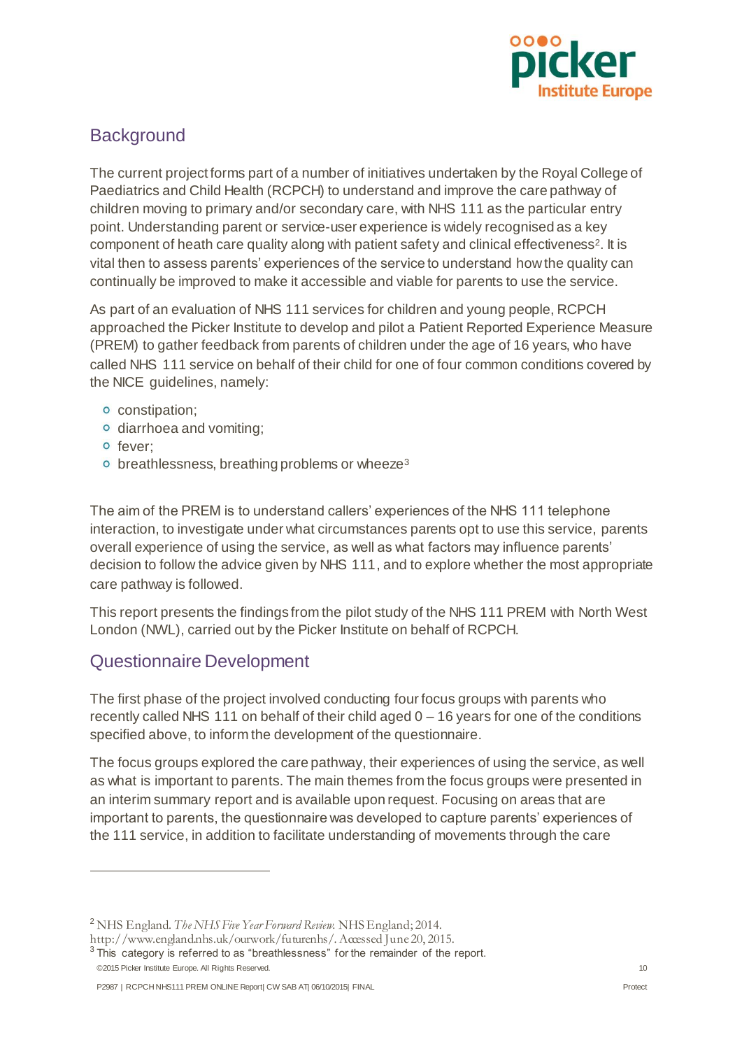## Background

The current project forms part of a number of initiatives undertaken by the Royal College of Paediatrics and Child Health (RCPCH) to understand and improve the care pathway of children moving to primary and/or secondary care, with NHS 111 as the particular entry point. Understanding parent or service-user experience is widely recognised as a key component of heath care quality along with patient safety and clinical effectiveness[2]. It is vital then to assess parents' experiences of the service to understand how the quality can continually be improved to make it accessible and viable for parents to use the service.

As part of an evaluation of NHS 111 services for children and young people, RCPCH approached the Picker Institute to develop and pilot a Patient Reported Experience Measure (PREM) to gather feedback from parents of children under the age of 16 years, who have called NHS 111 service on behalf of their child for one of four common conditions covered by the NICE guidelines, namely:

- constipation;
- diarrhoea and vomiting;
- fever;
- breathlessness, breathing problems or wheeze[3]

The aim of the PREM is to understand callers' experiences of the NHS 111 telephone interaction, to investigate under what circumstances parents opt to use this service, parents overall experience of using the service, as well as what factors may influence parents' decision to follow the advice given by NHS 111, and to explore whether the most appropriate care pathway is followed.

This report presents the findings from the pilot study of the NHS 111 PREM with North West London (NWL), carried out by the Picker Institute on behalf of RCPCH.

## Questionnaire Development

The first phase of the project involved conducting four focus groups with parents who recently called NHS 111 on behalf of their child aged 0 – 16 years for one of the conditions specified above, to inform the development of the questionnaire.

The focus groups explored the care pathway, their experiences of using the service, as well as what is important to parents. The main themes from the focus groups were presented in an interim summary report and is available upon request. Focusing on areas that are important to parents, the questionnaire was developed to capture parents' experiences of the 111 service, in addition to facilitate understanding of movements through the care

---

[2] NHS England. *The NHS Five Year Forward Review.* NHS England; 2014. http://www.england.nhs.uk/ourwork/futurenhs/. Accessed June 20, 2015.

[3] This category is referred to as "breathlessness" for the remainder of the report.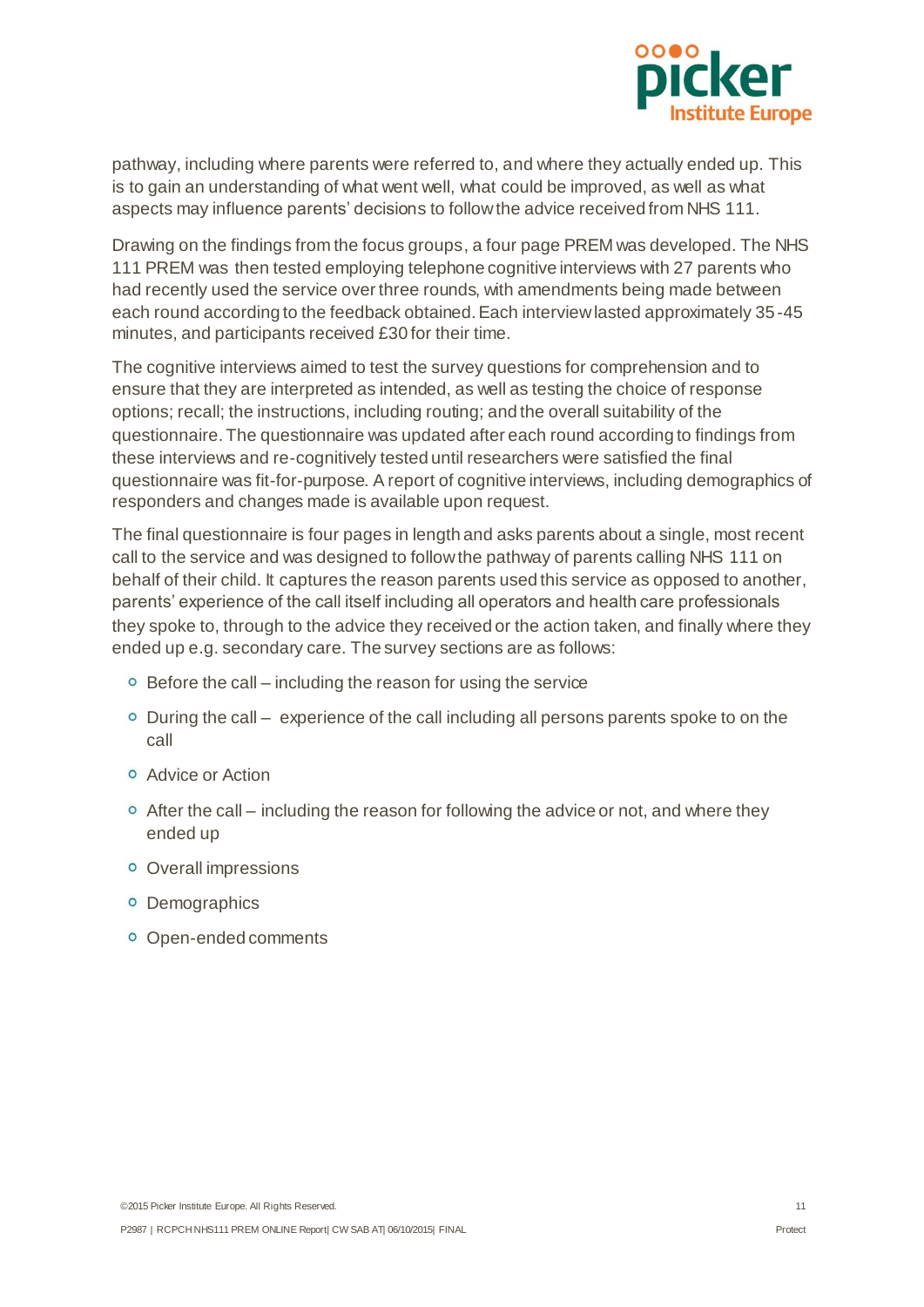pathway, including where parents were referred to, and where they actually ended up. This is to gain an understanding of what went well, what could be improved, as well as what aspects may influence parents' decisions to follow the advice received from NHS 111.

Drawing on the findings from the focus groups, a four page PREM was developed. The NHS 111 PREM was then tested employing telephone cognitive interviews with 27 parents who had recently used the service over three rounds, with amendments being made between each round according to the feedback obtained. Each interview lasted approximately 35-45 minutes, and participants received £30 for their time.

The cognitive interviews aimed to test the survey questions for comprehension and to ensure that they are interpreted as intended, as well as testing the choice of response options; recall; the instructions, including routing; and the overall suitability of the questionnaire. The questionnaire was updated after each round according to findings from these interviews and re-cognitively tested until researchers were satisfied the final questionnaire was fit-for-purpose. A report of cognitive interviews, including demographics of responders and changes made is available upon request.

The final questionnaire is four pages in length and asks parents about a single, most recent call to the service and was designed to follow the pathway of parents calling NHS 111 on behalf of their child. It captures the reason parents used this service as opposed to another, parents' experience of the call itself including all operators and health care professionals they spoke to, through to the advice they received or the action taken, and finally where they ended up e.g. secondary care. The survey sections are as follows:

- Before the call – including the reason for using the service
- During the call – experience of the call including all persons parents spoke to on the call
- Advice or Action
- After the call – including the reason for following the advice or not, and where they ended up
- Overall impressions
- Demographics
- Open-ended comments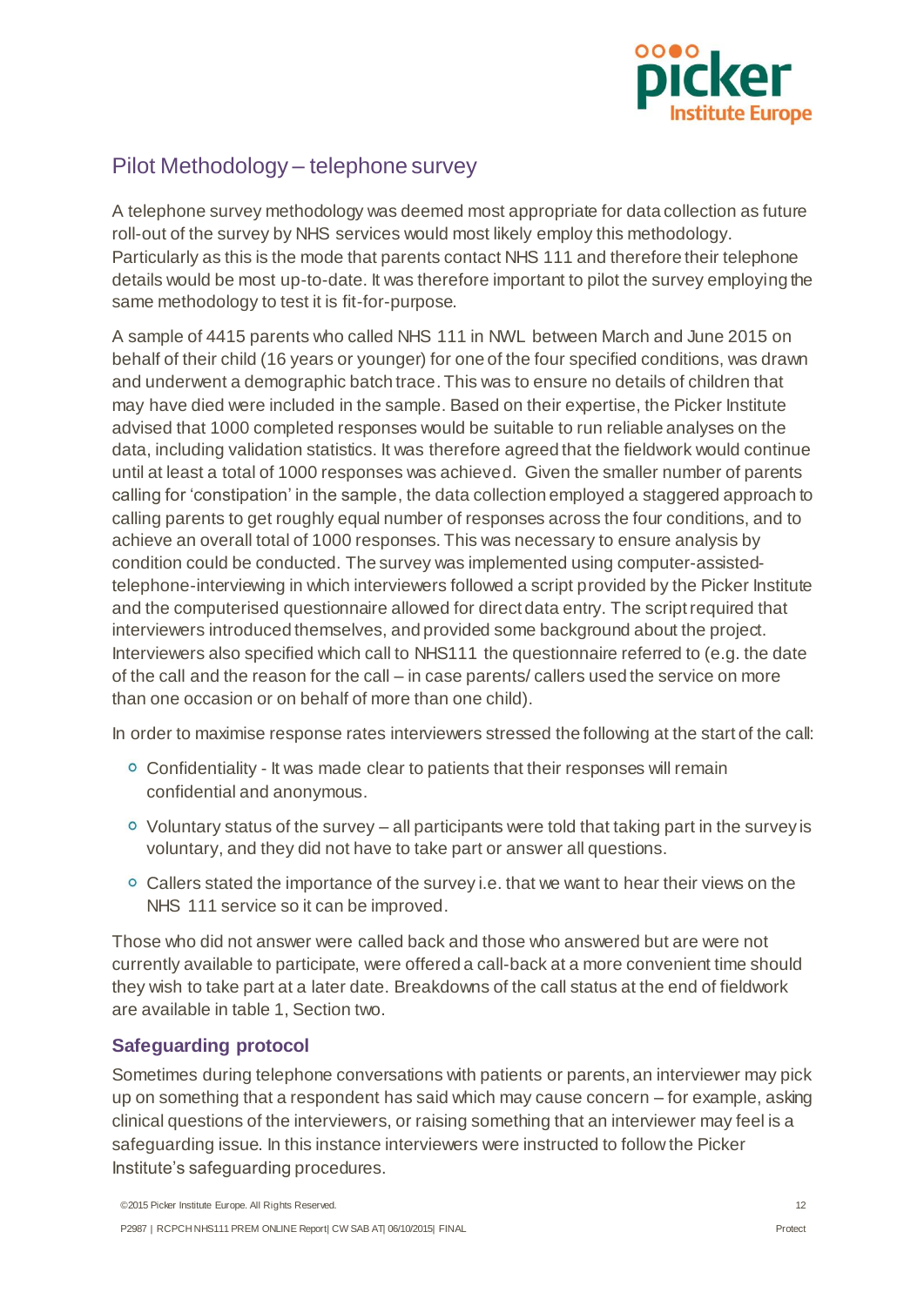## Pilot Methodology – telephone survey

A telephone survey methodology was deemed most appropriate for data collection as future roll-out of the survey by NHS services would most likely employ this methodology. Particularly as this is the mode that parents contact NHS 111 and therefore their telephone details would be most up-to-date. It was therefore important to pilot the survey employing the same methodology to test it is fit-for-purpose.

A sample of 4415 parents who called NHS 111 in NWL between March and June 2015 on behalf of their child (16 years or younger) for one of the four specified conditions, was drawn and underwent a demographic batch trace. This was to ensure no details of children that may have died were included in the sample. Based on their expertise, the Picker Institute advised that 1000 completed responses would be suitable to run reliable analyses on the data, including validation statistics. It was therefore agreed that the fieldwork would continue until at least a total of 1000 responses was achieved. Given the smaller number of parents calling for 'constipation' in the sample, the data collection employed a staggered approach to calling parents to get roughly equal number of responses across the four conditions, and to achieve an overall total of 1000 responses. This was necessary to ensure analysis by condition could be conducted. The survey was implemented using computer-assisted-telephone-interviewing in which interviewers followed a script provided by the Picker Institute and the computerised questionnaire allowed for direct data entry. The script required that interviewers introduced themselves, and provided some background about the project. Interviewers also specified which call to NHS111 the questionnaire referred to (e.g. the date of the call and the reason for the call – in case parents/ callers used the service on more than one occasion or on behalf of more than one child).

In order to maximise response rates interviewers stressed the following at the start of the call:

- Confidentiality - It was made clear to patients that their responses will remain confidential and anonymous.
- Voluntary status of the survey – all participants were told that taking part in the survey is voluntary, and they did not have to take part or answer all questions.
- Callers stated the importance of the survey i.e. that we want to hear their views on the NHS 111 service so it can be improved.

Those who did not answer were called back and those who answered but are were not currently available to participate, were offered a call-back at a more convenient time should they wish to take part at a later date. Breakdowns of the call status at the end of fieldwork are available in table 1, Section two.

### Safeguarding protocol

Sometimes during telephone conversations with patients or parents, an interviewer may pick up on something that a respondent has said which may cause concern – for example, asking clinical questions of the interviewers, or raising something that an interviewer may feel is a safeguarding issue. In this instance interviewers were instructed to follow the Picker Institute's safeguarding procedures.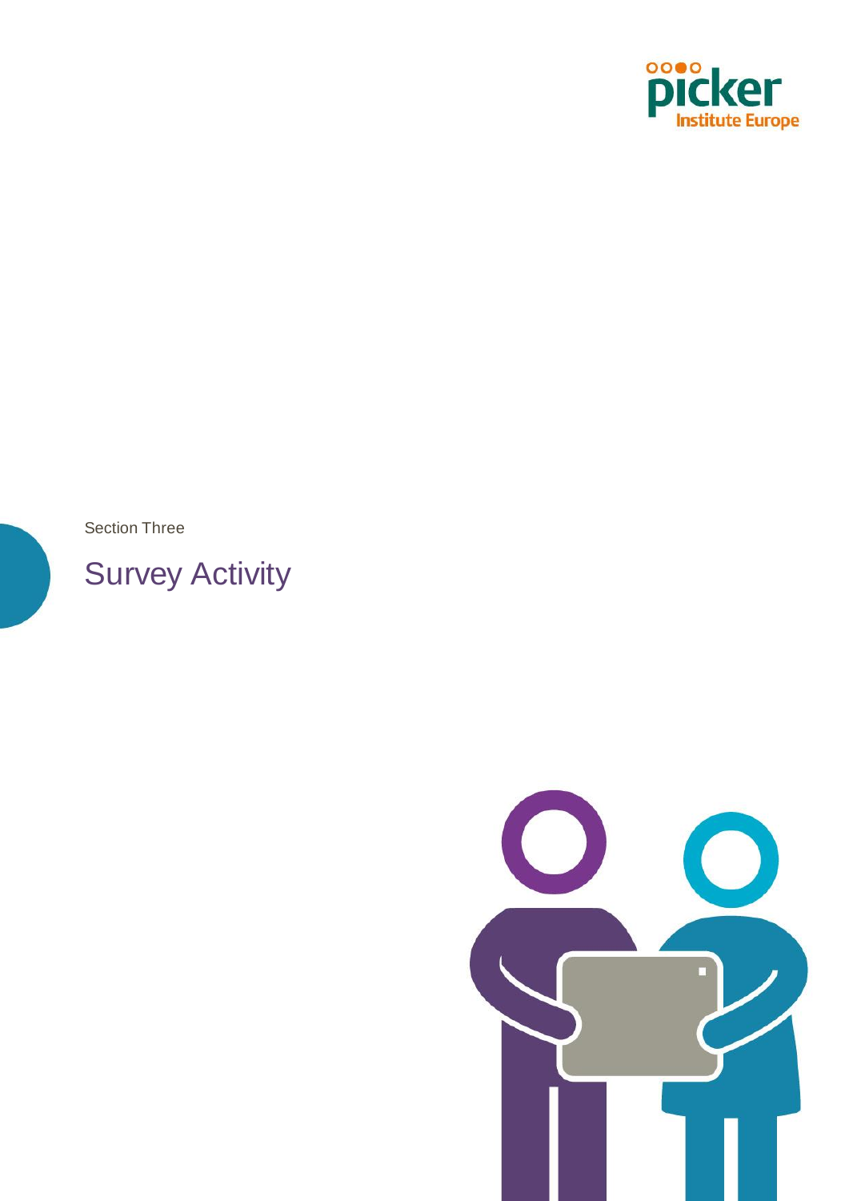Section Three

# Survey Activity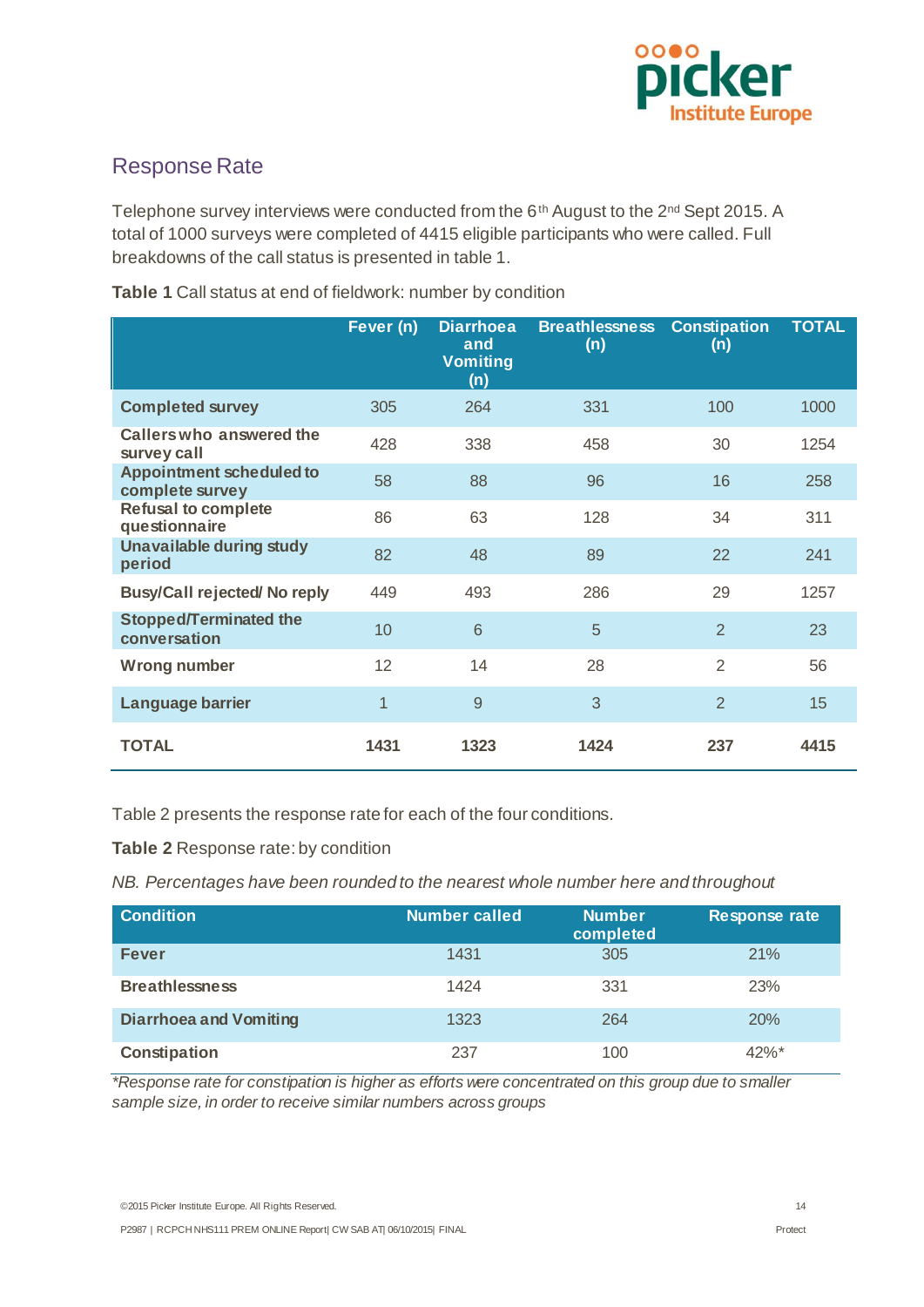## Response Rate

Telephone survey interviews were conducted from the 6th August to the 2nd Sept 2015. A total of 1000 surveys were completed of 4415 eligible participants who were called. Full breakdowns of the call status is presented in table 1.

**Table 1** Call status at end of fieldwork: number by condition

| | Fever (n) | Diarrhoea and Vomiting (n) | Breathlessness (n) | Constipation (n) | TOTAL |
|---|---|---|---|---|---|
| **Completed survey** | 305 | 264 | 331 | 100 | 1000 |
| **Callers who answered the survey call** | 428 | 338 | 458 | 30 | 1254 |
| **Appointment scheduled to complete survey** | 58 | 88 | 96 | 16 | 258 |
| **Refusal to complete questionnaire** | 86 | 63 | 128 | 34 | 311 |
| **Unavailable during study period** | 82 | 48 | 89 | 22 | 241 |
| **Busy/Call rejected/ No reply** | 449 | 493 | 286 | 29 | 1257 |
| **Stopped/Terminated the conversation** | 10 | 6 | 5 | 2 | 23 |
| **Wrong number** | 12 | 14 | 28 | 2 | 56 |
| **Language barrier** | 1 | 9 | 3 | 2 | 15 |
| **TOTAL** | **1431** | **1323** | **1424** | **237** | **4415** |

Table 2 presents the response rate for each of the four conditions.

**Table 2** Response rate: by condition

*NB. Percentages have been rounded to the nearest whole number here and throughout*

| Condition | Number called | Number completed | Response rate |
|---|---|---|---|
| **Fever** | 1431 | 305 | 21% |
| **Breathlessness** | 1424 | 331 | 23% |
| **Diarrhoea and Vomiting** | 1323 | 264 | 20% |
| **Constipation** | 237 | 100 | 42%* |

*\*Response rate for constipation is higher as efforts were concentrated on this group due to smaller sample size, in order to receive similar numbers across groups*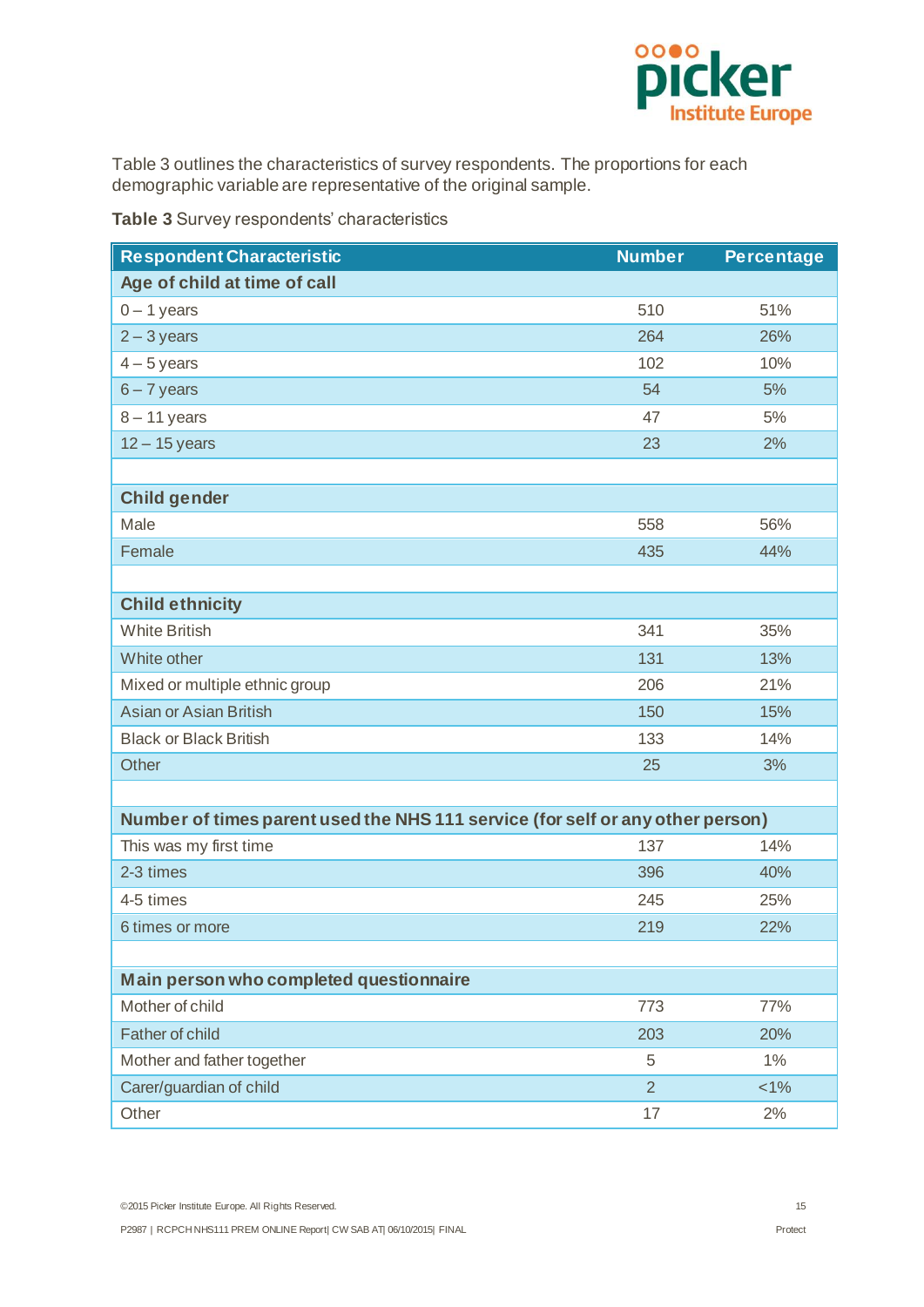Table 3 outlines the characteristics of survey respondents. The proportions for each demographic variable are representative of the original sample.

**Table 3** Survey respondents' characteristics

| Respondent Characteristic | Number | Percentage |
|---|---|---|
| **Age of child at time of call** | | |
| 0 – 1 years | 510 | 51% |
| 2 – 3 years | 264 | 26% |
| 4 – 5 years | 102 | 10% |
| 6 – 7 years | 54 | 5% |
| 8 – 11 years | 47 | 5% |
| 12 – 15 years | 23 | 2% |
| | | |
| **Child gender** | | |
| Male | 558 | 56% |
| Female | 435 | 44% |
| | | |
| **Child ethnicity** | | |
| White British | 341 | 35% |
| White other | 131 | 13% |
| Mixed or multiple ethnic group | 206 | 21% |
| Asian or Asian British | 150 | 15% |
| Black or Black British | 133 | 14% |
| Other | 25 | 3% |
| | | |
| **Number of times parent used the NHS 111 service (for self or any other person)** | | |
| This was my first time | 137 | 14% |
| 2-3 times | 396 | 40% |
| 4-5 times | 245 | 25% |
| 6 times or more | 219 | 22% |
| | | |
| **Main person who completed questionnaire** | | |
| Mother of child | 773 | 77% |
| Father of child | 203 | 20% |
| Mother and father together | 5 | 1% |
| Carer/guardian of child | 2 | <1% |
| Other | 17 | 2% |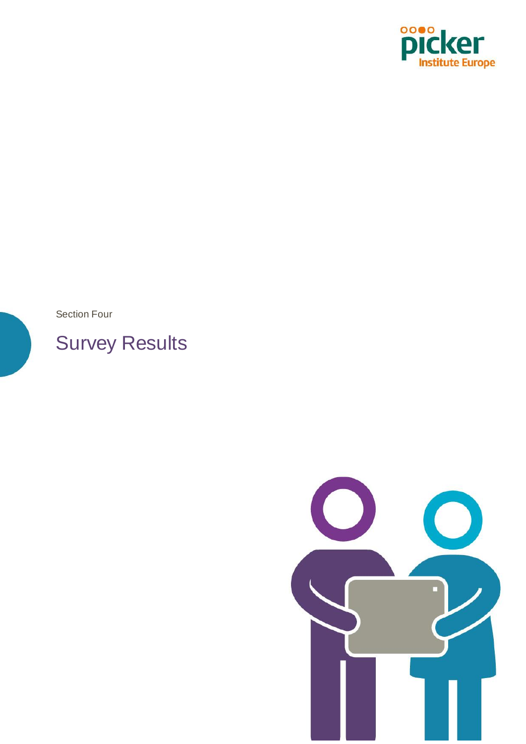Section Four

# Survey Results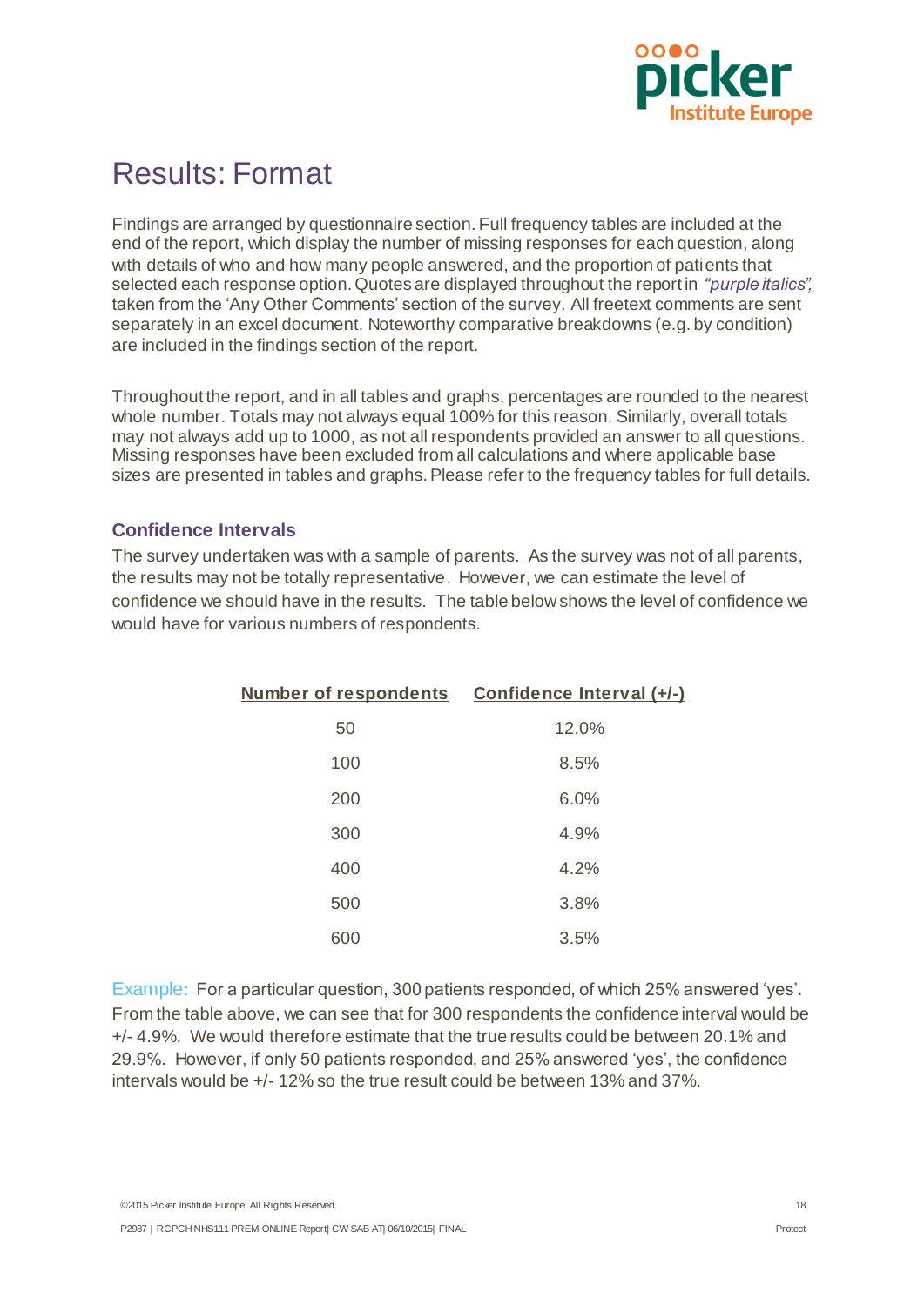# Results: Format

Findings are arranged by questionnaire section. Full frequency tables are included at the end of the report, which display the number of missing responses for each question, along with details of who and how many people answered, and the proportion of patients that selected each response option. Quotes are displayed throughout the report in *"purple italics",* taken from the 'Any Other Comments' section of the survey. All freetext comments are sent separately in an excel document. Noteworthy comparative breakdowns (e.g. by condition) are included in the findings section of the report.

Throughout the report, and in all tables and graphs, percentages are rounded to the nearest whole number. Totals may not always equal 100% for this reason. Similarly, overall totals may not always add up to 1000, as not all respondents provided an answer to all questions. Missing responses have been excluded from all calculations and where applicable base sizes are presented in tables and graphs. Please refer to the frequency tables for full details.

## Confidence Intervals

The survey undertaken was with a sample of parents. As the survey was not of all parents, the results may not be totally representative. However, we can estimate the level of confidence we should have in the results. The table below shows the level of confidence we would have for various numbers of respondents.

| Number of respondents | Confidence Interval (+/-) |
|---|---|
| 50 | 12.0% |
| 100 | 8.5% |
| 200 | 6.0% |
| 300 | 4.9% |
| 400 | 4.2% |
| 500 | 3.8% |
| 600 | 3.5% |

Example**:** For a particular question, 300 patients responded, of which 25% answered 'yes'. From the table above, we can see that for 300 respondents the confidence interval would be +/- 4.9%. We would therefore estimate that the true results could be between 20.1% and 29.9%. However, if only 50 patients responded, and 25% answered 'yes', the confidence intervals would be +/- 12% so the true result could be between 13% and 37%.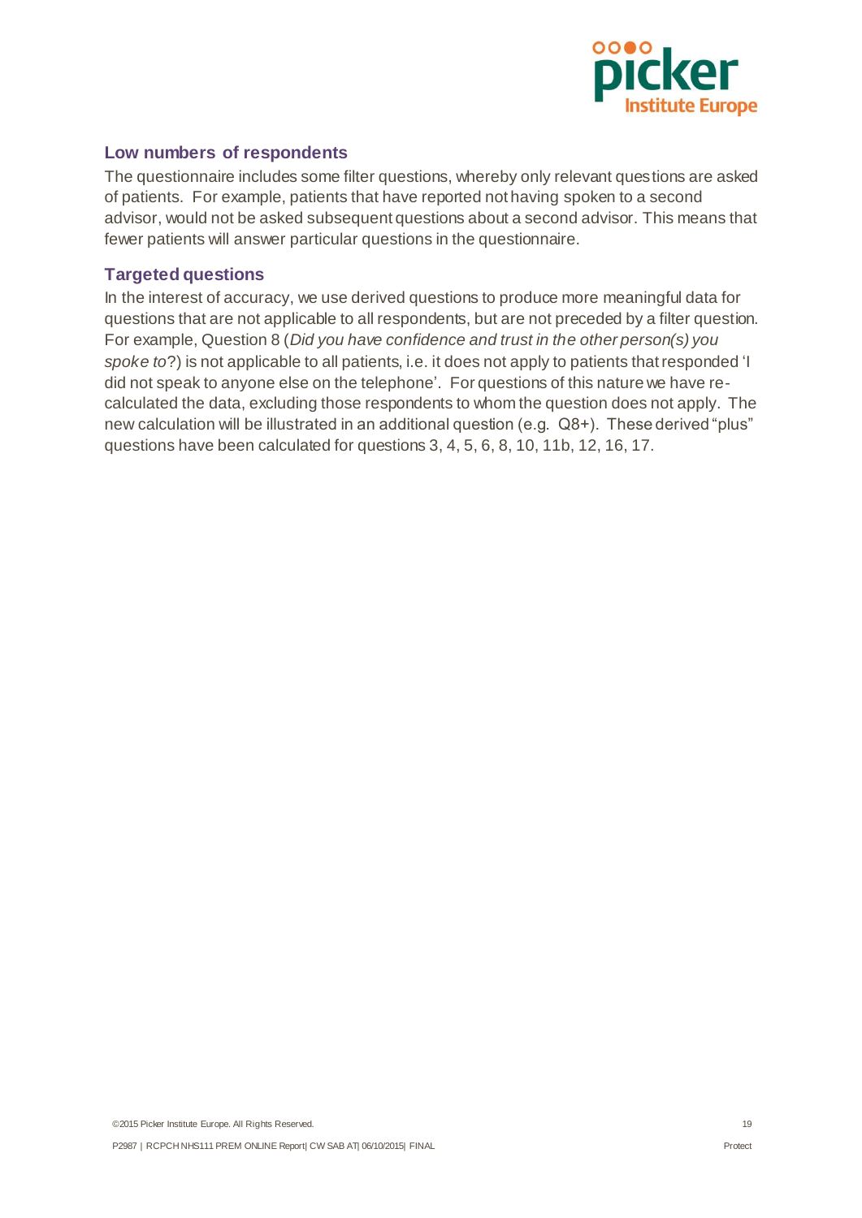### Low numbers of respondents

The questionnaire includes some filter questions, whereby only relevant questions are asked of patients. For example, patients that have reported not having spoken to a second advisor, would not be asked subsequent questions about a second advisor. This means that fewer patients will answer particular questions in the questionnaire.

### Targeted questions

In the interest of accuracy, we use derived questions to produce more meaningful data for questions that are not applicable to all respondents, but are not preceded by a filter question. For example, Question 8 (*Did you have confidence and trust in the other person(s) you spoke to*?) is not applicable to all patients, i.e. it does not apply to patients that responded 'I did not speak to anyone else on the telephone'. For questions of this nature we have re-calculated the data, excluding those respondents to whom the question does not apply. The new calculation will be illustrated in an additional question (e.g. Q8+). These derived "plus" questions have been calculated for questions 3, 4, 5, 6, 8, 10, 11b, 12, 16, 17.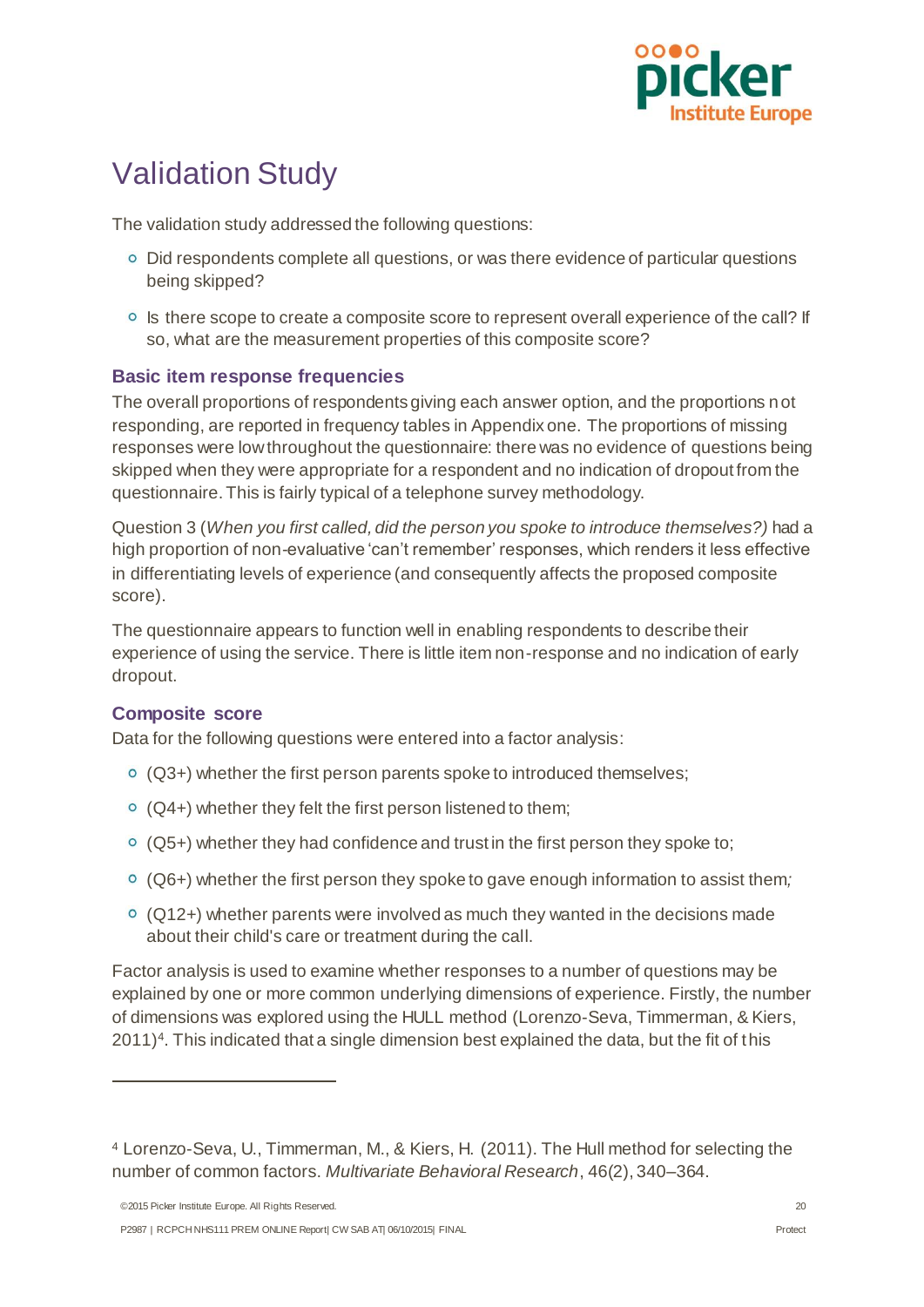# Validation Study

The validation study addressed the following questions:

- Did respondents complete all questions, or was there evidence of particular questions being skipped?
- Is there scope to create a composite score to represent overall experience of the call? If so, what are the measurement properties of this composite score?

## Basic item response frequencies

The overall proportions of respondents giving each answer option, and the proportions not responding, are reported in frequency tables in Appendix one. The proportions of missing responses were low throughout the questionnaire: there was no evidence of questions being skipped when they were appropriate for a respondent and no indication of dropout from the questionnaire. This is fairly typical of a telephone survey methodology.

Question 3 (*When you first called, did the person you spoke to introduce themselves?)* had a high proportion of non-evaluative 'can't remember' responses, which renders it less effective in differentiating levels of experience (and consequently affects the proposed composite score).

The questionnaire appears to function well in enabling respondents to describe their experience of using the service. There is little item non-response and no indication of early dropout.

## Composite score

Data for the following questions were entered into a factor analysis:

- (Q3+) whether the first person parents spoke to introduced themselves;
- (Q4+) whether they felt the first person listened to them;
- (Q5+) whether they had confidence and trust in the first person they spoke to;
- (Q6+) whether the first person they spoke to gave enough information to assist them;
- (Q12+) whether parents were involved as much they wanted in the decisions made about their child's care or treatment during the call.

Factor analysis is used to examine whether responses to a number of questions may be explained by one or more common underlying dimensions of experience. Firstly, the number of dimensions was explored using the HULL method (Lorenzo-Seva, Timmerman, & Kiers, 2011)[4]. This indicated that a single dimension best explained the data, but the fit of this

---

[4] Lorenzo-Seva, U., Timmerman, M., & Kiers, H. (2011). The Hull method for selecting the number of common factors. *Multivariate Behavioral Research*, 46(2), 340–364.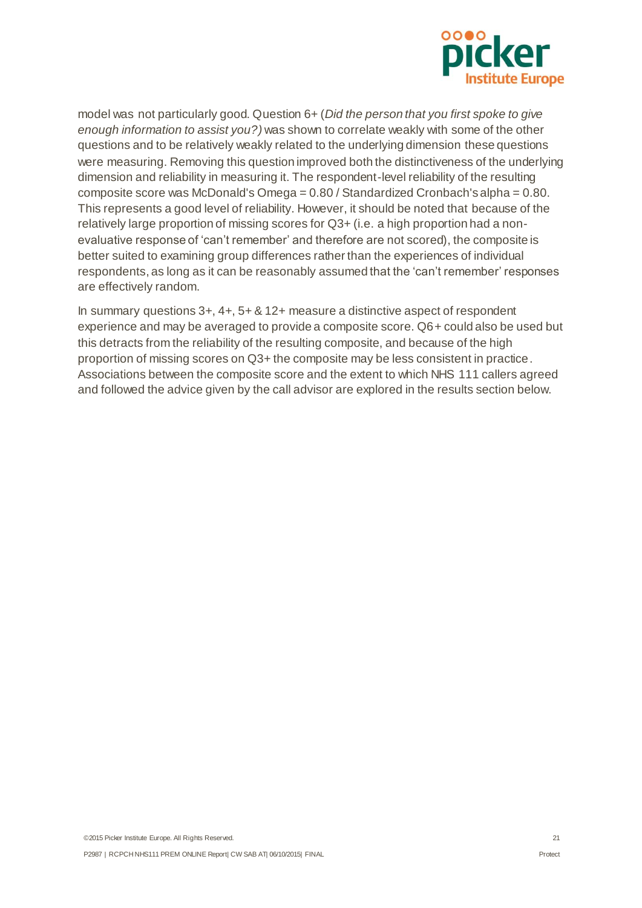model was not particularly good. Question 6+ (*Did the person that you first spoke to give enough information to assist you?)* was shown to correlate weakly with some of the other questions and to be relatively weakly related to the underlying dimension these questions were measuring. Removing this question improved both the distinctiveness of the underlying dimension and reliability in measuring it. The respondent-level reliability of the resulting composite score was McDonald's Omega = 0.80 / Standardized Cronbach's alpha = 0.80. This represents a good level of reliability. However, it should be noted that because of the relatively large proportion of missing scores for Q3+ (i.e. a high proportion had a non-evaluative response of 'can't remember' and therefore are not scored), the composite is better suited to examining group differences rather than the experiences of individual respondents, as long as it can be reasonably assumed that the 'can't remember' responses are effectively random.

In summary questions 3+, 4+, 5+ & 12+ measure a distinctive aspect of respondent experience and may be averaged to provide a composite score. Q6+ could also be used but this detracts from the reliability of the resulting composite, and because of the high proportion of missing scores on Q3+ the composite may be less consistent in practice. Associations between the composite score and the extent to which NHS 111 callers agreed and followed the advice given by the call advisor are explored in the results section below.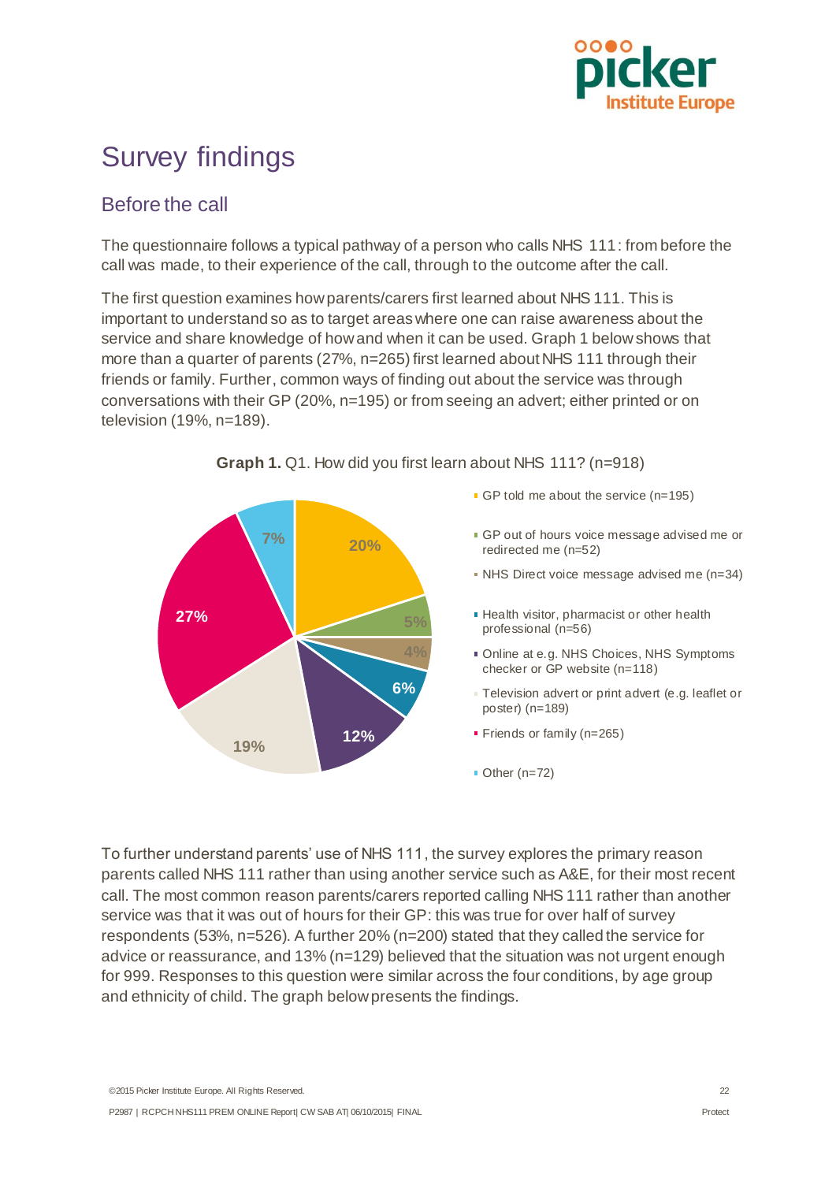# Survey findings

## Before the call

The questionnaire follows a typical pathway of a person who calls NHS 111: from before the call was made, to their experience of the call, through to the outcome after the call.

The first question examines how parents/carers first learned about NHS 111. This is important to understand so as to target areas where one can raise awareness about the service and share knowledge of how and when it can be used. Graph 1 below shows that more than a quarter of parents (27%, n=265) first learned about NHS 111 through their friends or family. Further, common ways of finding out about the service was through conversations with their GP (20%, n=195) or from seeing an advert; either printed or on television (19%, n=189).

**Graph 1.** Q1. How did you first learn about NHS 111? (n=918)

| Response | % |
|---|---|
| GP told me about the service (n=195) | 20% |
| GP out of hours voice message advised me or redirected me (n=52) | 5% |
| NHS Direct voice message advised me (n=34) | 4% |
| Health visitor, pharmacist or other health professional (n=56) | 6% |
| Online at e.g. NHS Choices, NHS Symptoms checker or GP website (n=118) | 12% |
| Television advert or print advert (e.g. leaflet or poster) (n=189) | 19% |
| Friends or family (n=265) | 27% |
| Other (n=72) | 7% |

To further understand parents' use of NHS 111, the survey explores the primary reason parents called NHS 111 rather than using another service such as A&E, for their most recent call. The most common reason parents/carers reported calling NHS 111 rather than another service was that it was out of hours for their GP: this was true for over half of survey respondents (53%, n=526). A further 20% (n=200) stated that they called the service for advice or reassurance, and 13% (n=129) believed that the situation was not urgent enough for 999. Responses to this question were similar across the four conditions, by age group and ethnicity of child. The graph below presents the findings.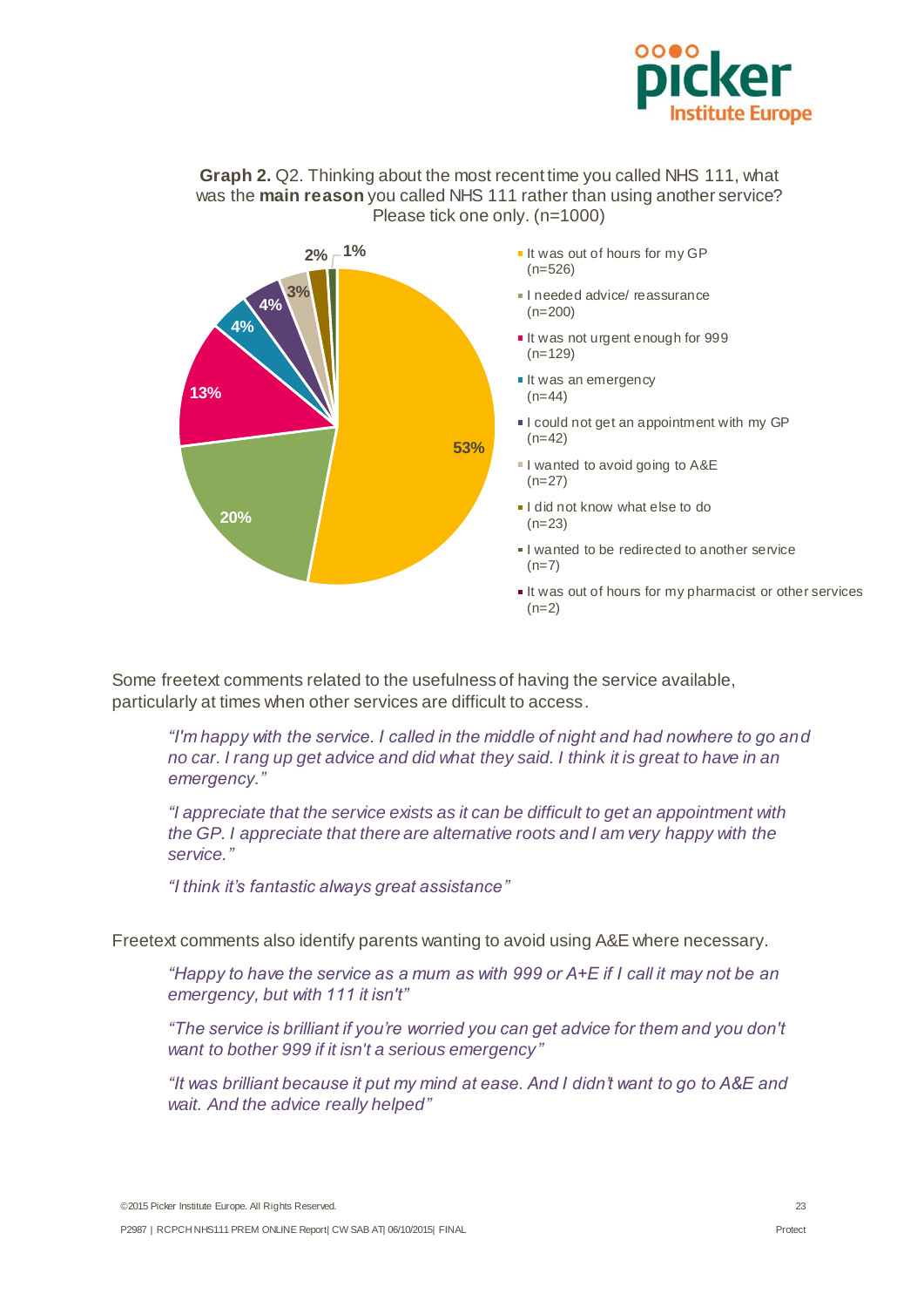**Graph 2.** Q2. Thinking about the most recent time you called NHS 111, what was the **main reason** you called NHS 111 rather than using another service? Please tick one only. (n=1000)

| Reason | n | % |
|---|---|---|
| It was out of hours for my GP | 526 | 53% |
| I needed advice/ reassurance | 200 | 20% |
| It was not urgent enough for 999 | 129 | 13% |
| It was an emergency | 44 | 4% |
| I could not get an appointment with my GP | 42 | 4% |
| I wanted to avoid going to A&E | 27 | 3% |
| I did not know what else to do | 23 | 2% |
| I wanted to be redirected to another service | 7 | 1% |
| It was out of hours for my pharmacist or other services | 2 | |

Some freetext comments related to the usefulness of having the service available, particularly at times when other services are difficult to access.

> *"I'm happy with the service. I called in the middle of night and had nowhere to go and no car. I rang up get advice and did what they said. I think it is great to have in an emergency."*
>
> *"I appreciate that the service exists as it can be difficult to get an appointment with the GP. I appreciate that there are alternative roots and I am very happy with the service."*
>
> *"I think it's fantastic always great assistance"*

Freetext comments also identify parents wanting to avoid using A&E where necessary.

> *"Happy to have the service as a mum as with 999 or A+E if I call it may not be an emergency, but with 111 it isn't"*
>
> *"The service is brilliant if you're worried you can get advice for them and you don't want to bother 999 if it isn't a serious emergency"*
>
> *"It was brilliant because it put my mind at ease. And I didn't want to go to A&E and wait. And the advice really helped"*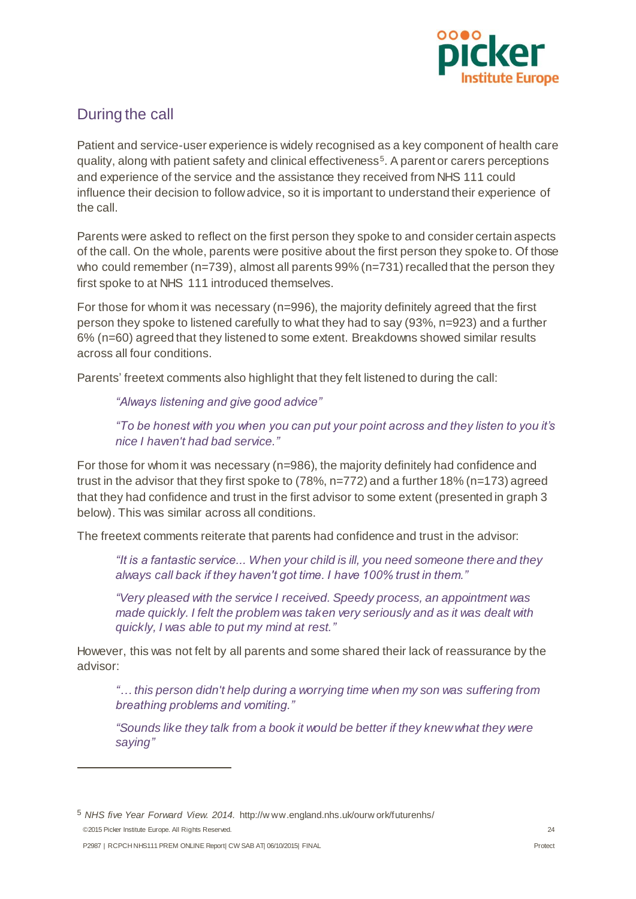## During the call

Patient and service-user experience is widely recognised as a key component of health care quality, along with patient safety and clinical effectiveness[5]. A parent or carers perceptions and experience of the service and the assistance they received from NHS 111 could influence their decision to follow advice, so it is important to understand their experience of the call.

Parents were asked to reflect on the first person they spoke to and consider certain aspects of the call. On the whole, parents were positive about the first person they spoke to. Of those who could remember (n=739), almost all parents 99% (n=731) recalled that the person they first spoke to at NHS 111 introduced themselves.

For those for whom it was necessary (n=996), the majority definitely agreed that the first person they spoke to listened carefully to what they had to say (93%, n=923) and a further 6% (n=60) agreed that they listened to some extent. Breakdowns showed similar results across all four conditions.

Parents' freetext comments also highlight that they felt listened to during the call:

> *"Always listening and give good advice"*
>
> *"To be honest with you when you can put your point across and they listen to you it's nice I haven't had bad service."*

For those for whom it was necessary (n=986), the majority definitely had confidence and trust in the advisor that they first spoke to (78%, n=772) and a further 18% (n=173) agreed that they had confidence and trust in the first advisor to some extent (presented in graph 3 below). This was similar across all conditions.

The freetext comments reiterate that parents had confidence and trust in the advisor:

> *"It is a fantastic service... When your child is ill, you need someone there and they always call back if they haven't got time. I have 100% trust in them."*
>
> *"Very pleased with the service I received. Speedy process, an appointment was made quickly. I felt the problem was taken very seriously and as it was dealt with quickly, I was able to put my mind at rest."*

However, this was not felt by all parents and some shared their lack of reassurance by the advisor:

> *"… this person didn't help during a worrying time when my son was suffering from breathing problems and vomiting."*
>
> *"Sounds like they talk from a book it would be better if they knew what they were saying"*

---

[5] *NHS five Year Forward View. 2014.* http://www.england.nhs.uk/ourwork/futurenhs/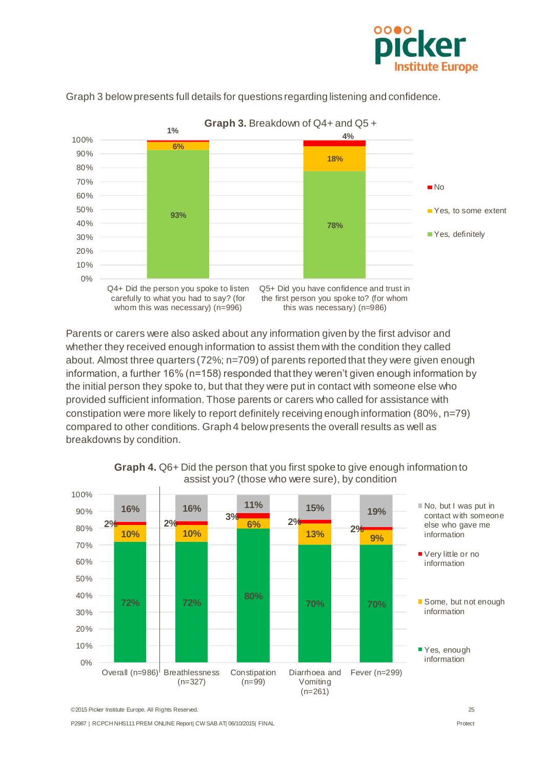Graph 3 below presents full details for questions regarding listening and confidence.

**Graph 3.** Breakdown of Q4+ and Q5 +

| | Yes, definitely | Yes, to some extent | No |
|---|---|---|---|
| Q4+ Did the person you spoke to listen carefully to what you had to say? (for whom this was necessary) (n=996) | 93% | 6% | 1% |
| Q5+ Did you have confidence and trust in the first person you spoke to? (for whom this was necessary) (n=986) | 78% | 18% | 4% |

Parents or carers were also asked about any information given by the first advisor and whether they received enough information to assist them with the condition they called about. Almost three quarters (72%; n=709) of parents reported that they were given enough information, a further 16% (n=158) responded that they weren't given enough information by the initial person they spoke to, but that they were put in contact with someone else who provided sufficient information. Those parents or carers who called for assistance with constipation were more likely to report definitely receiving enough information (80%, n=79) compared to other conditions. Graph 4 below presents the overall results as well as breakdowns by condition.

**Graph 4.** Q6+ Did the person that you first spoke to give enough information to assist you? (those who were sure), by condition

| | Yes, enough information | Some, but not enough information | Very little or no information | No, but I was put in contact with someone else who gave me information |
|---|---|---|---|---|
| Overall (n=986) | 72% | 10% | 2% | 16% |
| Breathlessness (n=327) | 72% | 10% | 2% | 16% |
| Constipation (n=99) | 80% | 6% | 3% | 11% |
| Diarrhoea and Vomiting (n=261) | 70% | 13% | 2% | 15% |
| Fever (n=299) | 70% | 9% | 2% | 19% |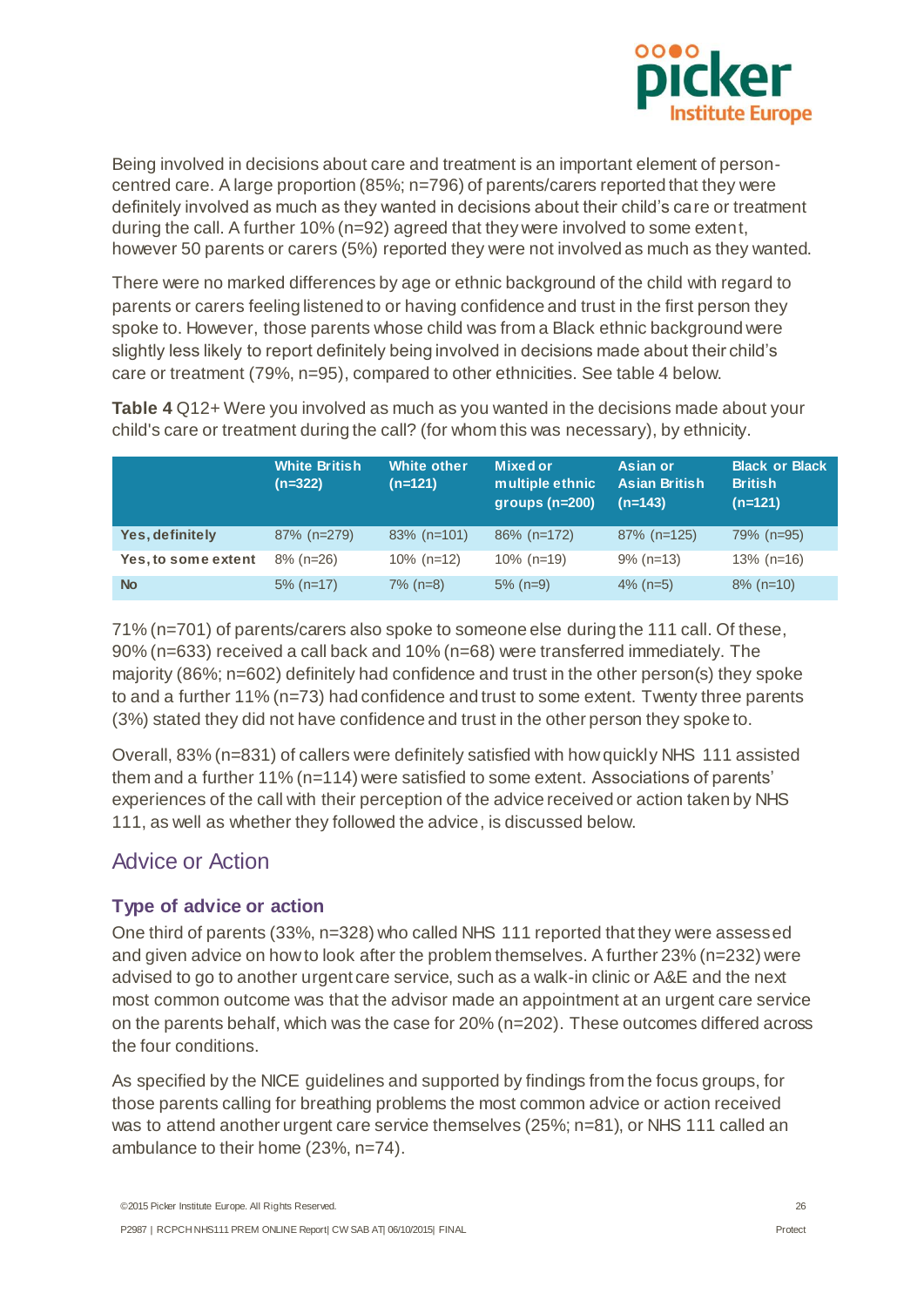Being involved in decisions about care and treatment is an important element of person-centred care. A large proportion (85%; n=796) of parents/carers reported that they were definitely involved as much as they wanted in decisions about their child's care or treatment during the call. A further 10% (n=92) agreed that they were involved to some extent, however 50 parents or carers (5%) reported they were not involved as much as they wanted.

There were no marked differences by age or ethnic background of the child with regard to parents or carers feeling listened to or having confidence and trust in the first person they spoke to. However, those parents whose child was from a Black ethnic background were slightly less likely to report definitely being involved in decisions made about their child's care or treatment (79%, n=95), compared to other ethnicities. See table 4 below.

**Table 4** Q12+ Were you involved as much as you wanted in the decisions made about your child's care or treatment during the call? (for whom this was necessary), by ethnicity.

| | White British (n=322) | White other (n=121) | Mixed or multiple ethnic groups (n=200) | Asian or Asian British (n=143) | Black or Black British (n=121) |
|---|---|---|---|---|---|
| **Yes, definitely** | 87% (n=279) | 83% (n=101) | 86% (n=172) | 87% (n=125) | 79% (n=95) |
| **Yes, to some extent** | 8% (n=26) | 10% (n=12) | 10% (n=19) | 9% (n=13) | 13% (n=16) |
| **No** | 5% (n=17) | 7% (n=8) | 5% (n=9) | 4% (n=5) | 8% (n=10) |

71% (n=701) of parents/carers also spoke to someone else during the 111 call. Of these, 90% (n=633) received a call back and 10% (n=68) were transferred immediately. The majority (86%; n=602) definitely had confidence and trust in the other person(s) they spoke to and a further 11% (n=73) had confidence and trust to some extent. Twenty three parents (3%) stated they did not have confidence and trust in the other person they spoke to.

Overall, 83% (n=831) of callers were definitely satisfied with how quickly NHS 111 assisted them and a further 11% (n=114) were satisfied to some extent. Associations of parents' experiences of the call with their perception of the advice received or action taken by NHS 111, as well as whether they followed the advice, is discussed below.

## Advice or Action

### Type of advice or action

One third of parents (33%, n=328) who called NHS 111 reported that they were assessed and given advice on how to look after the problem themselves. A further 23% (n=232) were advised to go to another urgent care service, such as a walk-in clinic or A&E and the next most common outcome was that the advisor made an appointment at an urgent care service on the parents behalf, which was the case for 20% (n=202). These outcomes differed across the four conditions.

As specified by the NICE guidelines and supported by findings from the focus groups, for those parents calling for breathing problems the most common advice or action received was to attend another urgent care service themselves (25%; n=81), or NHS 111 called an ambulance to their home (23%, n=74).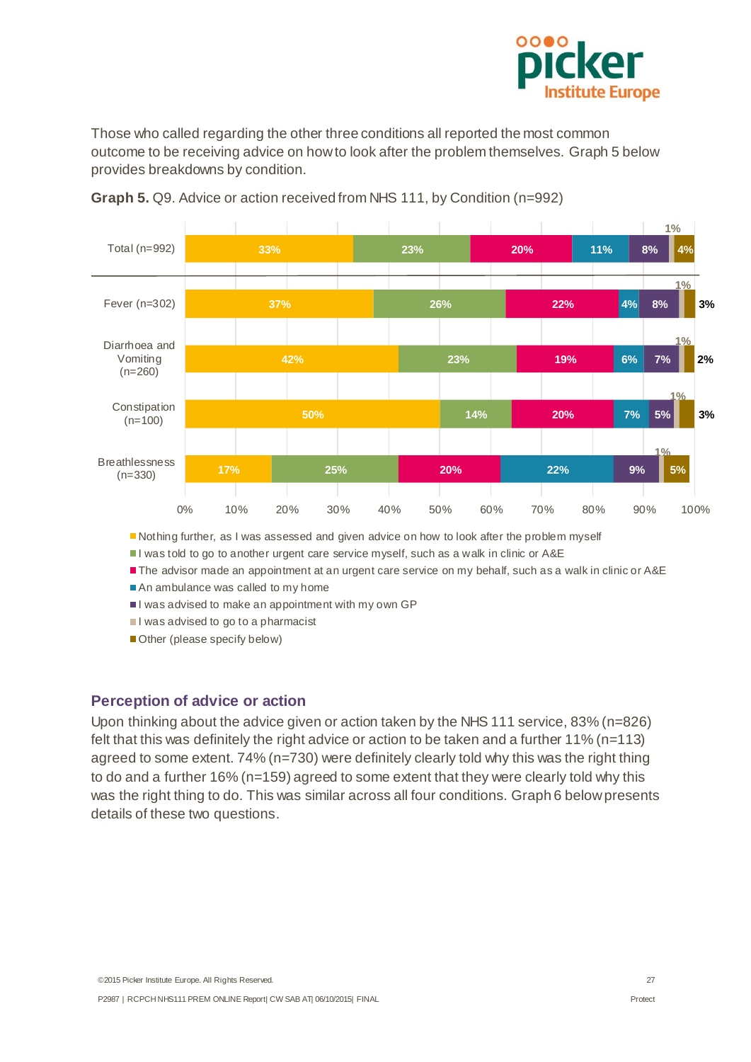Those who called regarding the other three conditions all reported the most common outcome to be receiving advice on how to look after the problem themselves. Graph 5 below provides breakdowns by condition.

**Graph 5.** Q9. Advice or action received from NHS 111, by Condition (n=992)

| | Nothing further, as I was assessed and given advice on how to look after the problem myself | I was told to go to another urgent care service myself, such as a walk in clinic or A&E | The advisor made an appointment at an urgent care service on my behalf, such as a walk in clinic or A&E | An ambulance was called to my home | I was advised to make an appointment with my own GP | I was advised to go to a pharmacist | Other (please specify below) |
|---|---|---|---|---|---|---|---|
| Total (n=992) | 33% | 23% | 20% | 11% | 8% | 1% | 4% |
| Fever (n=302) | 37% | 26% | 22% | 4% | 8% | 1% | 3% |
| Diarrhoea and Vomiting (n=260) | 42% | 23% | 19% | 6% | 7% | 1% | 2% |
| Constipation (n=100) | 50% | 14% | 20% | 7% | 5% | 1% | 3% |
| Breathlessness (n=330) | 17% | 25% | 20% | 22% | 9% | 1% | 5% |

## Perception of advice or action

Upon thinking about the advice given or action taken by the NHS 111 service, 83% (n=826) felt that this was definitely the right advice or action to be taken and a further 11% (n=113) agreed to some extent. 74% (n=730) were definitely clearly told why this was the right thing to do and a further 16% (n=159) agreed to some extent that they were clearly told why this was the right thing to do. This was similar across all four conditions. Graph 6 below presents details of these two questions.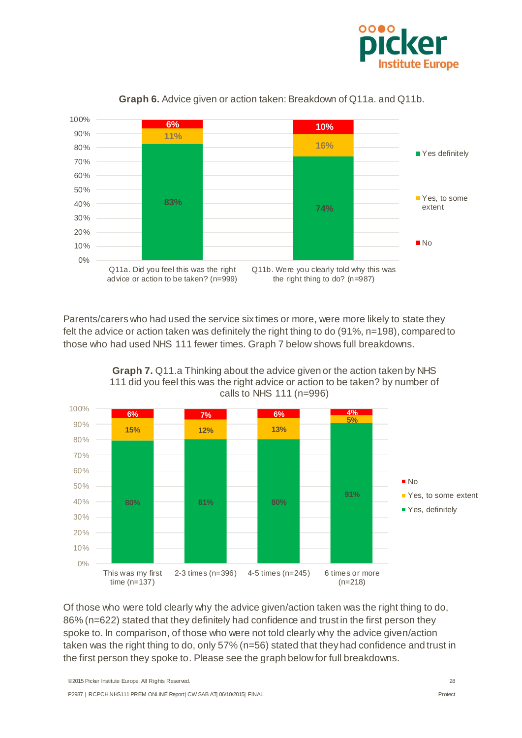**Graph 6.** Advice given or action taken: Breakdown of Q11a. and Q11b.

| | Yes definitely | Yes, to some extent | No |
|---|---|---|---|
| Q11a. Did you feel this was the right advice or action to be taken? (n=999) | 83% | 11% | 6% |
| Q11b. Were you clearly told why this was the right thing to do? (n=987) | 74% | 16% | 10% |

Parents/carers who had used the service six times or more, were more likely to state they felt the advice or action taken was definitely the right thing to do (91%, n=198), compared to those who had used NHS 111 fewer times. Graph 7 below shows full breakdowns.

**Graph 7.** Q11.a Thinking about the advice given or the action taken by NHS 111 did you feel this was the right advice or action to be taken? by number of calls to NHS 111 (n=996)

| | Yes, definitely | Yes, to some extent | No |
|---|---|---|---|
| This was my first time (n=137) | 80% | 15% | 6% |
| 2-3 times (n=396) | 81% | 12% | 7% |
| 4-5 times (n=245) | 80% | 13% | 6% |
| 6 times or more (n=218) | 91% | 5% | 4% |

Of those who were told clearly why the advice given/action taken was the right thing to do, 86% (n=622) stated that they definitely had confidence and trust in the first person they spoke to. In comparison, of those who were not told clearly why the advice given/action taken was the right thing to do, only 57% (n=56) stated that they had confidence and trust in the first person they spoke to. Please see the graph below for full breakdowns.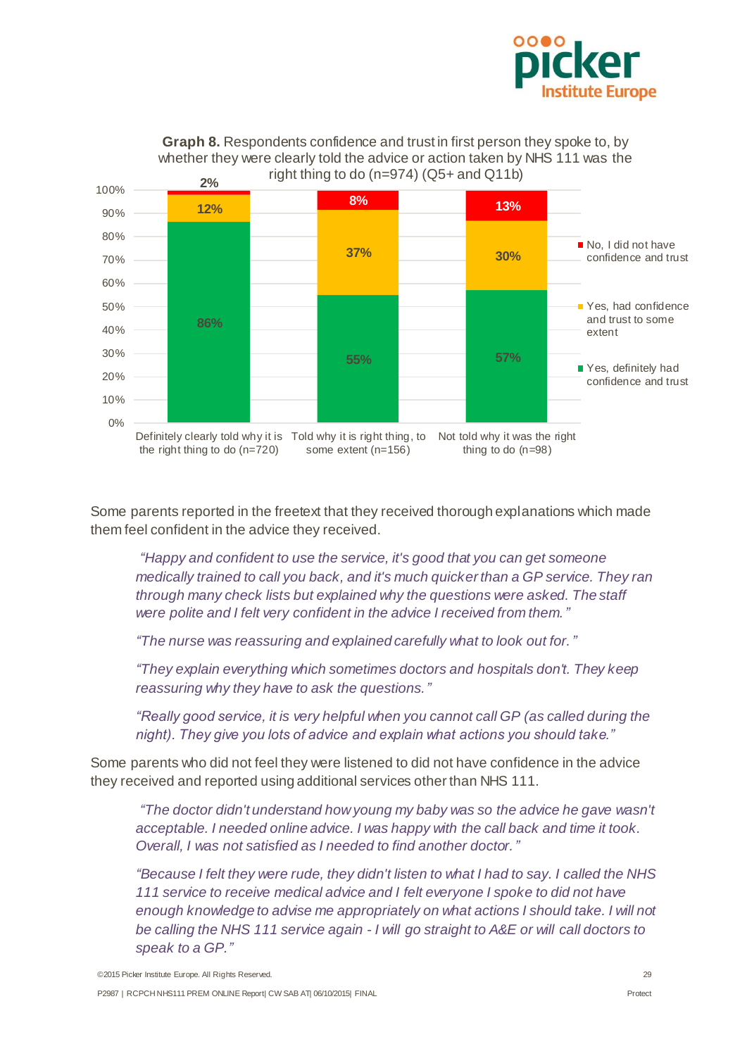**Graph 8.** Respondents confidence and trust in first person they spoke to, by whether they were clearly told the advice or action taken by NHS 111 was the right thing to do (n=974) (Q5+ and Q11b)

| | Definitely clearly told why it is the right thing to do (n=720) | Told why it is right thing, to some extent (n=156) | Not told why it was the right thing to do (n=98) |
|---|---|---|---|
| No, I did not have confidence and trust | 2% | 8% | 13% |
| Yes, had confidence and trust to some extent | 12% | 37% | 30% |
| Yes, definitely had confidence and trust | 86% | 55% | 57% |

Some parents reported in the freetext that they received thorough explanations which made them feel confident in the advice they received.

> *"Happy and confident to use the service, it's good that you can get someone medically trained to call you back, and it's much quicker than a GP service. They ran through many check lists but explained why the questions were asked. The staff were polite and I felt very confident in the advice I received from them."*
>
> *"The nurse was reassuring and explained carefully what to look out for."*
>
> *"They explain everything which sometimes doctors and hospitals don't. They keep reassuring why they have to ask the questions."*
>
> *"Really good service, it is very helpful when you cannot call GP (as called during the night). They give you lots of advice and explain what actions you should take."*

Some parents who did not feel they were listened to did not have confidence in the advice they received and reported using additional services other than NHS 111.

> *"The doctor didn't understand how young my baby was so the advice he gave wasn't acceptable. I needed online advice. I was happy with the call back and time it took. Overall, I was not satisfied as I needed to find another doctor."*
>
> *"Because I felt they were rude, they didn't listen to what I had to say. I called the NHS 111 service to receive medical advice and I felt everyone I spoke to did not have enough knowledge to advise me appropriately on what actions I should take. I will not be calling the NHS 111 service again - I will go straight to A&E or will call doctors to speak to a GP."*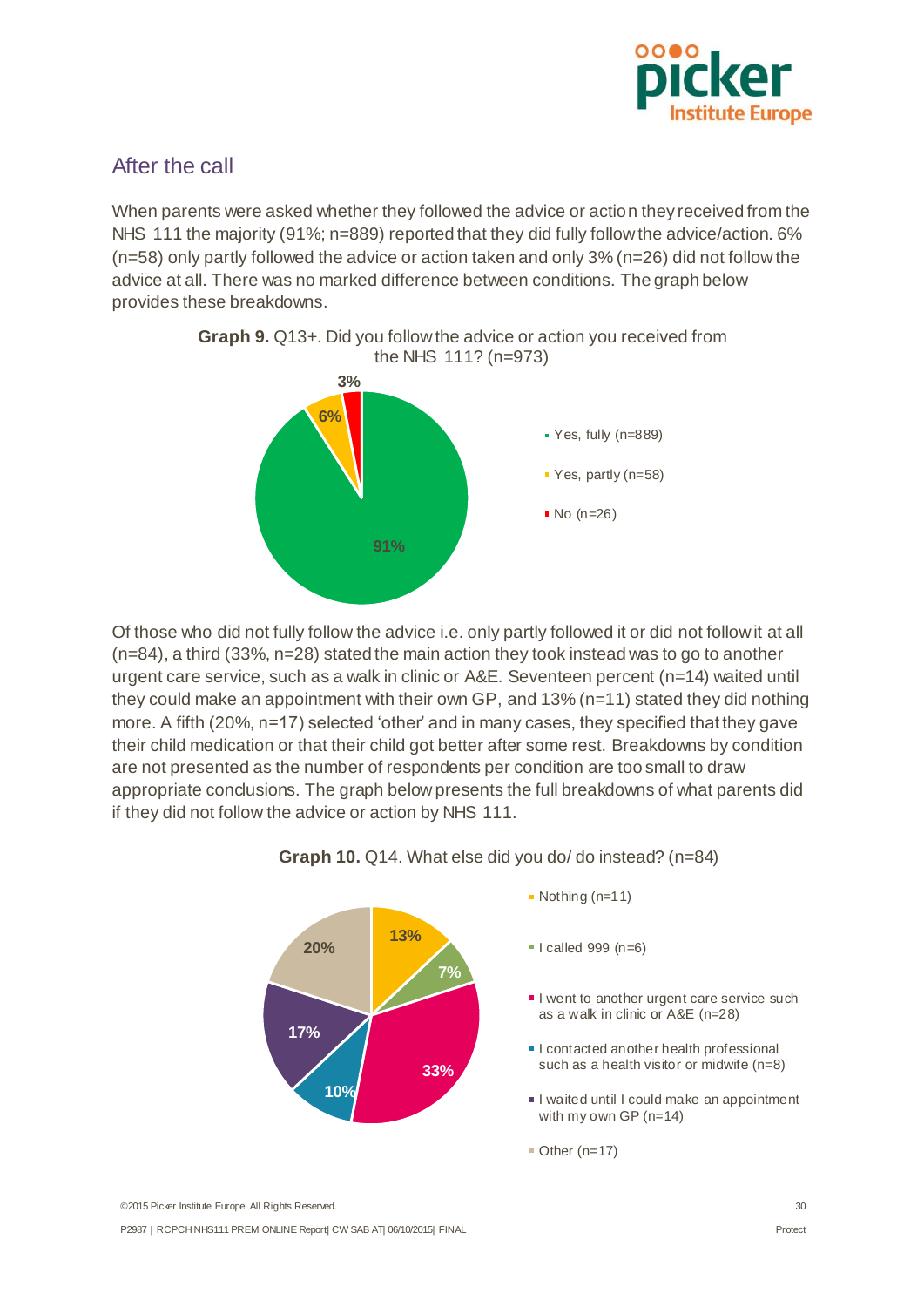## After the call

When parents were asked whether they followed the advice or action they received from the NHS 111 the majority (91%; n=889) reported that they did fully follow the advice/action. 6% (n=58) only partly followed the advice or action taken and only 3% (n=26) did not follow the advice at all. There was no marked difference between conditions. The graph below provides these breakdowns.

**Graph 9.** Q13+. Did you follow the advice or action you received from the NHS 111? (n=973)

- Yes, fully (n=889) — 91%
- Yes, partly (n=58) — 6%
- No (n=26) — 3%

Of those who did not fully follow the advice i.e. only partly followed it or did not follow it at all (n=84), a third (33%, n=28) stated the main action they took instead was to go to another urgent care service, such as a walk in clinic or A&E. Seventeen percent (n=14) waited until they could make an appointment with their own GP, and 13% (n=11) stated they did nothing more. A fifth (20%, n=17) selected 'other' and in many cases, they specified that they gave their child medication or that their child got better after some rest. Breakdowns by condition are not presented as the number of respondents per condition are too small to draw appropriate conclusions. The graph below presents the full breakdowns of what parents did if they did not follow the advice or action by NHS 111.

**Graph 10.** Q14. What else did you do/ do instead? (n=84)

- Nothing (n=11) — 13%
- I called 999 (n=6) — 7%
- I went to another urgent care service such as a walk in clinic or A&E (n=28) — 33%
- I contacted another health professional such as a health visitor or midwife (n=8) — 10%
- I waited until I could make an appointment with my own GP (n=14) — 17%
- Other (n=17) — 20%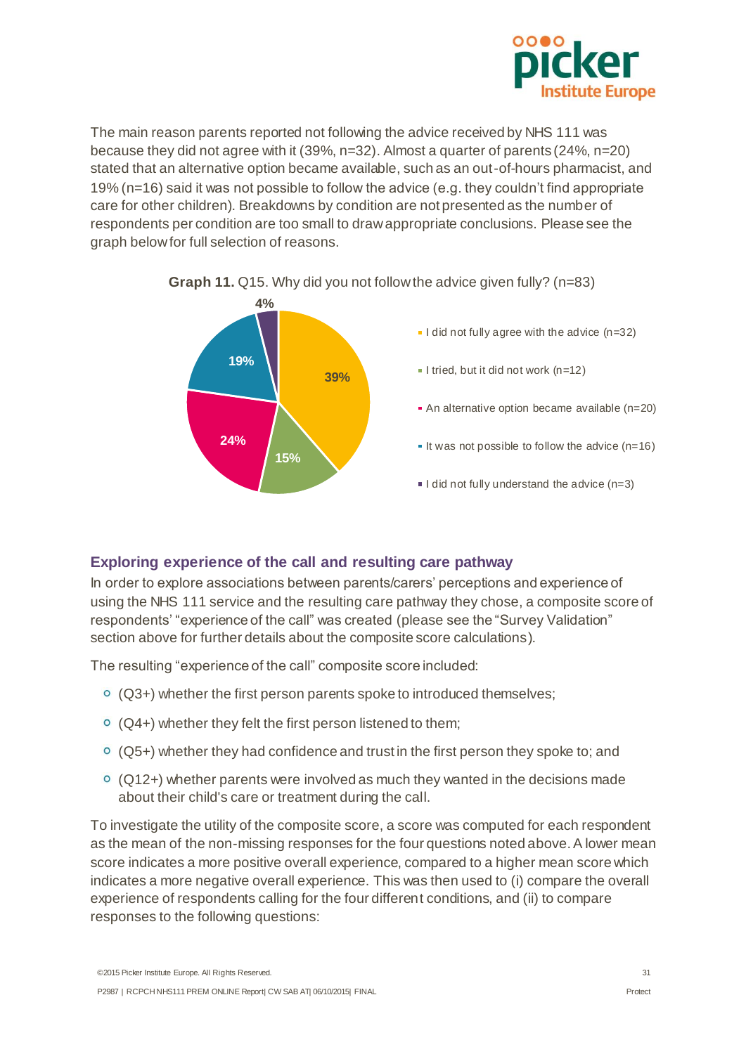The main reason parents reported not following the advice received by NHS 111 was because they did not agree with it (39%, n=32). Almost a quarter of parents (24%, n=20) stated that an alternative option became available, such as an out-of-hours pharmacist, and 19% (n=16) said it was not possible to follow the advice (e.g. they couldn't find appropriate care for other children). Breakdowns by condition are not presented as the number of respondents per condition are too small to draw appropriate conclusions. Please see the graph below for full selection of reasons.

**Graph 11.** Q15. Why did you not follow the advice given fully? (n=83)

| Reason | % |
|---|---|
| I did not fully agree with the advice (n=32) | 39% |
| I tried, but it did not work (n=12) | 15% |
| An alternative option became available (n=20) | 24% |
| It was not possible to follow the advice (n=16) | 19% |
| I did not fully understand the advice (n=3) | 4% |

## Exploring experience of the call and resulting care pathway

In order to explore associations between parents/carers' perceptions and experience of using the NHS 111 service and the resulting care pathway they chose, a composite score of respondents' "experience of the call" was created (please see the "Survey Validation" section above for further details about the composite score calculations).

The resulting "experience of the call" composite score included:

- (Q3+) whether the first person parents spoke to introduced themselves;
- (Q4+) whether they felt the first person listened to them;
- (Q5+) whether they had confidence and trust in the first person they spoke to; and
- (Q12+) whether parents were involved as much they wanted in the decisions made about their child's care or treatment during the call.

To investigate the utility of the composite score, a score was computed for each respondent as the mean of the non-missing responses for the four questions noted above. A lower mean score indicates a more positive overall experience, compared to a higher mean score which indicates a more negative overall experience. This was then used to (i) compare the overall experience of respondents calling for the four different conditions, and (ii) to compare responses to the following questions: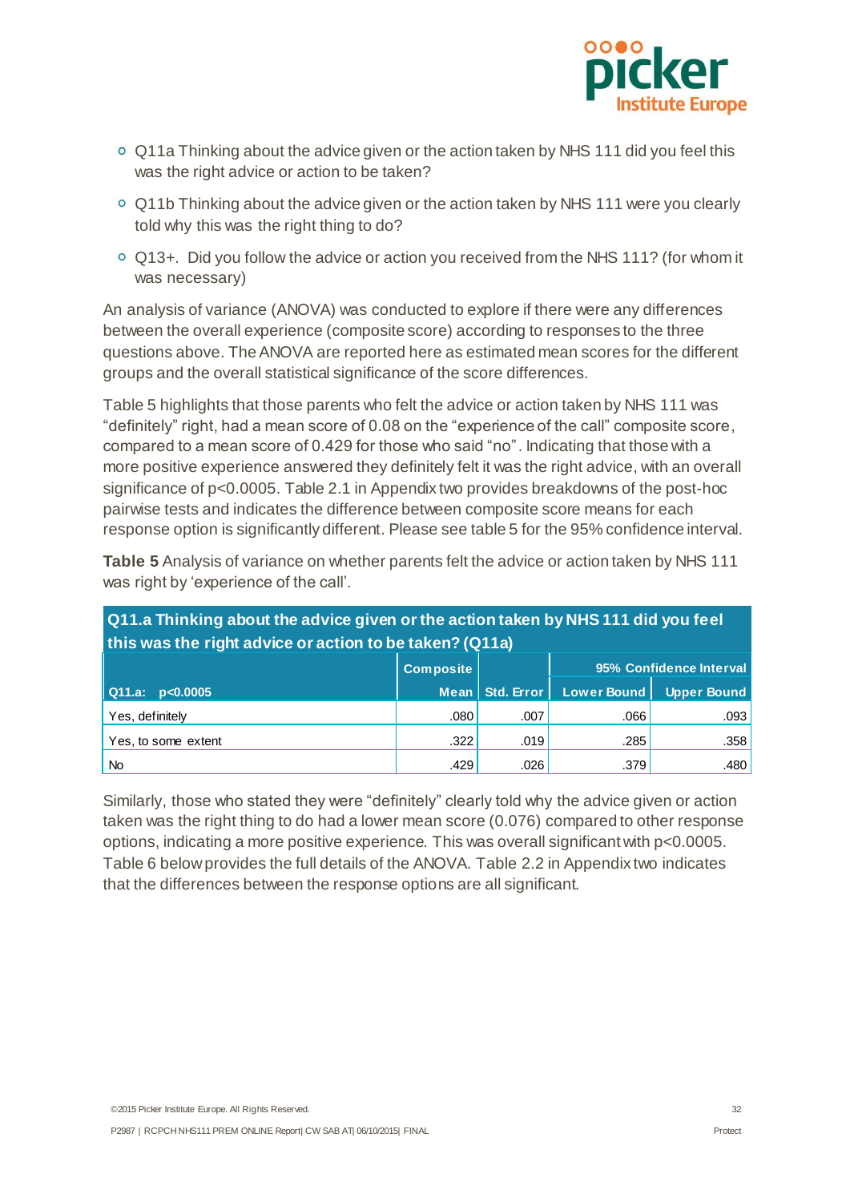- Q11a Thinking about the advice given or the action taken by NHS 111 did you feel this was the right advice or action to be taken?
- Q11b Thinking about the advice given or the action taken by NHS 111 were you clearly told why this was the right thing to do?
- Q13+. Did you follow the advice or action you received from the NHS 111? (for whom it was necessary)

An analysis of variance (ANOVA) was conducted to explore if there were any differences between the overall experience (composite score) according to responses to the three questions above. The ANOVA are reported here as estimated mean scores for the different groups and the overall statistical significance of the score differences.

Table 5 highlights that those parents who felt the advice or action taken by NHS 111 was "definitely" right, had a mean score of 0.08 on the "experience of the call" composite score, compared to a mean score of 0.429 for those who said "no". Indicating that those with a more positive experience answered they definitely felt it was the right advice, with an overall significance of $p<0.0005$. Table 2.1 in Appendix two provides breakdowns of the post-hoc pairwise tests and indicates the difference between composite score means for each response option is significantly different. Please see table 5 for the 95% confidence interval.

**Table 5** Analysis of variance on whether parents felt the advice or action taken by NHS 111 was right by 'experience of the call'.

| Q11.a Thinking about the advice given or the action taken by NHS 111 did you feel this was the right advice or action to be taken? (Q11a) | | | | |
|---|---|---|---|---|
| | Composite | | 95% Confidence Interval | |
| Q11.a: p<0.0005 | Mean | Std. Error | Lower Bound | Upper Bound |
| Yes, definitely | .080 | .007 | .066 | .093 |
| Yes, to some extent | .322 | .019 | .285 | .358 |
| No | .429 | .026 | .379 | .480 |

Similarly, those who stated they were "definitely" clearly told why the advice given or action taken was the right thing to do had a lower mean score (0.076) compared to other response options, indicating a more positive experience. This was overall significant with $p<0.0005$. Table 6 below provides the full details of the ANOVA. Table 2.2 in Appendix two indicates that the differences between the response options are all significant.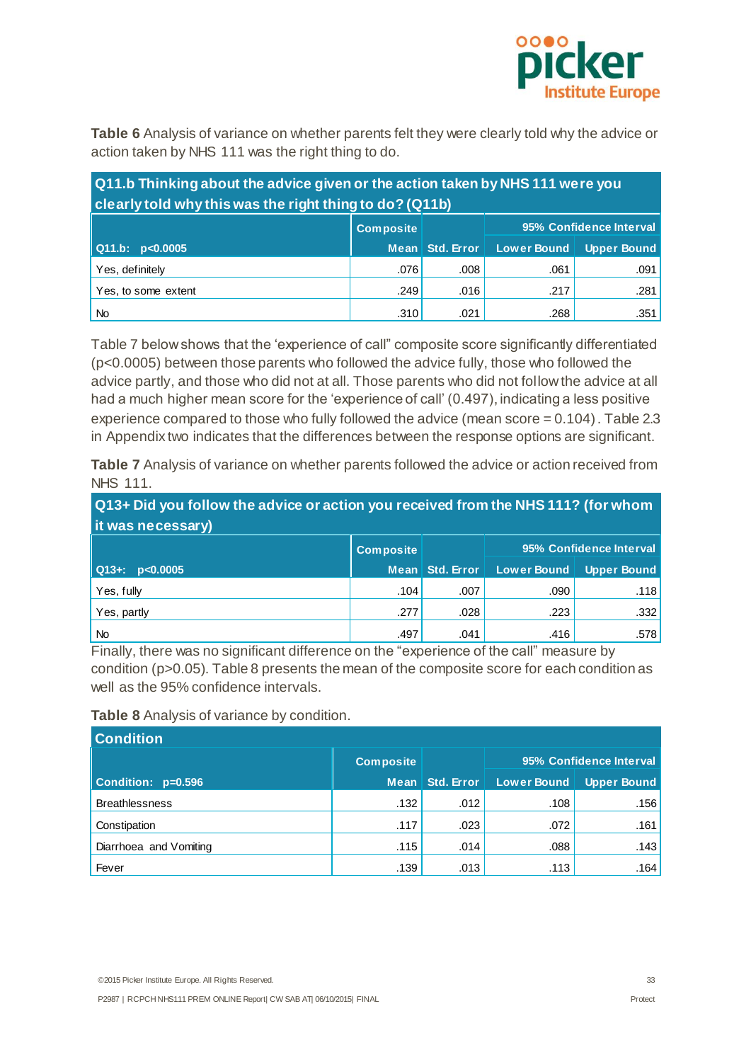**Table 6** Analysis of variance on whether parents felt they were clearly told why the advice or action taken by NHS 111 was the right thing to do.

| Q11.b Thinking about the advice given or the action taken by NHS 111 were you clearly told why this was the right thing to do? (Q11b) | | | | |
|---|---|---|---|---|
| | Composite | | 95% Confidence Interval | |
| Q11.b: p<0.0005 | Mean | Std. Error | Lower Bound | Upper Bound |
| Yes, definitely | .076 | .008 | .061 | .091 |
| Yes, to some extent | .249 | .016 | .217 | .281 |
| No | .310 | .021 | .268 | .351 |

Table 7 below shows that the 'experience of call" composite score significantly differentiated (p<0.0005) between those parents who followed the advice fully, those who followed the advice partly, and those who did not at all. Those parents who did not follow the advice at all had a much higher mean score for the 'experience of call' (0.497), indicating a less positive experience compared to those who fully followed the advice (mean score = 0.104). Table 2.3 in Appendix two indicates that the differences between the response options are significant.

**Table 7** Analysis of variance on whether parents followed the advice or action received from NHS 111.

| Q13+ Did you follow the advice or action you received from the NHS 111? (for whom it was necessary) | | | | |
|---|---|---|---|---|
| | Composite | | 95% Confidence Interval | |
| Q13+: p<0.0005 | Mean | Std. Error | Lower Bound | Upper Bound |
| Yes, fully | .104 | .007 | .090 | .118 |
| Yes, partly | .277 | .028 | .223 | .332 |
| No | .497 | .041 | .416 | .578 |

Finally, there was no significant difference on the "experience of the call" measure by condition (p>0.05). Table 8 presents the mean of the composite score for each condition as well as the 95% confidence intervals.

**Table 8** Analysis of variance by condition.

| Condition | | | | |
|---|---|---|---|---|
| | Composite | | 95% Confidence Interval | |
| Condition: p=0.596 | Mean | Std. Error | Lower Bound | Upper Bound |
| Breathlessness | .132 | .012 | .108 | .156 |
| Constipation | .117 | .023 | .072 | .161 |
| Diarrhoea and Vomiting | .115 | .014 | .088 | .143 |
| Fever | .139 | .013 | .113 | .164 |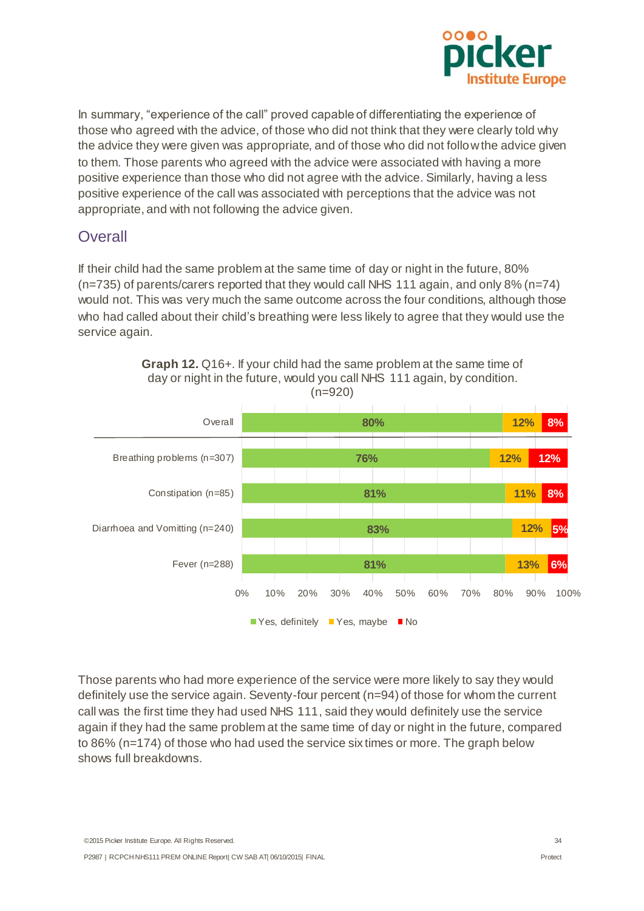In summary, "experience of the call" proved capable of differentiating the experience of those who agreed with the advice, of those who did not think that they were clearly told why the advice they were given was appropriate, and of those who did not follow the advice given to them. Those parents who agreed with the advice were associated with having a more positive experience than those who did not agree with the advice. Similarly, having a less positive experience of the call was associated with perceptions that the advice was not appropriate, and with not following the advice given.

## Overall

If their child had the same problem at the same time of day or night in the future, 80% (n=735) of parents/carers reported that they would call NHS 111 again, and only 8% (n=74) would not. This was very much the same outcome across the four conditions, although those who had called about their child's breathing were less likely to agree that they would use the service again.

**Graph 12.** Q16+. If your child had the same problem at the same time of day or night in the future, would you call NHS 111 again, by condition. (n=920)

| | Yes, definitely | Yes, maybe | No |
|---|---|---|---|
| Overall | 80% | 12% | 8% |
| Breathing problems (n=307) | 76% | 12% | 12% |
| Constipation (n=85) | 81% | 11% | 8% |
| Diarrhoea and Vomitting (n=240) | 83% | 12% | 5% |
| Fever (n=288) | 81% | 13% | 6% |

Those parents who had more experience of the service were more likely to say they would definitely use the service again. Seventy-four percent (n=94) of those for whom the current call was the first time they had used NHS 111, said they would definitely use the service again if they had the same problem at the same time of day or night in the future, compared to 86% (n=174) of those who had used the service six times or more. The graph below shows full breakdowns.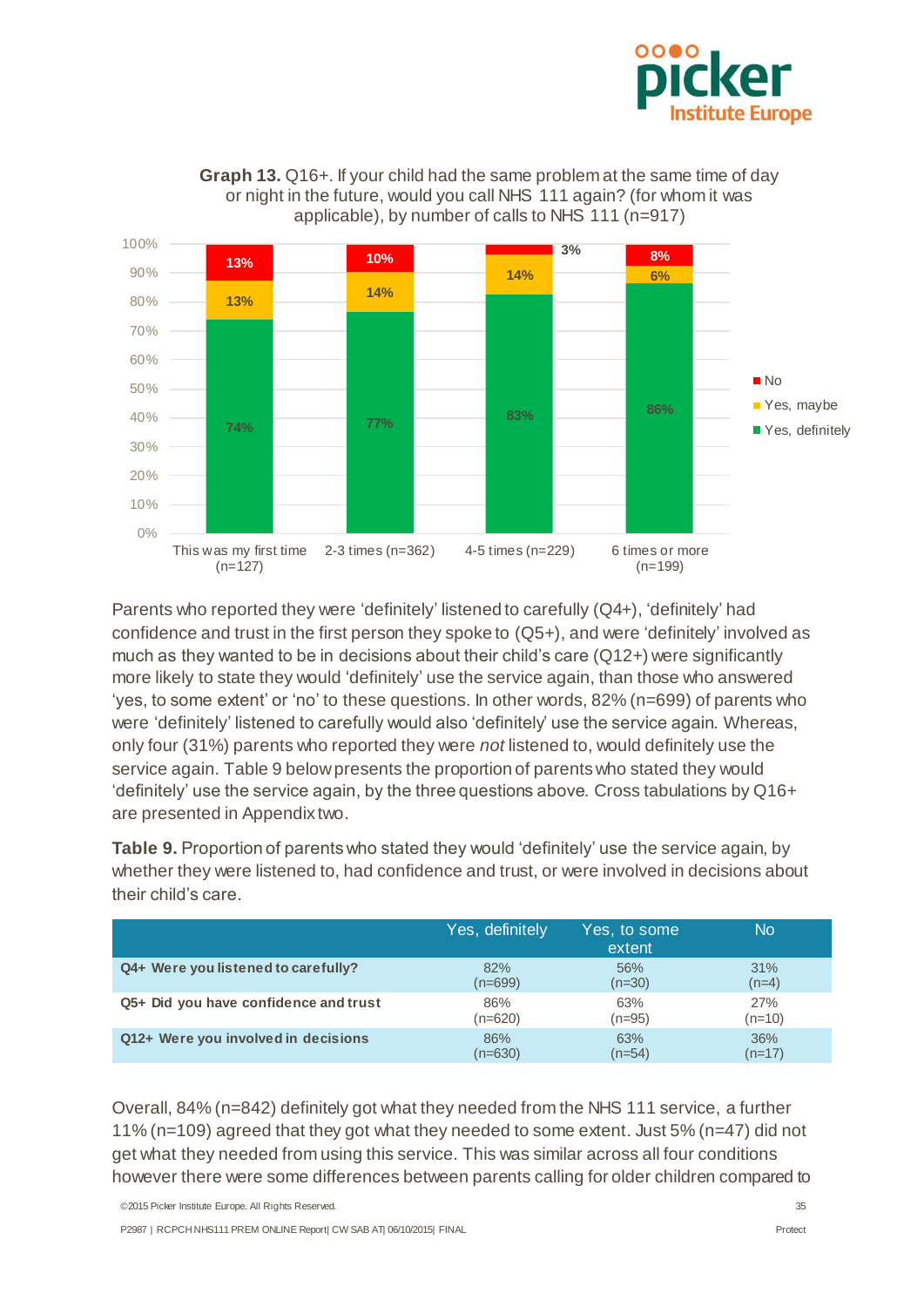**Graph 13.** Q16+. If your child had the same problem at the same time of day or night in the future, would you call NHS 111 again? (for whom it was applicable), by number of calls to NHS 111 (n=917)

| | This was my first time (n=127) | 2-3 times (n=362) | 4-5 times (n=229) | 6 times or more (n=199) |
|---|---|---|---|---|
| No | 13% | 10% | 3% | 8% |
| Yes, maybe | 13% | 14% | 14% | 6% |
| Yes, definitely | 74% | 77% | 83% | 86% |

Parents who reported they were 'definitely' listened to carefully (Q4+), 'definitely' had confidence and trust in the first person they spoke to (Q5+), and were 'definitely' involved as much as they wanted to be in decisions about their child's care (Q12+) were significantly more likely to state they would 'definitely' use the service again, than those who answered 'yes, to some extent' or 'no' to these questions. In other words, 82% (n=699) of parents who were 'definitely' listened to carefully would also 'definitely' use the service again. Whereas, only four (31%) parents who reported they were *not* listened to, would definitely use the service again. Table 9 below presents the proportion of parents who stated they would 'definitely' use the service again, by the three questions above. Cross tabulations by Q16+ are presented in Appendix two.

**Table 9.** Proportion of parents who stated they would 'definitely' use the service again, by whether they were listened to, had confidence and trust, or were involved in decisions about their child's care.

| | Yes, definitely | Yes, to some extent | No |
|---|---|---|---|
| **Q4+ Were you listened to carefully?** | 82% (n=699) | 56% (n=30) | 31% (n=4) |
| **Q5+ Did you have confidence and trust** | 86% (n=620) | 63% (n=95) | 27% (n=10) |
| **Q12+ Were you involved in decisions** | 86% (n=630) | 63% (n=54) | 36% (n=17) |

Overall, 84% (n=842) definitely got what they needed from the NHS 111 service, a further 11% (n=109) agreed that they got what they needed to some extent. Just 5% (n=47) did not get what they needed from using this service. This was similar across all four conditions however there were some differences between parents calling for older children compared to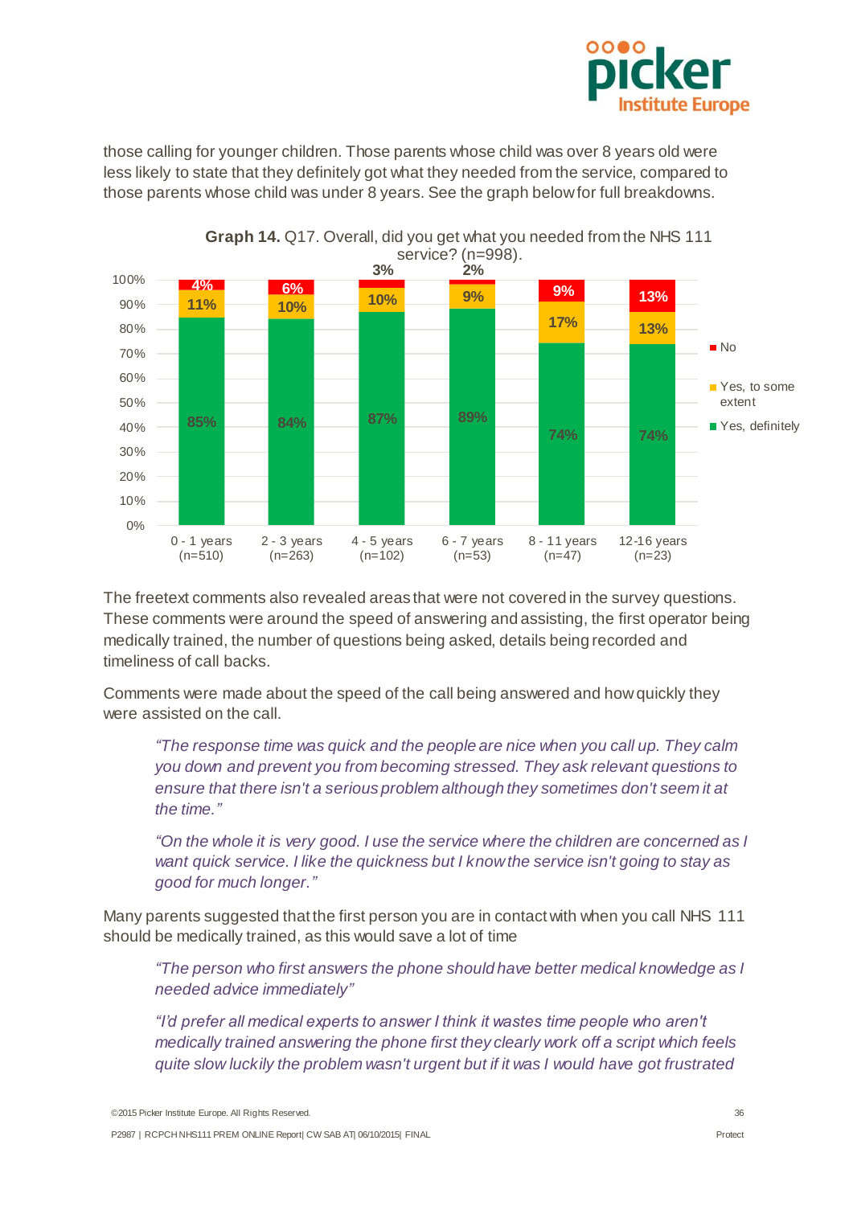those calling for younger children. Those parents whose child was over 8 years old were less likely to state that they definitely got what they needed from the service, compared to those parents whose child was under 8 years. See the graph below for full breakdowns.

**Graph 14.** Q17. Overall, did you get what you needed from the NHS 111 service? (n=998).

| Age | Yes, definitely | Yes, to some extent | No |
|---|---|---|---|
| 0 - 1 years (n=510) | 85% | 11% | 4% |
| 2 - 3 years (n=263) | 84% | 10% | 6% |
| 4 - 5 years (n=102) | 87% | 10% | 3% |
| 6 - 7 years (n=53) | 89% | 9% | 2% |
| 8 - 11 years (n=47) | 74% | 17% | 9% |
| 12-16 years (n=23) | 74% | 13% | 13% |

The freetext comments also revealed areas that were not covered in the survey questions. These comments were around the speed of answering and assisting, the first operator being medically trained, the number of questions being asked, details being recorded and timeliness of call backs.

Comments were made about the speed of the call being answered and how quickly they were assisted on the call.

> *"The response time was quick and the people are nice when you call up. They calm you down and prevent you from becoming stressed. They ask relevant questions to ensure that there isn't a serious problem although they sometimes don't seem it at the time."*

> *"On the whole it is very good. I use the service where the children are concerned as I want quick service. I like the quickness but I know the service isn't going to stay as good for much longer."*

Many parents suggested that the first person you are in contact with when you call NHS 111 should be medically trained, as this would save a lot of time

> *"The person who first answers the phone should have better medical knowledge as I needed advice immediately"*

> *"I'd prefer all medical experts to answer I think it wastes time people who aren't medically trained answering the phone first they clearly work off a script which feels quite slow luckily the problem wasn't urgent but if it was I would have got frustrated*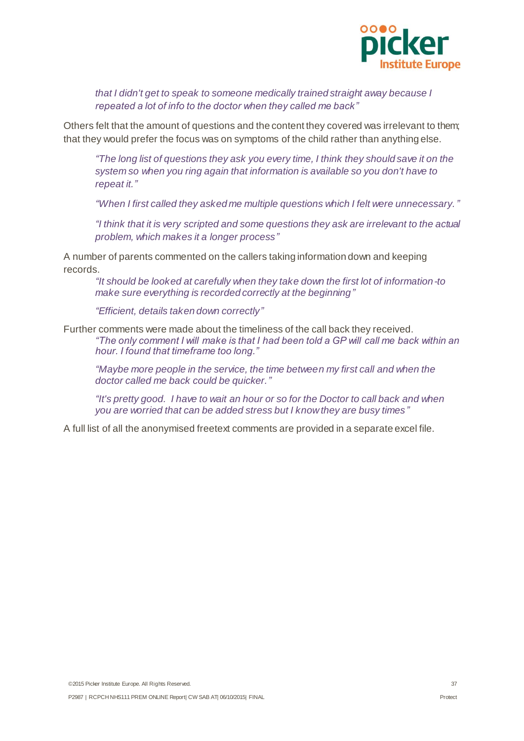*that I didn't get to speak to someone medically trained straight away because I repeated a lot of info to the doctor when they called me back"*

Others felt that the amount of questions and the content they covered was irrelevant to them; that they would prefer the focus was on symptoms of the child rather than anything else.

> *"The long list of questions they ask you every time, I think they should save it on the system so when you ring again that information is available so you don't have to repeat it."*
>
> *"When I first called they asked me multiple questions which I felt were unnecessary."*
>
> *"I think that it is very scripted and some questions they ask are irrelevant to the actual problem, which makes it a longer process"*

A number of parents commented on the callers taking information down and keeping records.

> *"It should be looked at carefully when they take down the first lot of information -to make sure everything is recorded correctly at the beginning"*
>
> *"Efficient, details taken down correctly"*

Further comments were made about the timeliness of the call back they received.

> *"The only comment I will make is that I had been told a GP will call me back within an hour. I found that timeframe too long."*
>
> *"Maybe more people in the service, the time between my first call and when the doctor called me back could be quicker."*
>
> *"It's pretty good. I have to wait an hour or so for the Doctor to call back and when you are worried that can be added stress but I know they are busy times"*

A full list of all the anonymised freetext comments are provided in a separate excel file.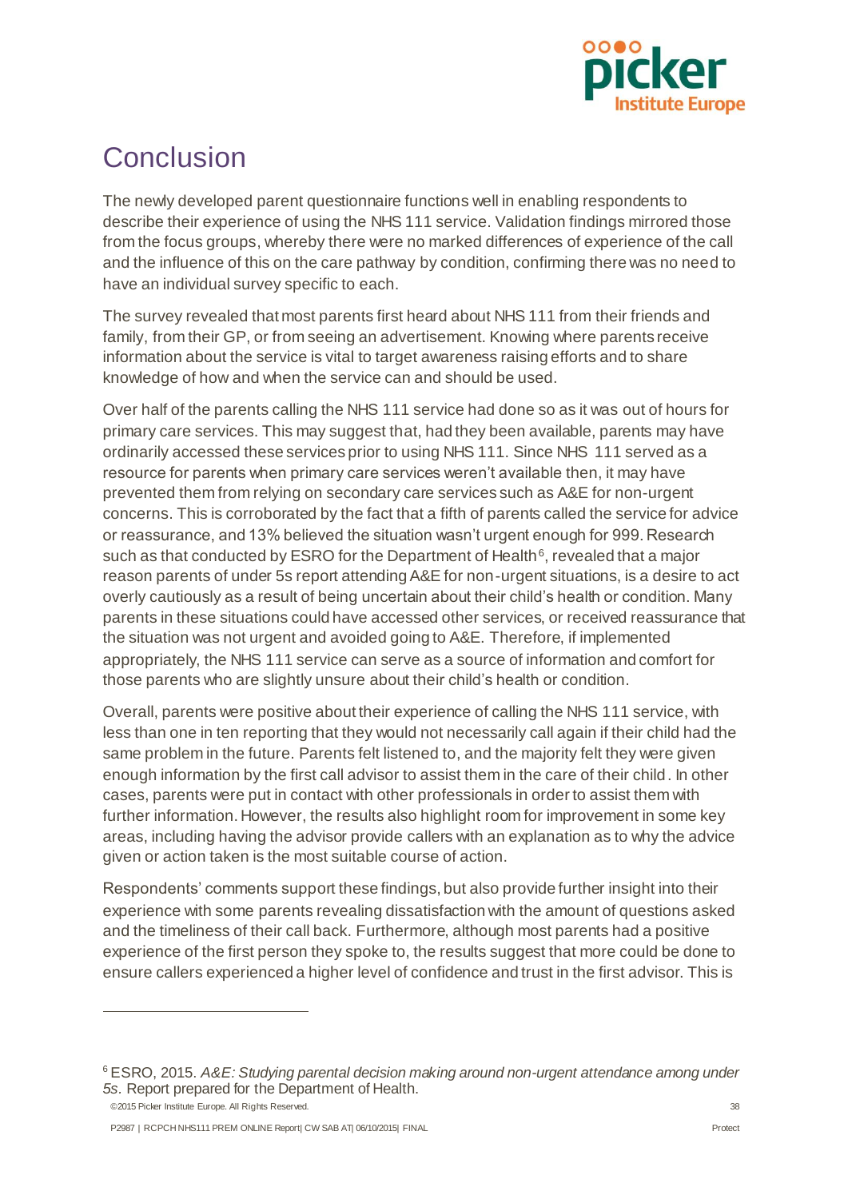# Conclusion

The newly developed parent questionnaire functions well in enabling respondents to describe their experience of using the NHS 111 service. Validation findings mirrored those from the focus groups, whereby there were no marked differences of experience of the call and the influence of this on the care pathway by condition, confirming there was no need to have an individual survey specific to each.

The survey revealed that most parents first heard about NHS 111 from their friends and family, from their GP, or from seeing an advertisement. Knowing where parents receive information about the service is vital to target awareness raising efforts and to share knowledge of how and when the service can and should be used.

Over half of the parents calling the NHS 111 service had done so as it was out of hours for primary care services. This may suggest that, had they been available, parents may have ordinarily accessed these services prior to using NHS 111. Since NHS 111 served as a resource for parents when primary care services weren't available then, it may have prevented them from relying on secondary care services such as A&E for non-urgent concerns. This is corroborated by the fact that a fifth of parents called the service for advice or reassurance, and 13% believed the situation wasn't urgent enough for 999. Research such as that conducted by ESRO for the Department of Health[6], revealed that a major reason parents of under 5s report attending A&E for non-urgent situations, is a desire to act overly cautiously as a result of being uncertain about their child's health or condition. Many parents in these situations could have accessed other services, or received reassurance that the situation was not urgent and avoided going to A&E. Therefore, if implemented appropriately, the NHS 111 service can serve as a source of information and comfort for those parents who are slightly unsure about their child's health or condition.

Overall, parents were positive about their experience of calling the NHS 111 service, with less than one in ten reporting that they would not necessarily call again if their child had the same problem in the future. Parents felt listened to, and the majority felt they were given enough information by the first call advisor to assist them in the care of their child. In other cases, parents were put in contact with other professionals in order to assist them with further information. However, the results also highlight room for improvement in some key areas, including having the advisor provide callers with an explanation as to why the advice given or action taken is the most suitable course of action.

Respondents' comments support these findings, but also provide further insight into their experience with some parents revealing dissatisfaction with the amount of questions asked and the timeliness of their call back. Furthermore, although most parents had a positive experience of the first person they spoke to, the results suggest that more could be done to ensure callers experienced a higher level of confidence and trust in the first advisor. This is

---

[6] ESRO, 2015. *A&E: Studying parental decision making around non-urgent attendance among under 5s*. Report prepared for the Department of Health.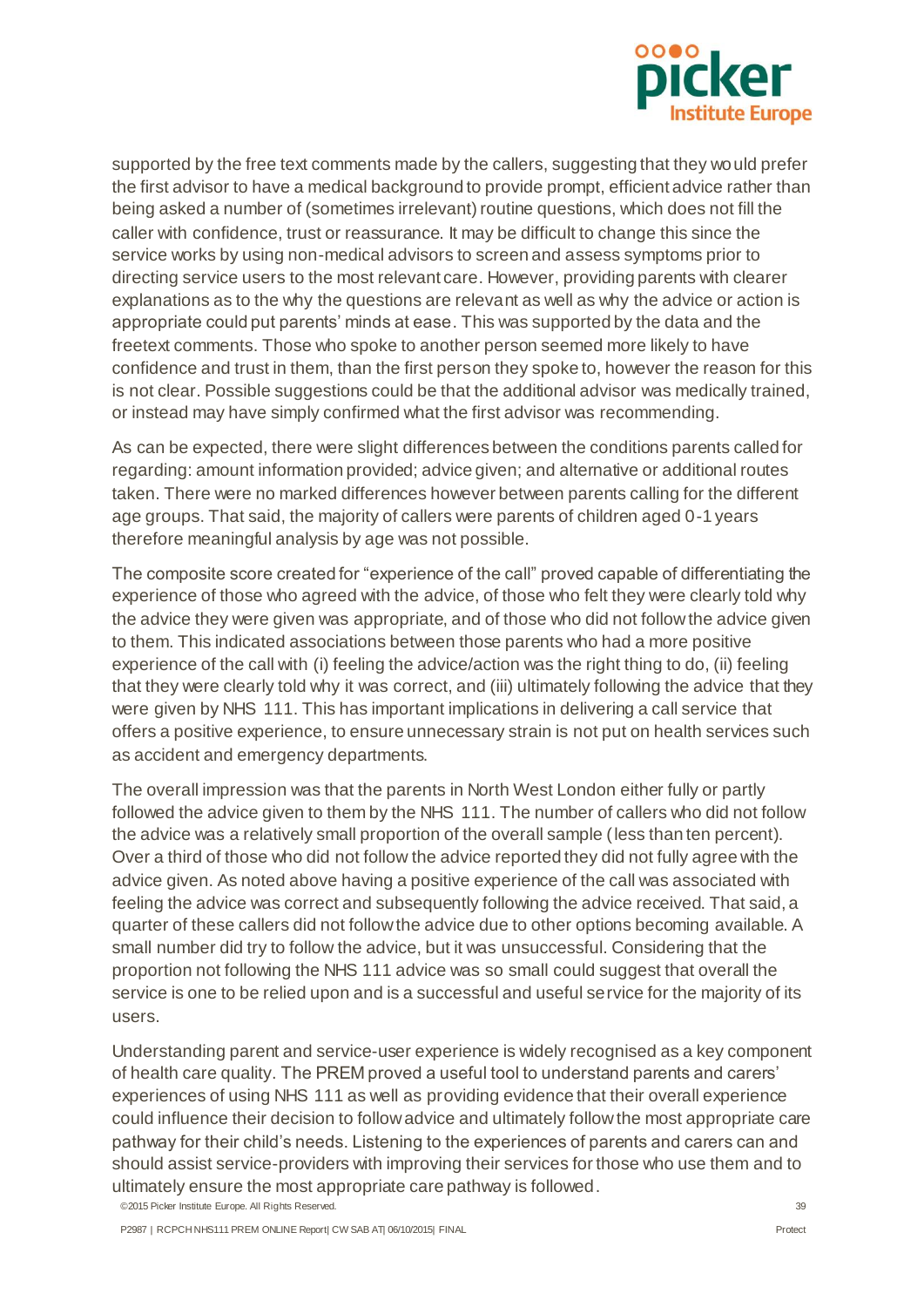supported by the free text comments made by the callers, suggesting that they would prefer the first advisor to have a medical background to provide prompt, efficient advice rather than being asked a number of (sometimes irrelevant) routine questions, which does not fill the caller with confidence, trust or reassurance. It may be difficult to change this since the service works by using non-medical advisors to screen and assess symptoms prior to directing service users to the most relevant care. However, providing parents with clearer explanations as to the why the questions are relevant as well as why the advice or action is appropriate could put parents' minds at ease. This was supported by the data and the freetext comments. Those who spoke to another person seemed more likely to have confidence and trust in them, than the first person they spoke to, however the reason for this is not clear. Possible suggestions could be that the additional advisor was medically trained, or instead may have simply confirmed what the first advisor was recommending.

As can be expected, there were slight differences between the conditions parents called for regarding: amount information provided; advice given; and alternative or additional routes taken. There were no marked differences however between parents calling for the different age groups. That said, the majority of callers were parents of children aged 0-1 years therefore meaningful analysis by age was not possible.

The composite score created for "experience of the call" proved capable of differentiating the experience of those who agreed with the advice, of those who felt they were clearly told why the advice they were given was appropriate, and of those who did not follow the advice given to them. This indicated associations between those parents who had a more positive experience of the call with (i) feeling the advice/action was the right thing to do, (ii) feeling that they were clearly told why it was correct, and (iii) ultimately following the advice that they were given by NHS 111. This has important implications in delivering a call service that offers a positive experience, to ensure unnecessary strain is not put on health services such as accident and emergency departments.

The overall impression was that the parents in North West London either fully or partly followed the advice given to them by the NHS 111. The number of callers who did not follow the advice was a relatively small proportion of the overall sample (less than ten percent). Over a third of those who did not follow the advice reported they did not fully agree with the advice given. As noted above having a positive experience of the call was associated with feeling the advice was correct and subsequently following the advice received. That said, a quarter of these callers did not follow the advice due to other options becoming available. A small number did try to follow the advice, but it was unsuccessful. Considering that the proportion not following the NHS 111 advice was so small could suggest that overall the service is one to be relied upon and is a successful and useful service for the majority of its users.

Understanding parent and service-user experience is widely recognised as a key component of health care quality. The PREM proved a useful tool to understand parents and carers' experiences of using NHS 111 as well as providing evidence that their overall experience could influence their decision to follow advice and ultimately follow the most appropriate care pathway for their child's needs. Listening to the experiences of parents and carers can and should assist service-providers with improving their services for those who use them and to ultimately ensure the most appropriate care pathway is followed.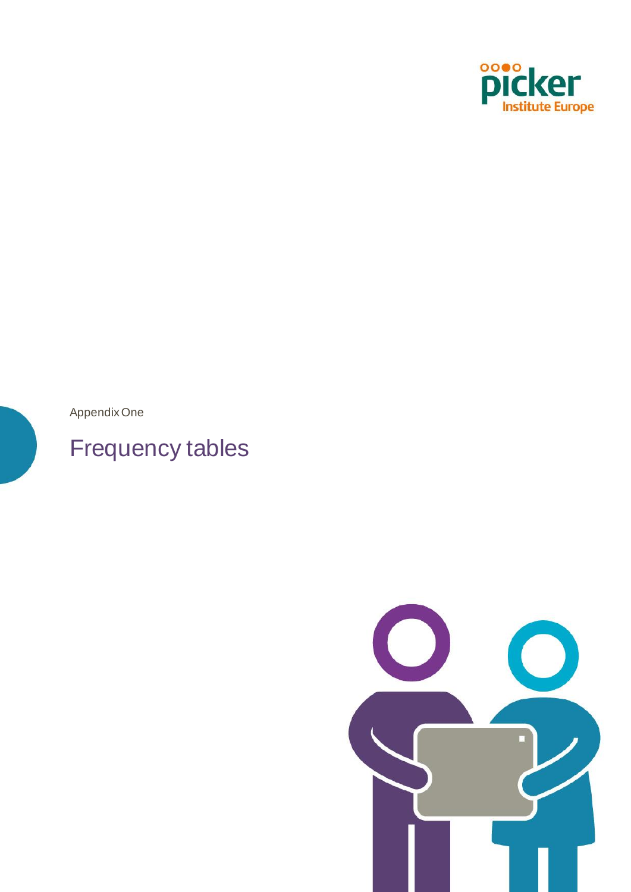Appendix One

# Frequency tables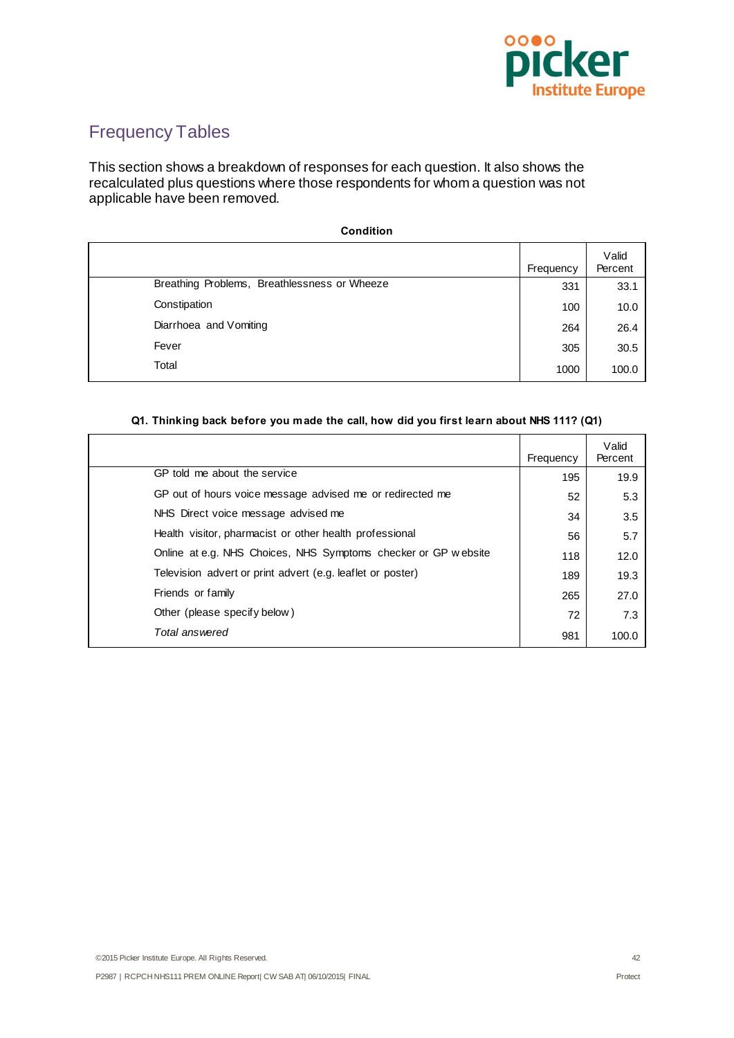## Frequency Tables

This section shows a breakdown of responses for each question. It also shows the recalculated plus questions where those respondents for whom a question was not applicable have been removed.

**Condition**

| | Frequency | Valid Percent |
|---|---|---|
| Breathing Problems, Breathlessness or Wheeze | 331 | 33.1 |
| Constipation | 100 | 10.0 |
| Diarrhoea and Vomiting | 264 | 26.4 |
| Fever | 305 | 30.5 |
| Total | 1000 | 100.0 |

**Q1. Thinking back before you made the call, how did you first learn about NHS 111? (Q1)**

| | Frequency | Valid Percent |
|---|---|---|
| GP told me about the service | 195 | 19.9 |
| GP out of hours voice message advised me or redirected me | 52 | 5.3 |
| NHS Direct voice message advised me | 34 | 3.5 |
| Health visitor, pharmacist or other health professional | 56 | 5.7 |
| Online at e.g. NHS Choices, NHS Symptoms checker or GP website | 118 | 12.0 |
| Television advert or print advert (e.g. leaflet or poster) | 189 | 19.3 |
| Friends or family | 265 | 27.0 |
| Other (please specify below) | 72 | 7.3 |
| *Total answered* | 981 | 100.0 |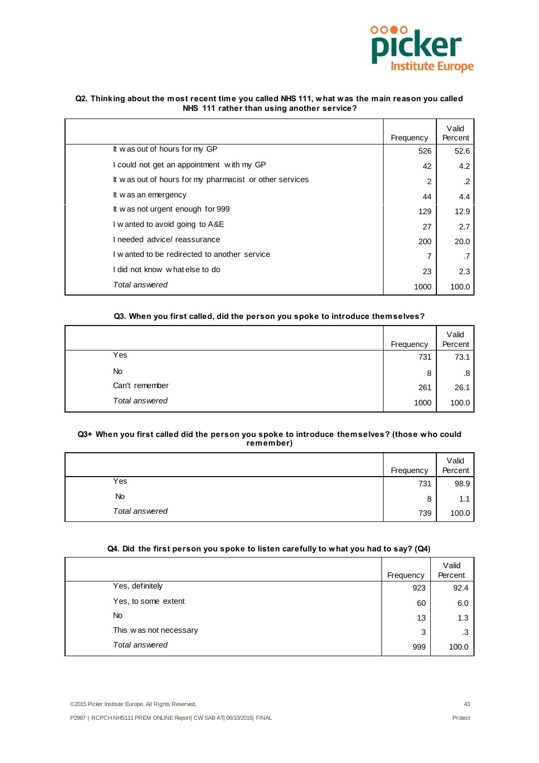**Q2. Thinking about the most recent time you called NHS 111, what was the main reason you called NHS 111 rather than using another service?**

| | Frequency | Valid Percent |
|---|---|---|
| It was out of hours for my GP | 526 | 52.6 |
| I could not get an appointment with my GP | 42 | 4.2 |
| It was out of hours for my pharmacist or other services | 2 | .2 |
| It was an emergency | 44 | 4.4 |
| It was not urgent enough for 999 | 129 | 12.9 |
| I wanted to avoid going to A&E | 27 | 2.7 |
| I needed advice/ reassurance | 200 | 20.0 |
| I wanted to be redirected to another service | 7 | .7 |
| I did not know what else to do | 23 | 2.3 |
| *Total answered* | 1000 | 100.0 |

**Q3. When you first called, did the person you spoke to introduce themselves?**

| | Frequency | Valid Percent |
|---|---|---|
| Yes | 731 | 73.1 |
| No | 8 | .8 |
| Can't remember | 261 | 26.1 |
| *Total answered* | 1000 | 100.0 |

**Q3+ When you first called did the person you spoke to introduce themselves? (those who could remember)**

| | Frequency | Valid Percent |
|---|---|---|
| Yes | 731 | 98.9 |
| No | 8 | 1.1 |
| *Total answered* | 739 | 100.0 |

**Q4. Did the first person you spoke to listen carefully to what you had to say? (Q4)**

| | Frequency | Valid Percent |
|---|---|---|
| Yes, definitely | 923 | 92.4 |
| Yes, to some extent | 60 | 6.0 |
| No | 13 | 1.3 |
| This was not necessary | 3 | .3 |
| *Total answered* | 999 | 100.0 |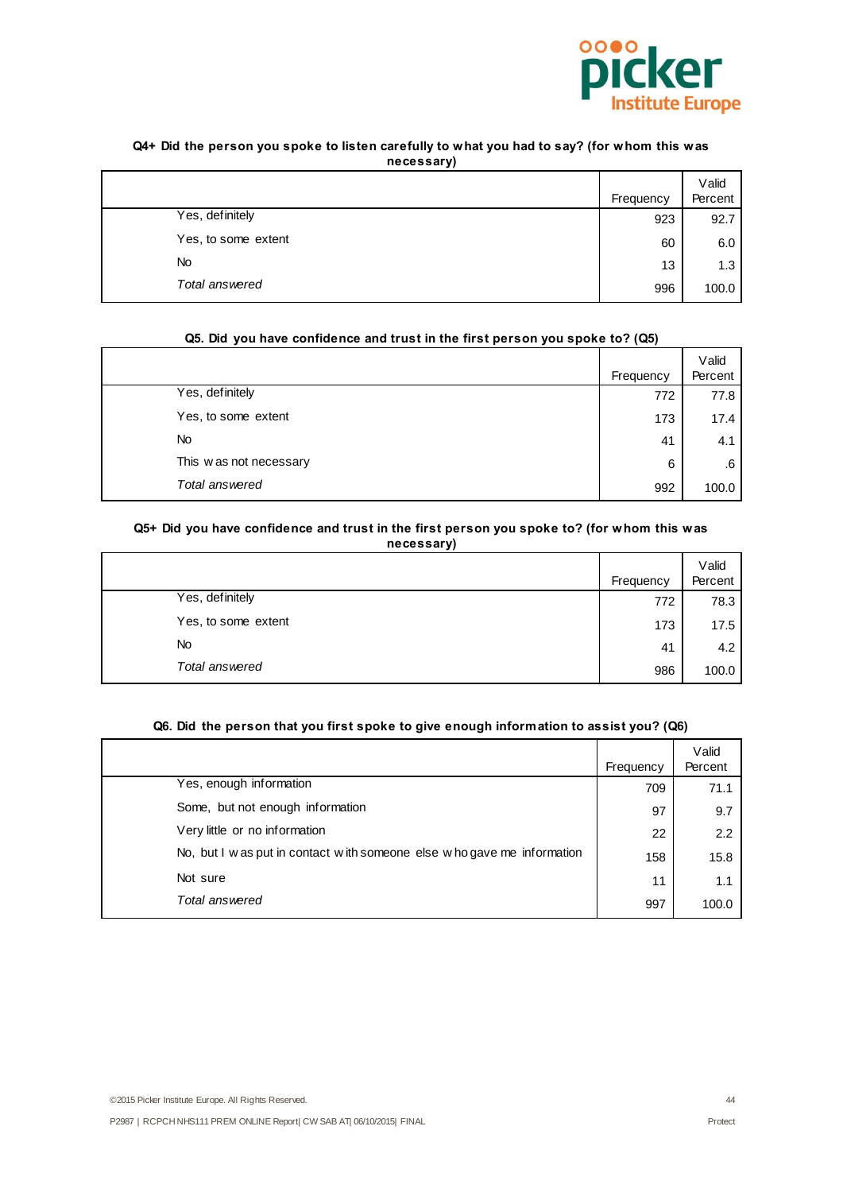**Q4+ Did the person you spoke to listen carefully to what you had to say? (for whom this was necessary)**

| | Frequency | Valid Percent |
|---|---|---|
| Yes, definitely | 923 | 92.7 |
| Yes, to some extent | 60 | 6.0 |
| No | 13 | 1.3 |
| *Total answered* | 996 | 100.0 |

**Q5. Did you have confidence and trust in the first person you spoke to? (Q5)**

| | Frequency | Valid Percent |
|---|---|---|
| Yes, definitely | 772 | 77.8 |
| Yes, to some extent | 173 | 17.4 |
| No | 41 | 4.1 |
| This was not necessary | 6 | .6 |
| *Total answered* | 992 | 100.0 |

**Q5+ Did you have confidence and trust in the first person you spoke to? (for whom this was necessary)**

| | Frequency | Valid Percent |
|---|---|---|
| Yes, definitely | 772 | 78.3 |
| Yes, to some extent | 173 | 17.5 |
| No | 41 | 4.2 |
| *Total answered* | 986 | 100.0 |

**Q6. Did the person that you first spoke to give enough information to assist you? (Q6)**

| | Frequency | Valid Percent |
|---|---|---|
| Yes, enough information | 709 | 71.1 |
| Some, but not enough information | 97 | 9.7 |
| Very little or no information | 22 | 2.2 |
| No, but I was put in contact with someone else who gave me information | 158 | 15.8 |
| Not sure | 11 | 1.1 |
| *Total answered* | 997 | 100.0 |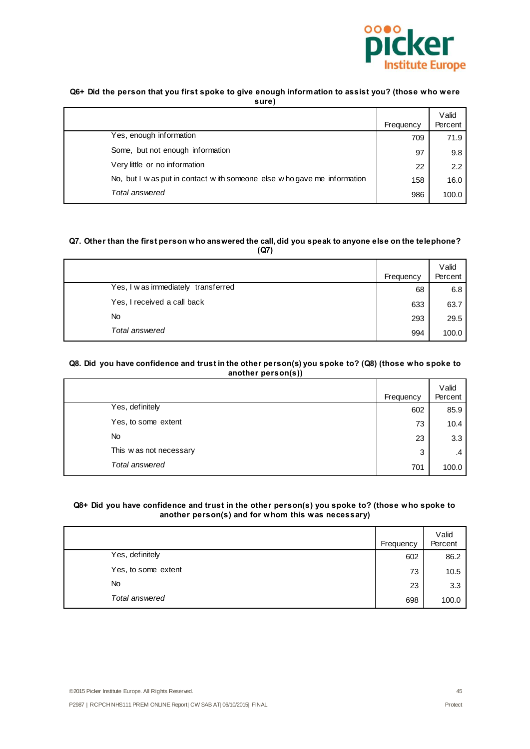**Q6+ Did the person that you first spoke to give enough information to assist you? (those who were sure)**

| | Frequency | Valid Percent |
|---|---|---|
| Yes, enough information | 709 | 71.9 |
| Some, but not enough information | 97 | 9.8 |
| Very little or no information | 22 | 2.2 |
| No, but I was put in contact with someone else who gave me information | 158 | 16.0 |
| *Total answered* | 986 | 100.0 |

**Q7. Other than the first person who answered the call, did you speak to anyone else on the telephone? (Q7)**

| | Frequency | Valid Percent |
|---|---|---|
| Yes, I was immediately transferred | 68 | 6.8 |
| Yes, I received a call back | 633 | 63.7 |
| No | 293 | 29.5 |
| *Total answered* | 994 | 100.0 |

**Q8. Did you have confidence and trust in the other person(s) you spoke to? (Q8) (those who spoke to another person(s))**

| | Frequency | Valid Percent |
|---|---|---|
| Yes, definitely | 602 | 85.9 |
| Yes, to some extent | 73 | 10.4 |
| No | 23 | 3.3 |
| This was not necessary | 3 | .4 |
| *Total answered* | 701 | 100.0 |

**Q8+ Did you have confidence and trust in the other person(s) you spoke to? (those who spoke to another person(s) and for whom this was necessary)**

| | Frequency | Valid Percent |
|---|---|---|
| Yes, definitely | 602 | 86.2 |
| Yes, to some extent | 73 | 10.5 |
| No | 23 | 3.3 |
| *Total answered* | 698 | 100.0 |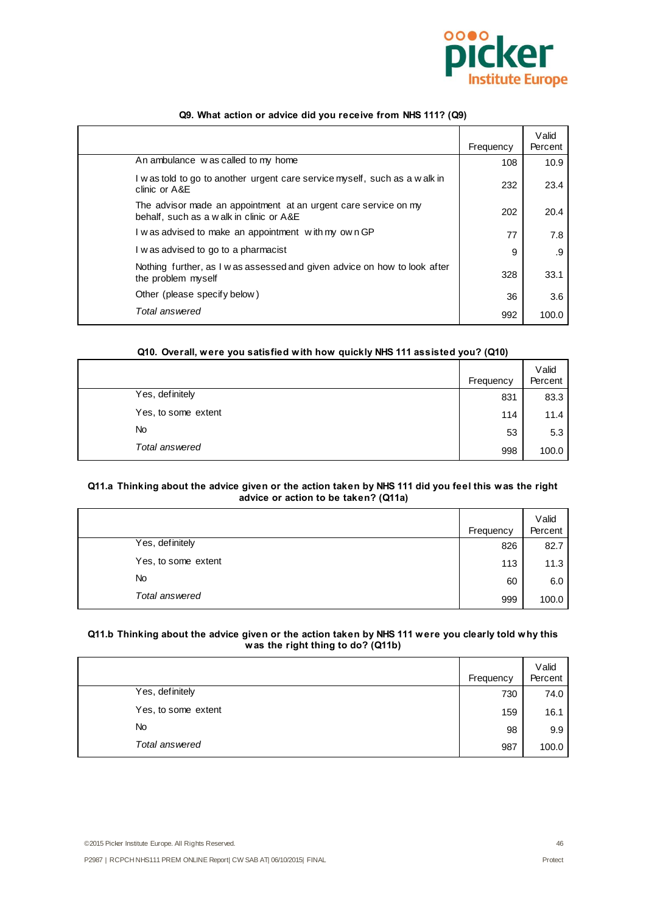### Q9. What action or advice did you receive from NHS 111? (Q9)

| | Frequency | Valid Percent |
|---|---|---|
| An ambulance was called to my home | 108 | 10.9 |
| I was told to go to another urgent care service myself, such as a walk in clinic or A&E | 232 | 23.4 |
| The advisor made an appointment at an urgent care service on my behalf, such as a walk in clinic or A&E | 202 | 20.4 |
| I was advised to make an appointment with my own GP | 77 | 7.8 |
| I was advised to go to a pharmacist | 9 | .9 |
| Nothing further, as I was assessed and given advice on how to look after the problem myself | 328 | 33.1 |
| Other (please specify below) | 36 | 3.6 |
| *Total answered* | 992 | 100.0 |

### Q10. Overall, were you satisfied with how quickly NHS 111 assisted you? (Q10)

| | Frequency | Valid Percent |
|---|---|---|
| Yes, definitely | 831 | 83.3 |
| Yes, to some extent | 114 | 11.4 |
| No | 53 | 5.3 |
| *Total answered* | 998 | 100.0 |

### Q11.a Thinking about the advice given or the action taken by NHS 111 did you feel this was the right advice or action to be taken? (Q11a)

| | Frequency | Valid Percent |
|---|---|---|
| Yes, definitely | 826 | 82.7 |
| Yes, to some extent | 113 | 11.3 |
| No | 60 | 6.0 |
| *Total answered* | 999 | 100.0 |

### Q11.b Thinking about the advice given or the action taken by NHS 111 were you clearly told why this was the right thing to do? (Q11b)

| | Frequency | Valid Percent |
|---|---|---|
| Yes, definitely | 730 | 74.0 |
| Yes, to some extent | 159 | 16.1 |
| No | 98 | 9.9 |
| *Total answered* | 987 | 100.0 |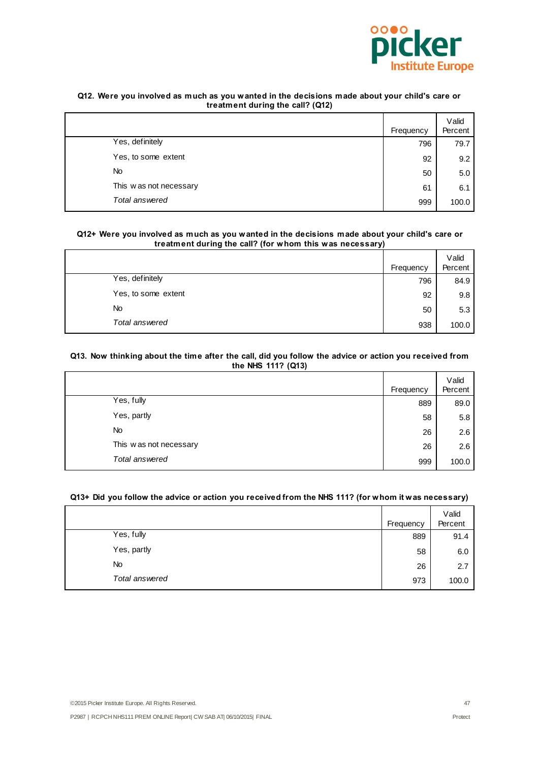**Q12. Were you involved as much as you wanted in the decisions made about your child's care or treatment during the call? (Q12)**

| | Frequency | Valid Percent |
|---|---|---|
| Yes, definitely | 796 | 79.7 |
| Yes, to some extent | 92 | 9.2 |
| No | 50 | 5.0 |
| This was not necessary | 61 | 6.1 |
| *Total answered* | 999 | 100.0 |

**Q12+ Were you involved as much as you wanted in the decisions made about your child's care or treatment during the call? (for whom this was necessary)**

| | Frequency | Valid Percent |
|---|---|---|
| Yes, definitely | 796 | 84.9 |
| Yes, to some extent | 92 | 9.8 |
| No | 50 | 5.3 |
| *Total answered* | 938 | 100.0 |

**Q13. Now thinking about the time after the call, did you follow the advice or action you received from the NHS 111? (Q13)**

| | Frequency | Valid Percent |
|---|---|---|
| Yes, fully | 889 | 89.0 |
| Yes, partly | 58 | 5.8 |
| No | 26 | 2.6 |
| This was not necessary | 26 | 2.6 |
| *Total answered* | 999 | 100.0 |

**Q13+ Did you follow the advice or action you received from the NHS 111? (for whom it was necessary)**

| | Frequency | Valid Percent |
|---|---|---|
| Yes, fully | 889 | 91.4 |
| Yes, partly | 58 | 6.0 |
| No | 26 | 2.7 |
| *Total answered* | 973 | 100.0 |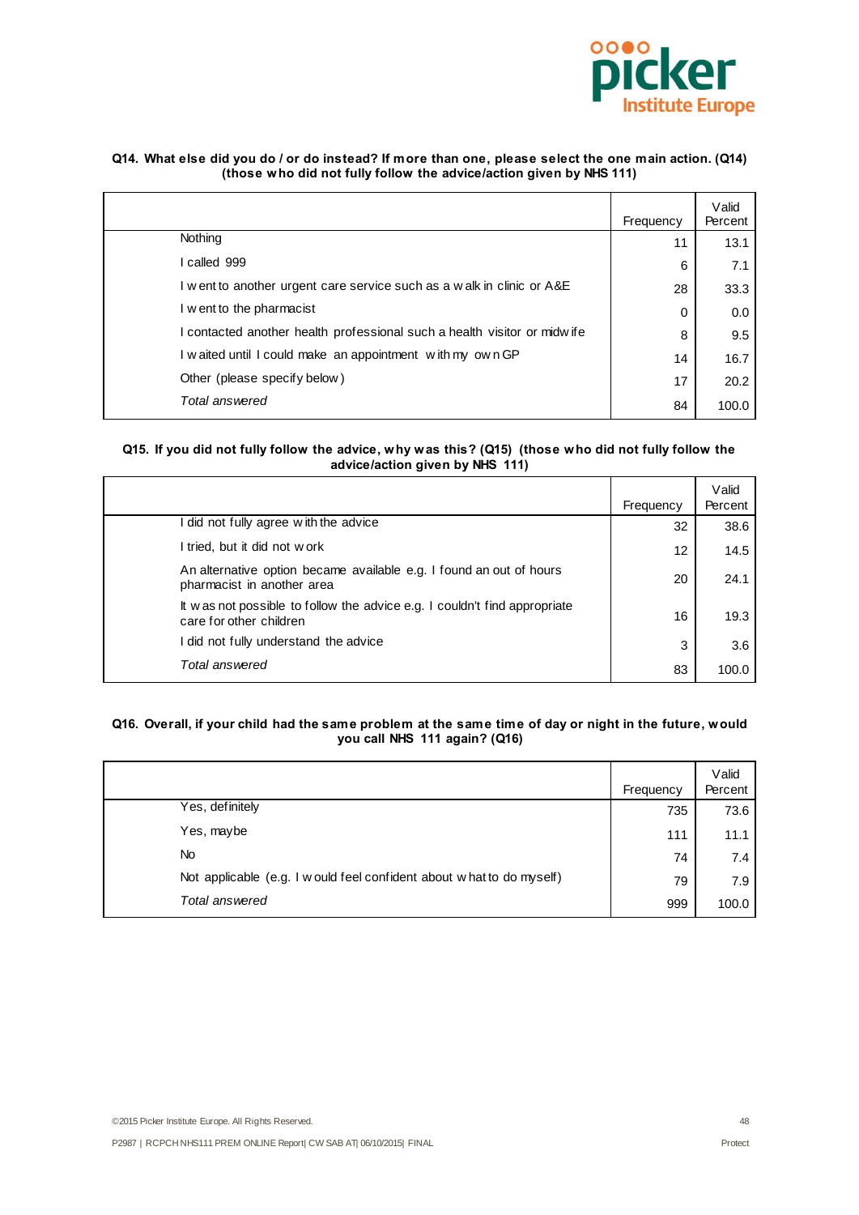**Q14. What else did you do / or do instead? If more than one, please select the one main action. (Q14) (those who did not fully follow the advice/action given by NHS 111)**

| | Frequency | Valid Percent |
|---|---|---|
| Nothing | 11 | 13.1 |
| I called 999 | 6 | 7.1 |
| I went to another urgent care service such as a walk in clinic or A&E | 28 | 33.3 |
| I went to the pharmacist | 0 | 0.0 |
| I contacted another health professional such a health visitor or midwife | 8 | 9.5 |
| I waited until I could make an appointment with my own GP | 14 | 16.7 |
| Other (please specify below) | 17 | 20.2 |
| *Total answered* | 84 | 100.0 |

**Q15. If you did not fully follow the advice, why was this? (Q15) (those who did not fully follow the advice/action given by NHS 111)**

| | Frequency | Valid Percent |
|---|---|---|
| I did not fully agree with the advice | 32 | 38.6 |
| I tried, but it did not work | 12 | 14.5 |
| An alternative option became available e.g. I found an out of hours pharmacist in another area | 20 | 24.1 |
| It was not possible to follow the advice e.g. I couldn't find appropriate care for other children | 16 | 19.3 |
| I did not fully understand the advice | 3 | 3.6 |
| *Total answered* | 83 | 100.0 |

**Q16. Overall, if your child had the same problem at the same time of day or night in the future, would you call NHS 111 again? (Q16)**

| | Frequency | Valid Percent |
|---|---|---|
| Yes, definitely | 735 | 73.6 |
| Yes, maybe | 111 | 11.1 |
| No | 74 | 7.4 |
| Not applicable (e.g. I would feel confident about what to do myself) | 79 | 7.9 |
| *Total answered* | 999 | 100.0 |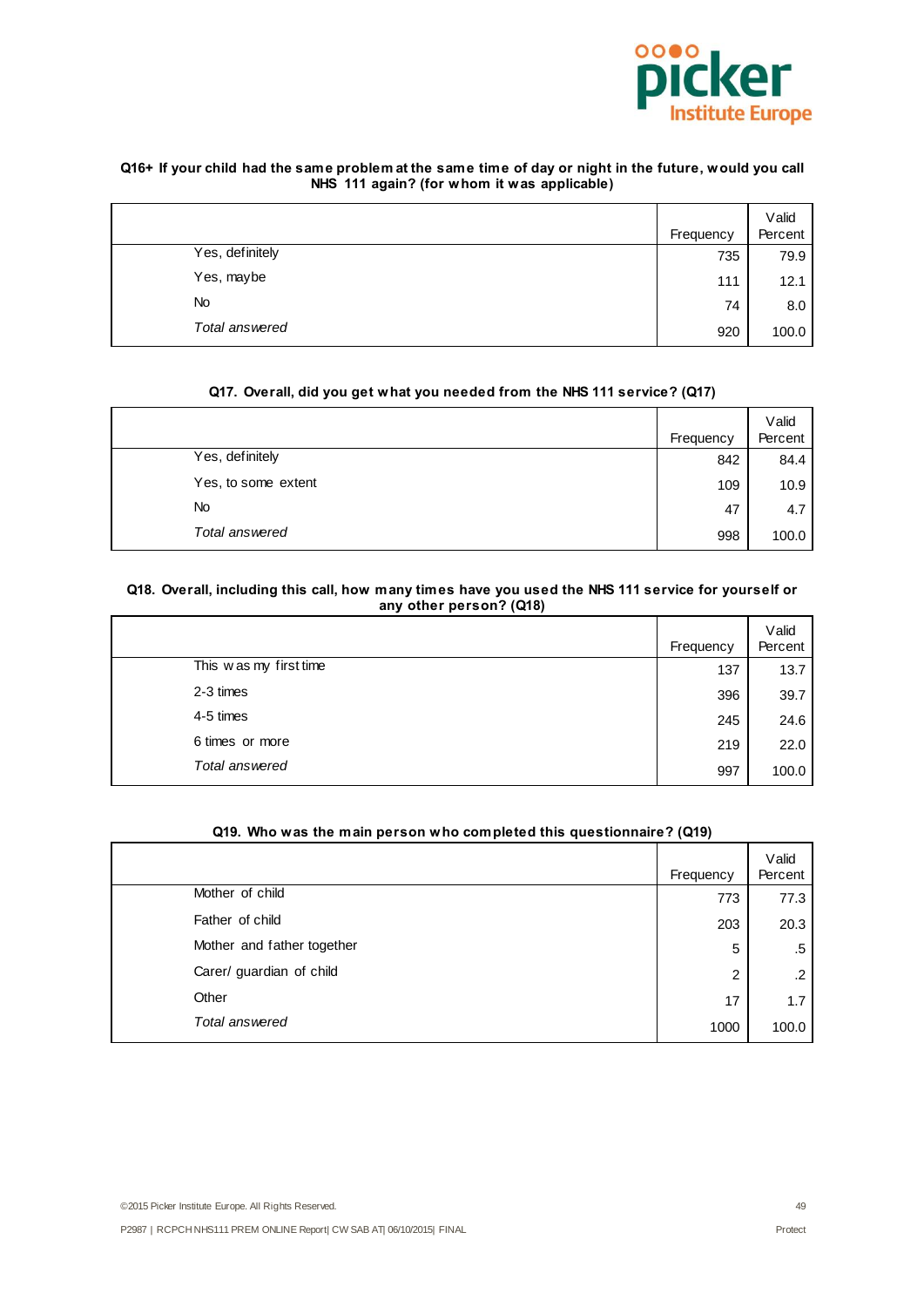**Q16+ If your child had the same problem at the same time of day or night in the future, would you call NHS 111 again? (for whom it was applicable)**

| | Frequency | Valid Percent |
|---|---|---|
| Yes, definitely | 735 | 79.9 |
| Yes, maybe | 111 | 12.1 |
| No | 74 | 8.0 |
| *Total answered* | 920 | 100.0 |

**Q17. Overall, did you get what you needed from the NHS 111 service? (Q17)**

| | Frequency | Valid Percent |
|---|---|---|
| Yes, definitely | 842 | 84.4 |
| Yes, to some extent | 109 | 10.9 |
| No | 47 | 4.7 |
| *Total answered* | 998 | 100.0 |

**Q18. Overall, including this call, how many times have you used the NHS 111 service for yourself or any other person? (Q18)**

| | Frequency | Valid Percent |
|---|---|---|
| This was my first time | 137 | 13.7 |
| 2-3 times | 396 | 39.7 |
| 4-5 times | 245 | 24.6 |
| 6 times or more | 219 | 22.0 |
| *Total answered* | 997 | 100.0 |

**Q19. Who was the main person who completed this questionnaire? (Q19)**

| | Frequency | Valid Percent |
|---|---|---|
| Mother of child | 773 | 77.3 |
| Father of child | 203 | 20.3 |
| Mother and father together | 5 | .5 |
| Carer/ guardian of child | 2 | .2 |
| Other | 17 | 1.7 |
| *Total answered* | 1000 | 100.0 |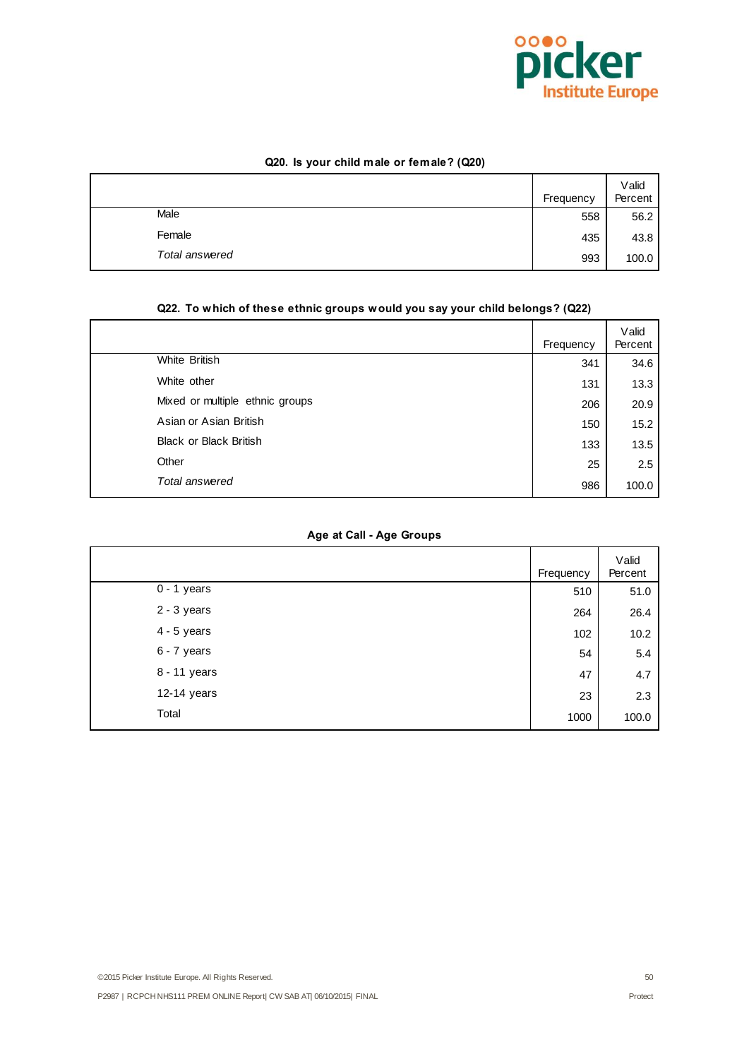**Q20. Is your child male or female? (Q20)**

| | Frequency | Valid Percent |
|---|---|---|
| Male | 558 | 56.2 |
| Female | 435 | 43.8 |
| *Total answered* | 993 | 100.0 |

**Q22. To which of these ethnic groups would you say your child belongs? (Q22)**

| | Frequency | Valid Percent |
|---|---|---|
| White British | 341 | 34.6 |
| White other | 131 | 13.3 |
| Mixed or multiple ethnic groups | 206 | 20.9 |
| Asian or Asian British | 150 | 15.2 |
| Black or Black British | 133 | 13.5 |
| Other | 25 | 2.5 |
| *Total answered* | 986 | 100.0 |

**Age at Call - Age Groups**

| | Frequency | Valid Percent |
|---|---|---|
| 0 - 1 years | 510 | 51.0 |
| 2 - 3 years | 264 | 26.4 |
| 4 - 5 years | 102 | 10.2 |
| 6 - 7 years | 54 | 5.4 |
| 8 - 11 years | 47 | 4.7 |
| 12-14 years | 23 | 2.3 |
| Total | 1000 | 100.0 |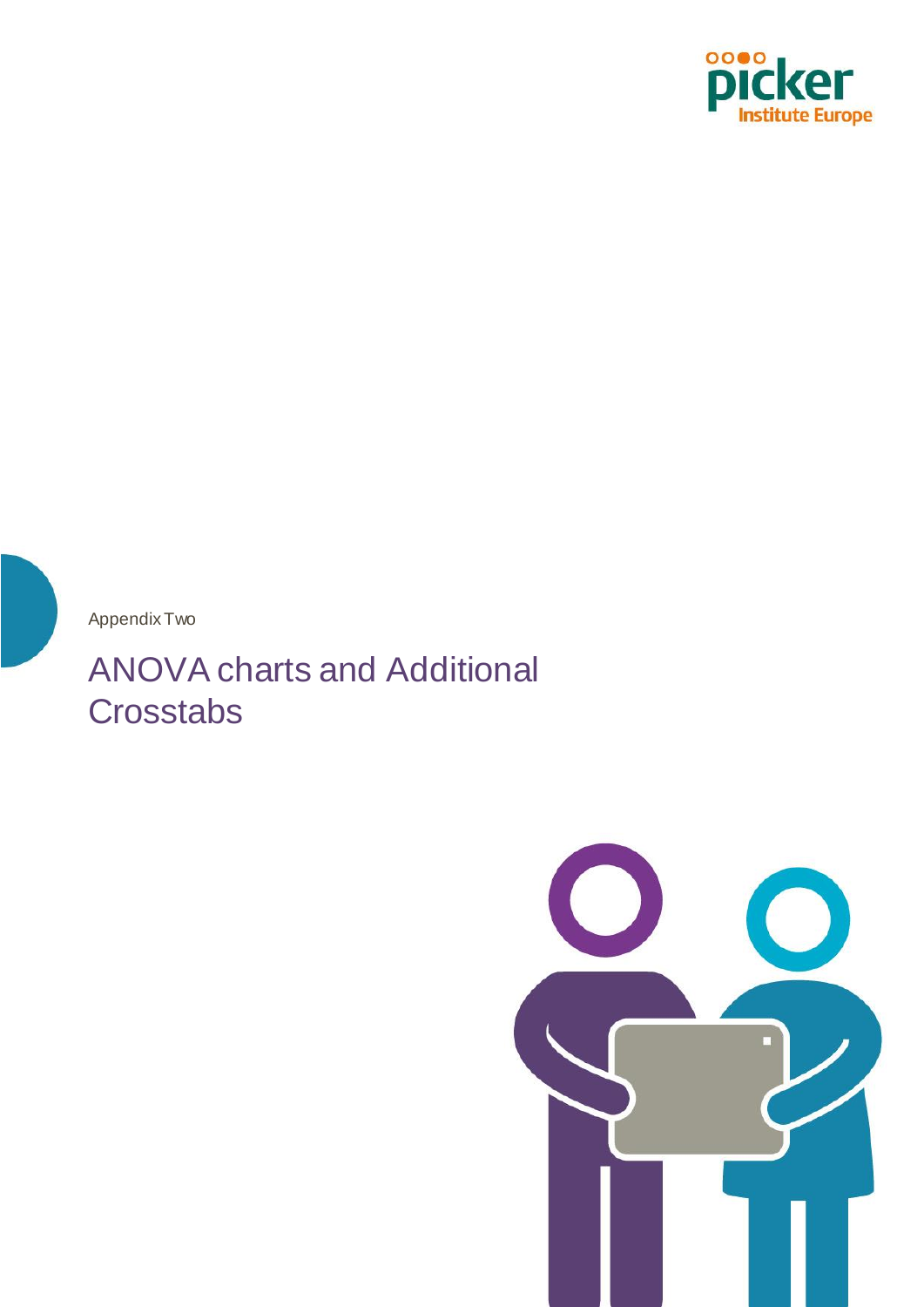Appendix Two

# ANOVA charts and Additional Crosstabs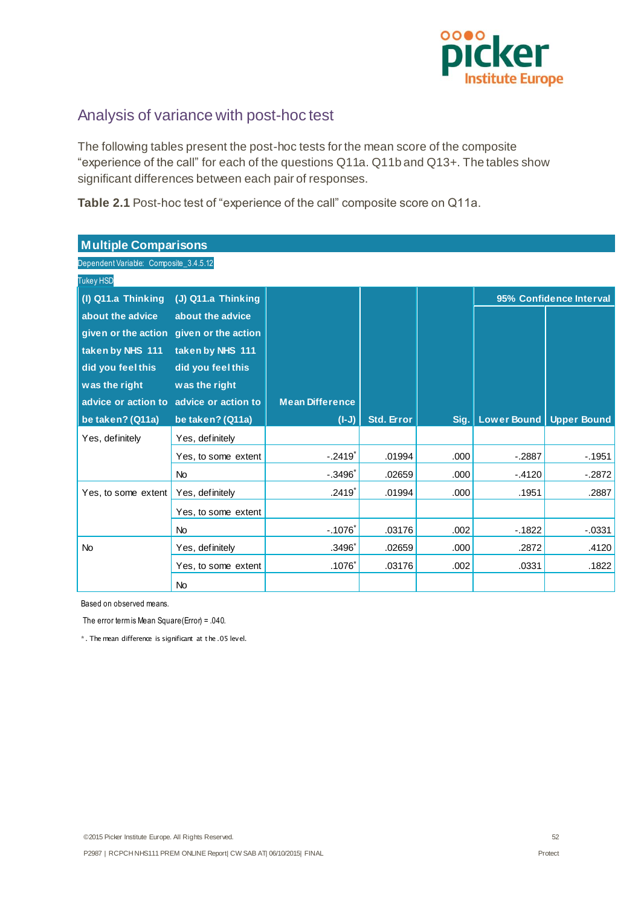## Analysis of variance with post-hoc test

The following tables present the post-hoc tests for the mean score of the composite "experience of the call" for each of the questions Q11a. Q11b and Q13+. The tables show significant differences between each pair of responses.

**Table 2.1** Post-hoc test of "experience of the call" composite score on Q11a.

**Multiple Comparisons**

Dependent Variable: Composite_3.4.5.12

Tukey HSD

| (I) Q11.a Thinking about the advice given or the action taken by NHS 111 did you feel this was the right advice or action to be taken? (Q11a) | (J) Q11.a Thinking about the advice given or the action taken by NHS 111 did you feel this was the right advice or action to be taken? (Q11a) | Mean Difference (I-J) | Std. Error | Sig. | 95% Confidence Interval | |
|---|---|---|---|---|---|---|
| | | | | | Lower Bound | Upper Bound |
| Yes, definitely | Yes, definitely | | | | | |
| | Yes, to some extent | -.2419* | .01994 | .000 | -.2887 | -.1951 |
| | No | -.3496* | .02659 | .000 | -.4120 | -.2872 |
| Yes, to some extent | Yes, definitely | .2419* | .01994 | .000 | .1951 | .2887 |
| | Yes, to some extent | | | | | |
| | No | -.1076* | .03176 | .002 | -.1822 | -.0331 |
| No | Yes, definitely | .3496* | .02659 | .000 | .2872 | .4120 |
| | Yes, to some extent | .1076* | .03176 | .002 | .0331 | .1822 |
| | No | | | | | |

Based on observed means.

The error term is Mean Square(Error) = .040.

*. The mean difference is significant at the .05 level.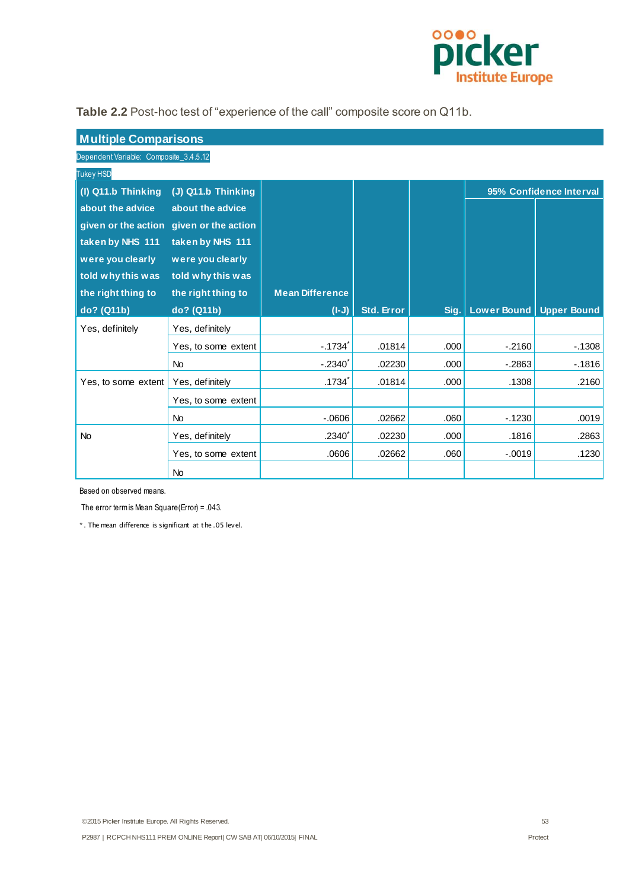**Table 2.2** Post-hoc test of “experience of the call” composite score on Q11b.

**Multiple Comparisons**

Dependent Variable: Composite_3.4.5.12

Tukey HSD

| (I) Q11.b Thinking about the advice given or the action taken by NHS 111 were you clearly told why this was the right thing to do? (Q11b) | (J) Q11.b Thinking about the advice given or the action taken by NHS 111 were you clearly told why this was the right thing to do? (Q11b) | Mean Difference (I-J) | Std. Error | Sig. | 95% Confidence Interval | |
|---|---|---|---|---|---|---|
| | | | | | Lower Bound | Upper Bound |
| Yes, definitely | Yes, definitely | | | | | |
| | Yes, to some extent | -.1734* | .01814 | .000 | -.2160 | -.1308 |
| | No | -.2340* | .02230 | .000 | -.2863 | -.1816 |
| Yes, to some extent | Yes, definitely | .1734* | .01814 | .000 | .1308 | .2160 |
| | Yes, to some extent | | | | | |
| | No | -.0606 | .02662 | .060 | -.1230 | .0019 |
| No | Yes, definitely | .2340* | .02230 | .000 | .1816 | .2863 |
| | Yes, to some extent | .0606 | .02662 | .060 | -.0019 | .1230 |
| | No | | | | | |

Based on observed means.

The error term is Mean Square(Error) = .043.

*. The mean difference is significant at the .05 level.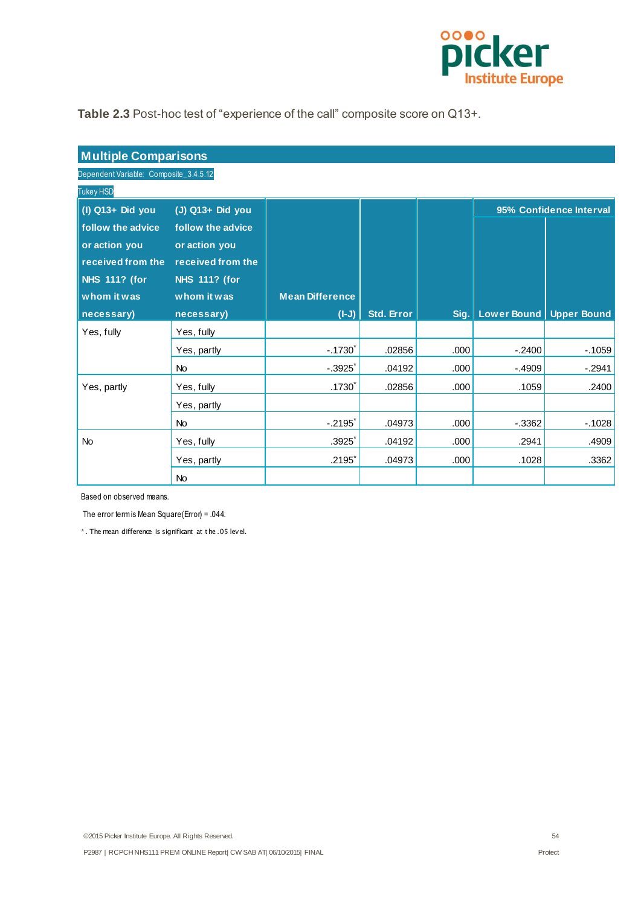**Table 2.3** Post-hoc test of “experience of the call” composite score on Q13+.

## Multiple Comparisons

Dependent Variable: Composite_3.4.5.12

Tukey HSD

| (I) Q13+ Did you follow the advice or action you received from the NHS 111? (for whom it was necessary) | (J) Q13+ Did you follow the advice or action you received from the NHS 111? (for whom it was necessary) | Mean Difference (I-J) | Std. Error | Sig. | 95% Confidence Interval | |
|---|---|---|---|---|---|---|
| | | | | | Lower Bound | Upper Bound |
| Yes, fully | Yes, fully | | | | | |
| | Yes, partly | -.1730* | .02856 | .000 | -.2400 | -.1059 |
| | No | -.3925* | .04192 | .000 | -.4909 | -.2941 |
| Yes, partly | Yes, fully | .1730* | .02856 | .000 | .1059 | .2400 |
| | Yes, partly | | | | | |
| | No | -.2195* | .04973 | .000 | -.3362 | -.1028 |
| No | Yes, fully | .3925* | .04192 | .000 | .2941 | .4909 |
| | Yes, partly | .2195* | .04973 | .000 | .1028 | .3362 |
| | No | | | | | |

Based on observed means.

The error term is Mean Square(Error) = .044.

*. The mean difference is significant at the .05 level.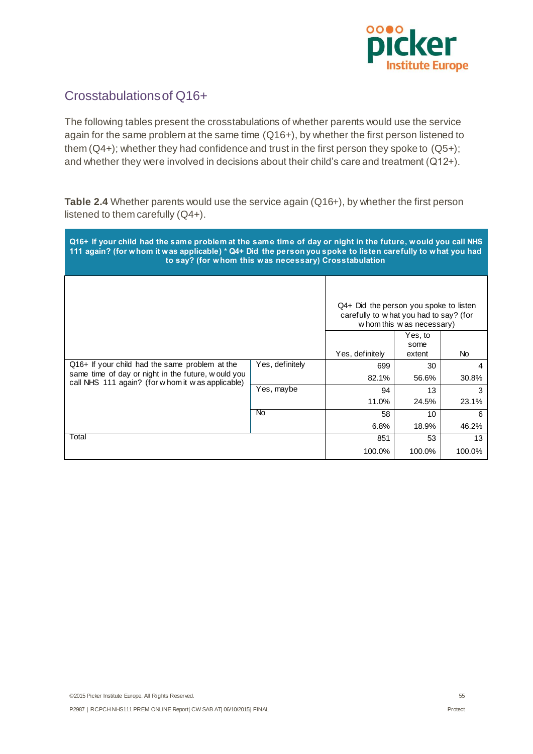## Crosstabulations of Q16+

The following tables present the crosstabulations of whether parents would use the service again for the same problem at the same time (Q16+), by whether the first person listened to them (Q4+); whether they had confidence and trust in the first person they spoke to (Q5+); and whether they were involved in decisions about their child's care and treatment (Q12+).

**Table 2.4** Whether parents would use the service again (Q16+), by whether the first person listened to them carefully (Q4+).

**Q16+ If your child had the same problem at the same time of day or night in the future, would you call NHS 111 again? (for whom it was applicable) * Q4+ Did the person you spoke to listen carefully to what you had to say? (for whom this was necessary) Crosstabulation**

| | | Q4+ Did the person you spoke to listen carefully to what you had to say? (for whom this was necessary) | | |
|---|---|---|---|---|
| | | Yes, definitely | Yes, to some extent | No |
| Q16+ If your child had the same problem at the same time of day or night in the future, would you call NHS 111 again? (for whom it was applicable) | Yes, definitely | 699 | 30 | 4 |
| | | 82.1% | 56.6% | 30.8% |
| | Yes, maybe | 94 | 13 | 3 |
| | | 11.0% | 24.5% | 23.1% |
| | No | 58 | 10 | 6 |
| | | 6.8% | 18.9% | 46.2% |
| Total | | 851 | 53 | 13 |
| | | 100.0% | 100.0% | 100.0% |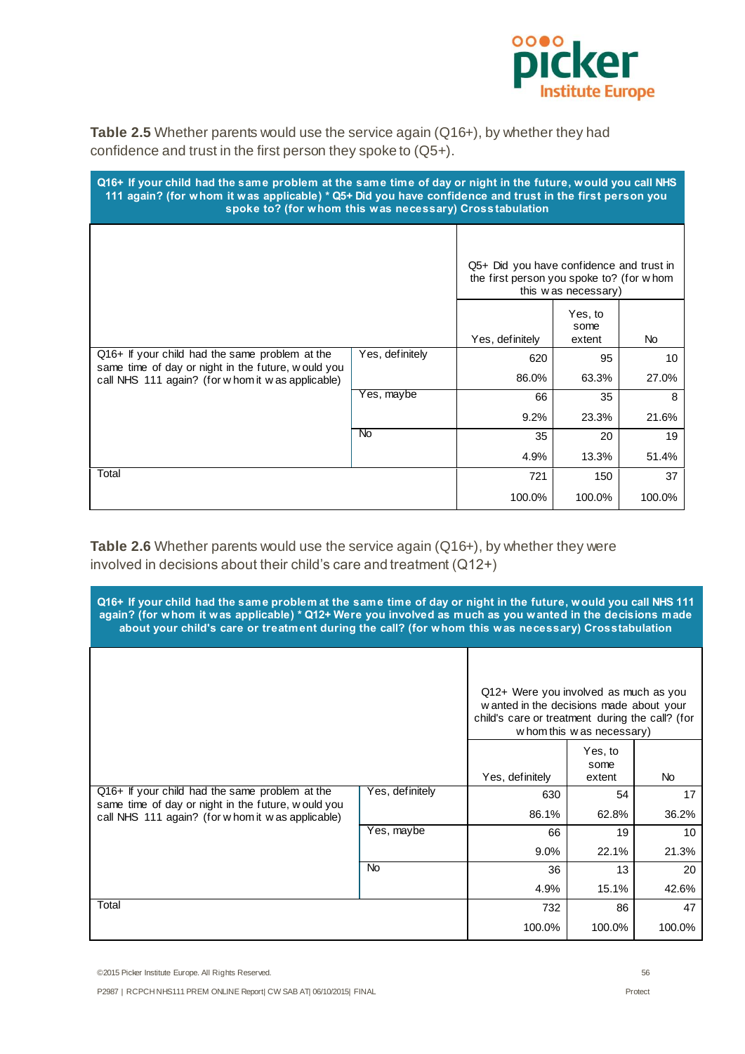**Table 2.5** Whether parents would use the service again (Q16+), by whether they had confidence and trust in the first person they spoke to (Q5+).

**Q16+ If your child had the same problem at the same time of day or night in the future, would you call NHS 111 again? (for whom it was applicable) * Q5+ Did you have confidence and trust in the first person you spoke to? (for whom this was necessary) Crosstabulation**

| | | Q5+ Did you have confidence and trust in the first person you spoke to? (for whom this was necessary) | | |
|---|---|---|---|---|
| | | Yes, definitely | Yes, to some extent | No |
| Q16+ If your child had the same problem at the same time of day or night in the future, would you call NHS 111 again? (for whom it was applicable) | Yes, definitely | 620 | 95 | 10 |
| | | 86.0% | 63.3% | 27.0% |
| | Yes, maybe | 66 | 35 | 8 |
| | | 9.2% | 23.3% | 21.6% |
| | No | 35 | 20 | 19 |
| | | 4.9% | 13.3% | 51.4% |
| Total | | 721 | 150 | 37 |
| | | 100.0% | 100.0% | 100.0% |

**Table 2.6** Whether parents would use the service again (Q16+), by whether they were involved in decisions about their child's care and treatment (Q12+)

**Q16+ If your child had the same problem at the same time of day or night in the future, would you call NHS 111 again? (for whom it was applicable) * Q12+ Were you involved as much as you wanted in the decisions made about your child's care or treatment during the call? (for whom this was necessary) Crosstabulation**

| | | Q12+ Were you involved as much as you wanted in the decisions made about your child's care or treatment during the call? (for whom this was necessary) | | |
|---|---|---|---|---|
| | | Yes, definitely | Yes, to some extent | No |
| Q16+ If your child had the same problem at the same time of day or night in the future, would you call NHS 111 again? (for whom it was applicable) | Yes, definitely | 630 | 54 | 17 |
| | | 86.1% | 62.8% | 36.2% |
| | Yes, maybe | 66 | 19 | 10 |
| | | 9.0% | 22.1% | 21.3% |
| | No | 36 | 13 | 20 |
| | | 4.9% | 15.1% | 42.6% |
| Total | | 732 | 86 | 47 |
| | | 100.0% | 100.0% | 100.0% |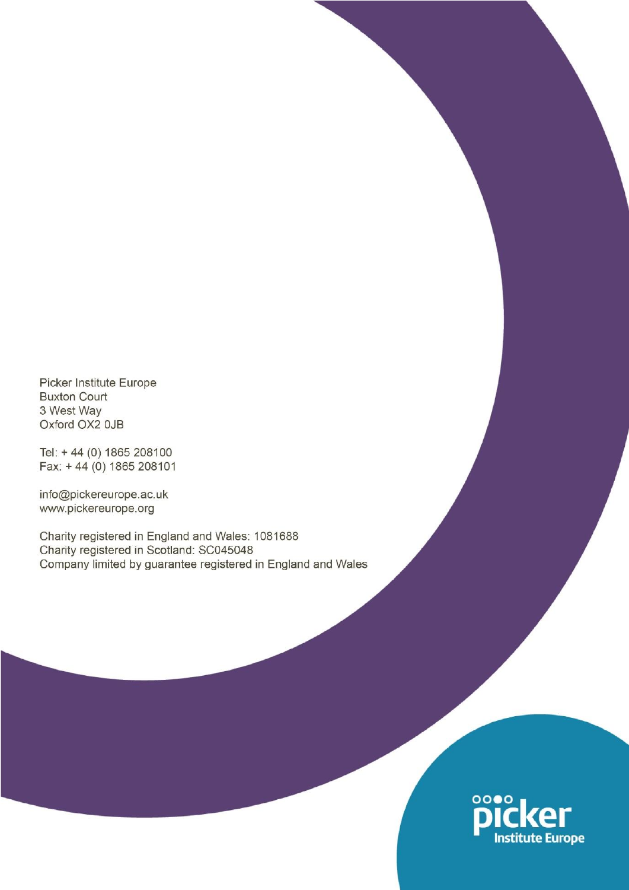Picker Institute Europe
Buxton Court
3 West Way
Oxford OX2 0JB

Tel: + 44 (0) 1865 208100
Fax: + 44 (0) 1865 208101

info@pickereurope.ac.uk
www.pickereurope.org

Charity registered in England and Wales: 1081688
Charity registered in Scotland: SC045048
Company limited by guarantee registered in England and Wales

picker
Institute Europe